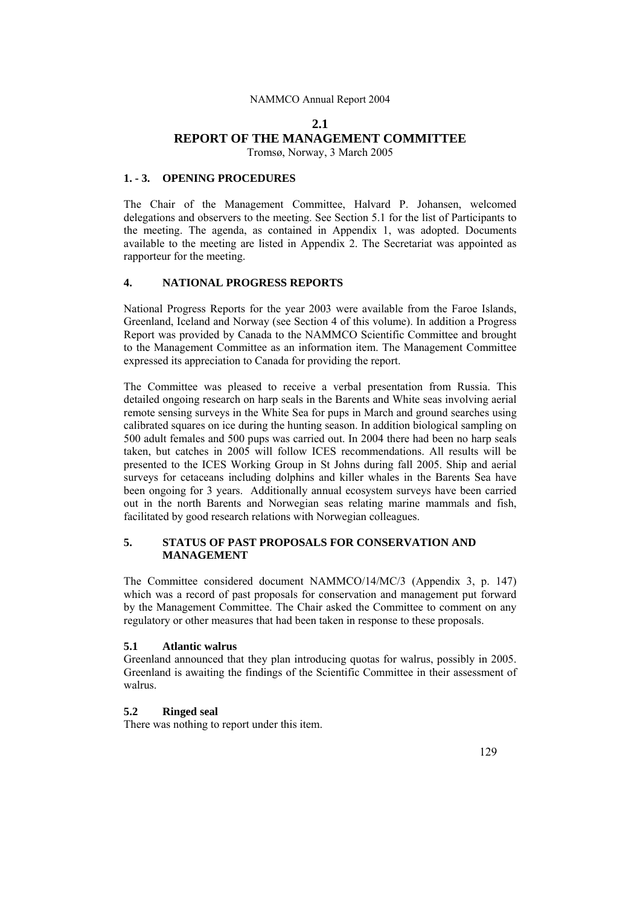# 2.1 REPORT OF THE MANAGEMENT COMMITTEE

Tromsø, Norway, 3 March 2005

## 1. - 3. OPENING PROCEDURES

The Chair of the Management Committee, Halvard P. Johansen, welcomed delegations and observers to the meeting. See Section 5.1 for the list of Participants to the meeting. The agenda, as contained in Appendix 1, was adopted. Documents available to the meeting are listed in Appendix 2. The Secretariat was appointed as rapporteur for the meeting.

## 4. NATIONAL PROGRESS REPORTS

National Progress Reports for the year 2003 were available from the Faroe Islands, Greenland, Iceland and Norway (see Section 4 of this volume). In addition a Progress Report was provided by Canada to the NAMMCO Scientific Committee and brought to the Management Committee as an information item. The Management Committee expressed its appreciation to Canada for providing the report.

The Committee was pleased to receive a verbal presentation from Russia. This detailed ongoing research on harp seals in the Barents and White seas involving aerial remote sensing surveys in the White Sea for pups in March and ground searches using calibrated squares on ice during the hunting season. In addition biological sampling on 500 adult females and 500 pups was carried out. In 2004 there had been no harp seals taken, but catches in 2005 will follow ICES recommendations. All results will be presented to the ICES Working Group in St Johns during fall 2005. Ship and aerial surveys for cetaceans including dolphins and killer whales in the Barents Sea have been ongoing for 3 years. Additionally annual ecosystem surveys have been carried out in the north Barents and Norwegian seas relating marine mammals and fish, facilitated by good research relations with Norwegian colleagues.

## 5. STATUS OF PAST PROPOSALS FOR CONSERVATION AND MANAGEMENT

The Committee considered document NAMMCO/14/MC/3 (Appendix 3, p. 147) which was a record of past proposals for conservation and management put forward by the Management Committee. The Chair asked the Committee to comment on any regulatory or other measures that had been taken in response to these proposals.

### 5.1 Atlantic walrus

Greenland announced that they plan introducing quotas for walrus, possibly in 2005. Greenland is awaiting the findings of the Scientific Committee in their assessment of walrus.

### 5.2 Ringed seal

There was nothing to report under this item.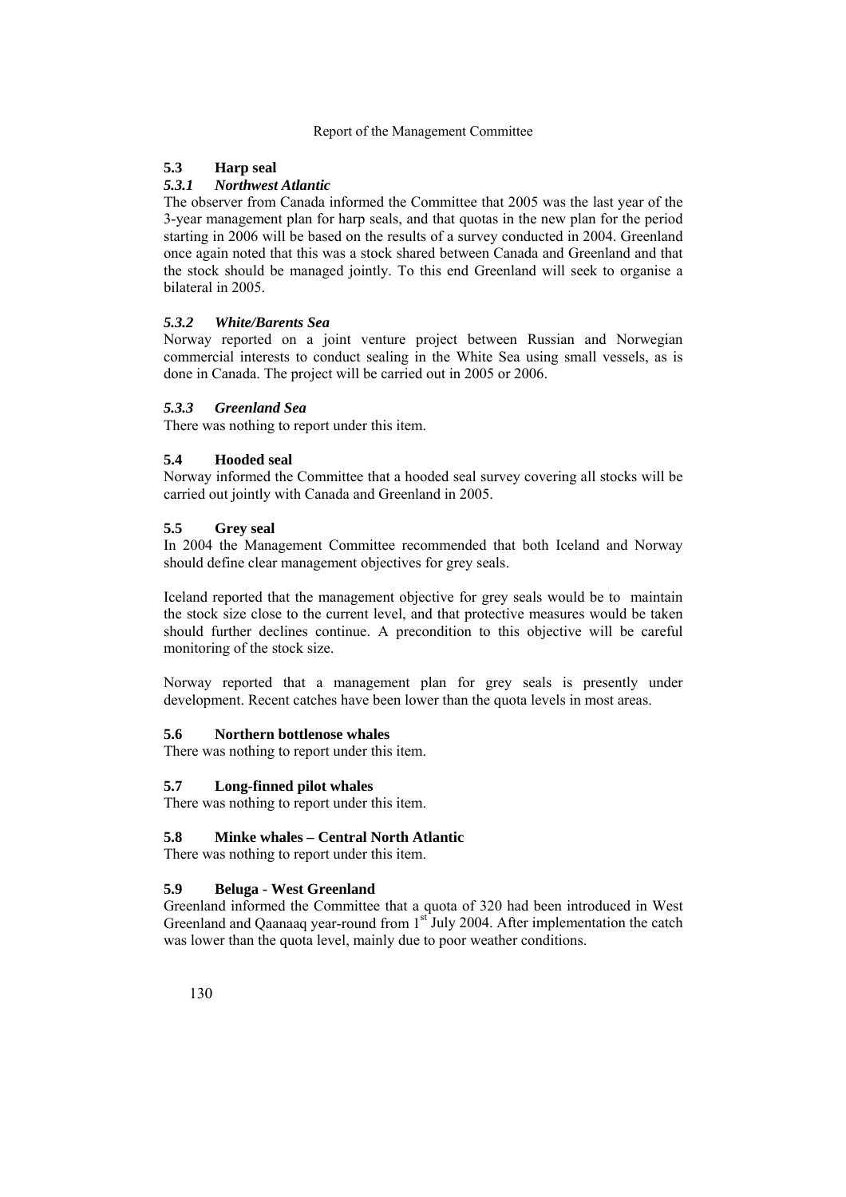### 5.3 Harp seal

#### *5.3.1 Northwest Atlantic*

The observer from Canada informed the Committee that 2005 was the last year of the 3-year management plan for harp seals, and that quotas in the new plan for the period starting in 2006 will be based on the results of a survey conducted in 2004. Greenland once again noted that this was a stock shared between Canada and Greenland and that the stock should be managed jointly. To this end Greenland will seek to organise a bilateral in 2005.

#### *5.3.2 White/Barents Sea*

Norway reported on a joint venture project between Russian and Norwegian commercial interests to conduct sealing in the White Sea using small vessels, as is done in Canada. The project will be carried out in 2005 or 2006.

#### *5.3.3 Greenland Sea*

There was nothing to report under this item.

### 5.4 Hooded seal

Norway informed the Committee that a hooded seal survey covering all stocks will be carried out jointly with Canada and Greenland in 2005.

### 5.5 Grey seal

In 2004 the Management Committee recommended that both Iceland and Norway should define clear management objectives for grey seals.

Iceland reported that the management objective for grey seals would be to maintain the stock size close to the current level, and that protective measures would be taken should further declines continue. A precondition to this objective will be careful monitoring of the stock size.

Norway reported that a management plan for grey seals is presently under development. Recent catches have been lower than the quota levels in most areas.

### 5.6 Northern bottlenose whales

There was nothing to report under this item.

### 5.7 Long-finned pilot whales

There was nothing to report under this item.

### 5.8 Minke whales – Central North Atlantic

There was nothing to report under this item.

### 5.9 Beluga - West Greenland

Greenland informed the Committee that a quota of 320 had been introduced in West Greenland and Qaanaaq year-round from 1st July 2004. After implementation the catch was lower than the quota level, mainly due to poor weather conditions.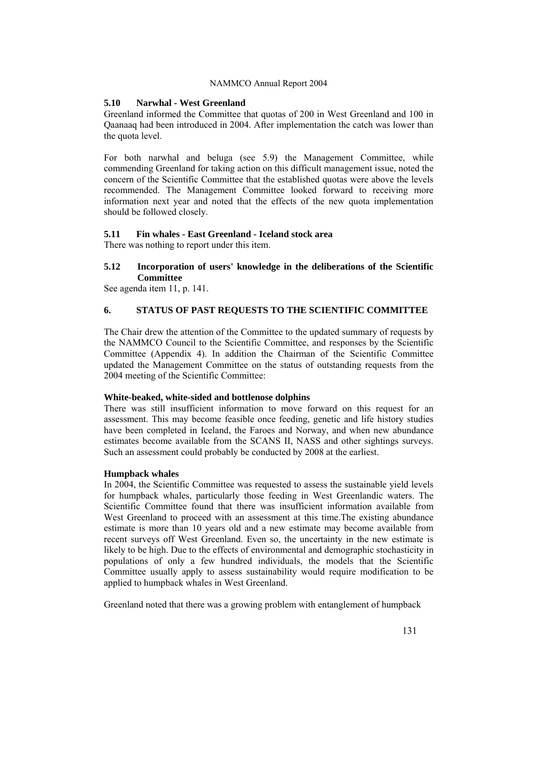### 5.10 Narwhal - West Greenland

Greenland informed the Committee that quotas of 200 in West Greenland and 100 in Qaanaaq had been introduced in 2004. After implementation the catch was lower than the quota level.

For both narwhal and beluga (see 5.9) the Management Committee, while commending Greenland for taking action on this difficult management issue, noted the concern of the Scientific Committee that the established quotas were above the levels recommended. The Management Committee looked forward to receiving more information next year and noted that the effects of the new quota implementation should be followed closely.

### 5.11 Fin whales - East Greenland - Iceland stock area

There was nothing to report under this item.

### 5.12 Incorporation of users' knowledge in the deliberations of the Scientific Committee

See agenda item 11, p. 141.

## 6. STATUS OF PAST REQUESTS TO THE SCIENTIFIC COMMITTEE

The Chair drew the attention of the Committee to the updated summary of requests by the NAMMCO Council to the Scientific Committee, and responses by the Scientific Committee (Appendix 4). In addition the Chairman of the Scientific Committee updated the Management Committee on the status of outstanding requests from the 2004 meeting of the Scientific Committee:

**White-beaked, white-sided and bottlenose dolphins**

There was still insufficient information to move forward on this request for an assessment. This may become feasible once feeding, genetic and life history studies have been completed in Iceland, the Faroes and Norway, and when new abundance estimates become available from the SCANS II, NASS and other sightings surveys. Such an assessment could probably be conducted by 2008 at the earliest.

**Humpback whales**

In 2004, the Scientific Committee was requested to assess the sustainable yield levels for humpback whales, particularly those feeding in West Greenlandic waters. The Scientific Committee found that there was insufficient information available from West Greenland to proceed with an assessment at this time.The existing abundance estimate is more than 10 years old and a new estimate may become available from recent surveys off West Greenland. Even so, the uncertainty in the new estimate is likely to be high. Due to the effects of environmental and demographic stochasticity in populations of only a few hundred individuals, the models that the Scientific Committee usually apply to assess sustainability would require modification to be applied to humpback whales in West Greenland.

Greenland noted that there was a growing problem with entanglement of humpback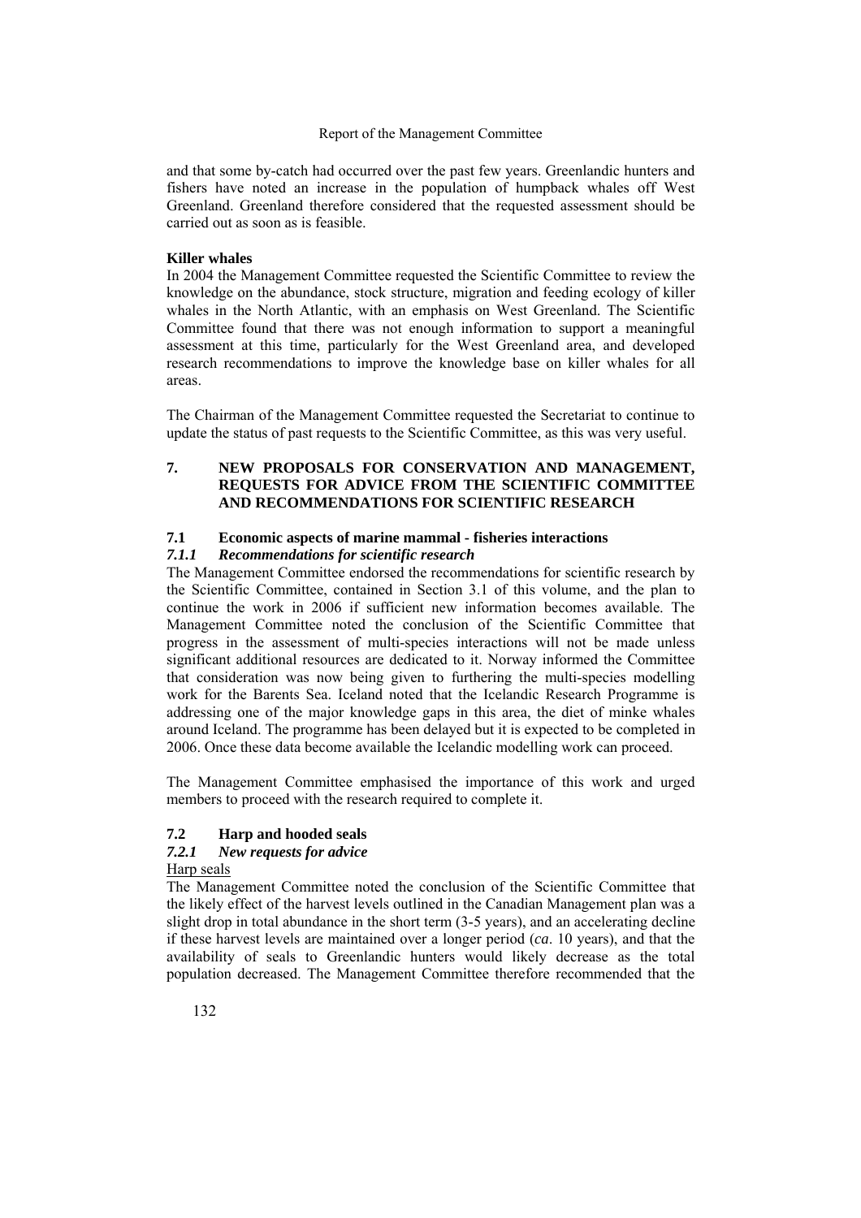and that some by-catch had occurred over the past few years. Greenlandic hunters and fishers have noted an increase in the population of humpback whales off West Greenland. Greenland therefore considered that the requested assessment should be carried out as soon as is feasible.

**Killer whales**

In 2004 the Management Committee requested the Scientific Committee to review the knowledge on the abundance, stock structure, migration and feeding ecology of killer whales in the North Atlantic, with an emphasis on West Greenland. The Scientific Committee found that there was not enough information to support a meaningful assessment at this time, particularly for the West Greenland area, and developed research recommendations to improve the knowledge base on killer whales for all areas.

The Chairman of the Management Committee requested the Secretariat to continue to update the status of past requests to the Scientific Committee, as this was very useful.

## 7. NEW PROPOSALS FOR CONSERVATION AND MANAGEMENT, REQUESTS FOR ADVICE FROM THE SCIENTIFIC COMMITTEE AND RECOMMENDATIONS FOR SCIENTIFIC RESEARCH

### 7.1 Economic aspects of marine mammal - fisheries interactions

#### *7.1.1 Recommendations for scientific research*

The Management Committee endorsed the recommendations for scientific research by the Scientific Committee, contained in Section 3.1 of this volume, and the plan to continue the work in 2006 if sufficient new information becomes available. The Management Committee noted the conclusion of the Scientific Committee that progress in the assessment of multi-species interactions will not be made unless significant additional resources are dedicated to it. Norway informed the Committee that consideration was now being given to furthering the multi-species modelling work for the Barents Sea. Iceland noted that the Icelandic Research Programme is addressing one of the major knowledge gaps in this area, the diet of minke whales around Iceland. The programme has been delayed but it is expected to be completed in 2006. Once these data become available the Icelandic modelling work can proceed.

The Management Committee emphasised the importance of this work and urged members to proceed with the research required to complete it.

### 7.2 Harp and hooded seals

#### *7.2.1 New requests for advice*

Harp seals

The Management Committee noted the conclusion of the Scientific Committee that the likely effect of the harvest levels outlined in the Canadian Management plan was a slight drop in total abundance in the short term (3-5 years), and an accelerating decline if these harvest levels are maintained over a longer period (*ca*. 10 years), and that the availability of seals to Greenlandic hunters would likely decrease as the total population decreased. The Management Committee therefore recommended that the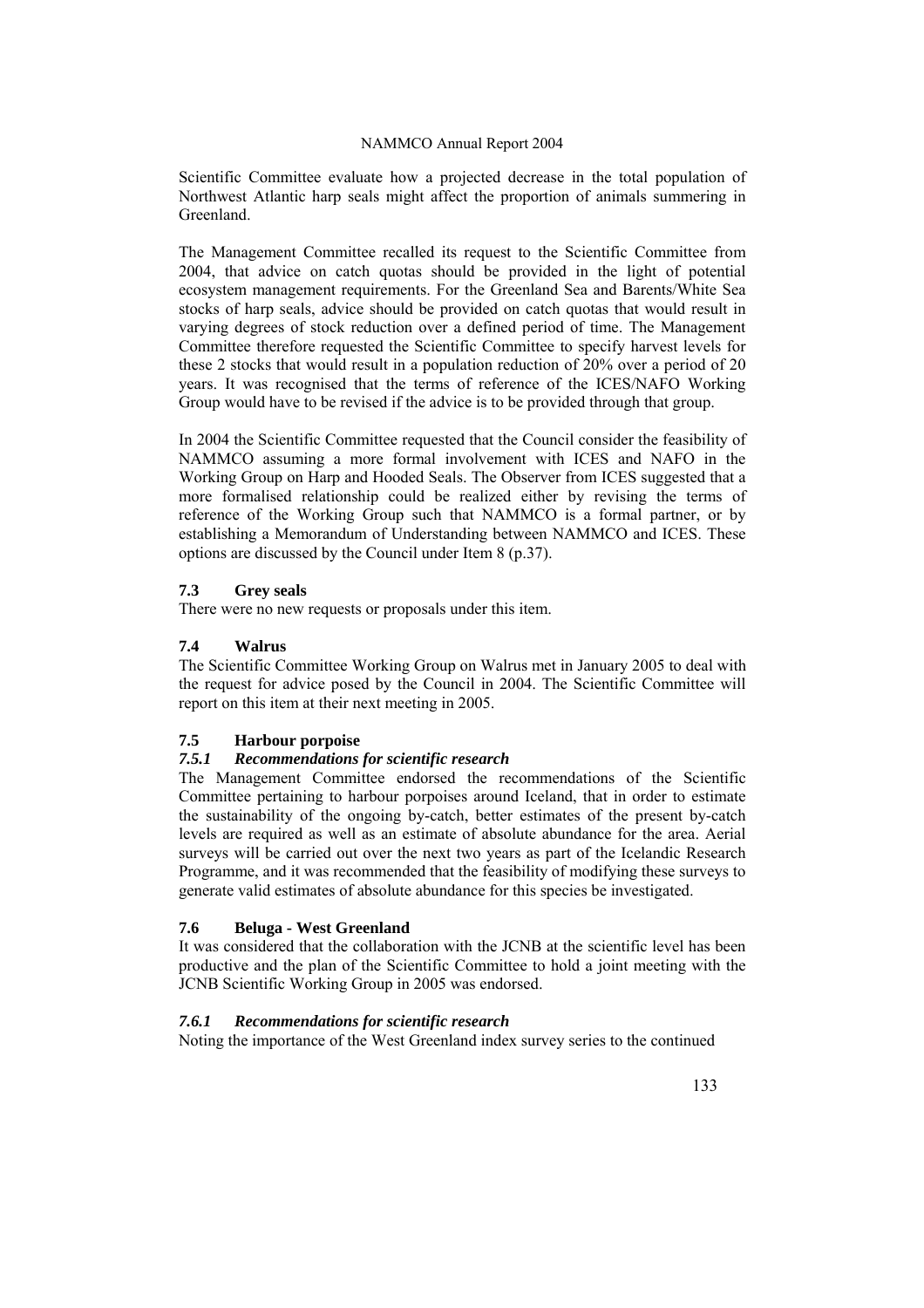Scientific Committee evaluate how a projected decrease in the total population of Northwest Atlantic harp seals might affect the proportion of animals summering in Greenland.

The Management Committee recalled its request to the Scientific Committee from 2004, that advice on catch quotas should be provided in the light of potential ecosystem management requirements. For the Greenland Sea and Barents/White Sea stocks of harp seals, advice should be provided on catch quotas that would result in varying degrees of stock reduction over a defined period of time. The Management Committee therefore requested the Scientific Committee to specify harvest levels for these 2 stocks that would result in a population reduction of 20% over a period of 20 years. It was recognised that the terms of reference of the ICES/NAFO Working Group would have to be revised if the advice is to be provided through that group.

In 2004 the Scientific Committee requested that the Council consider the feasibility of NAMMCO assuming a more formal involvement with ICES and NAFO in the Working Group on Harp and Hooded Seals. The Observer from ICES suggested that a more formalised relationship could be realized either by revising the terms of reference of the Working Group such that NAMMCO is a formal partner, or by establishing a Memorandum of Understanding between NAMMCO and ICES. These options are discussed by the Council under Item 8 (p.37).

### 7.3 Grey seals

There were no new requests or proposals under this item.

### 7.4 Walrus

The Scientific Committee Working Group on Walrus met in January 2005 to deal with the request for advice posed by the Council in 2004. The Scientific Committee will report on this item at their next meeting in 2005.

### 7.5 Harbour porpoise

#### *7.5.1 Recommendations for scientific research*

The Management Committee endorsed the recommendations of the Scientific Committee pertaining to harbour porpoises around Iceland, that in order to estimate the sustainability of the ongoing by-catch, better estimates of the present by-catch levels are required as well as an estimate of absolute abundance for the area. Aerial surveys will be carried out over the next two years as part of the Icelandic Research Programme, and it was recommended that the feasibility of modifying these surveys to generate valid estimates of absolute abundance for this species be investigated.

### 7.6 Beluga - West Greenland

It was considered that the collaboration with the JCNB at the scientific level has been productive and the plan of the Scientific Committee to hold a joint meeting with the JCNB Scientific Working Group in 2005 was endorsed.

#### *7.6.1 Recommendations for scientific research*

Noting the importance of the West Greenland index survey series to the continued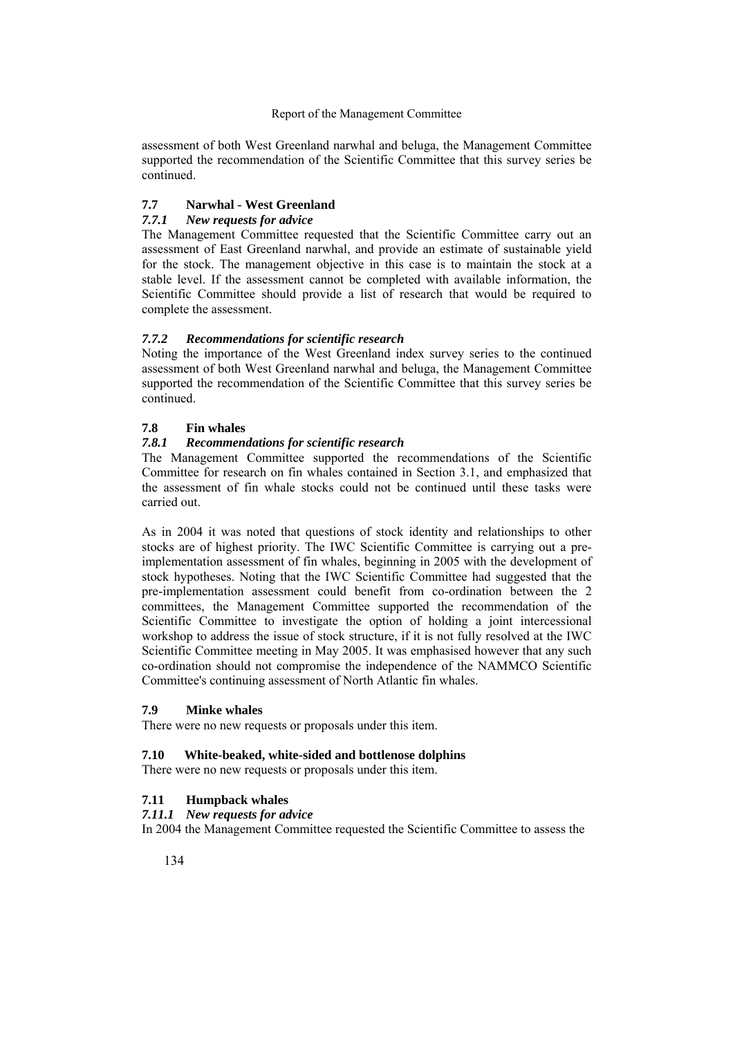assessment of both West Greenland narwhal and beluga, the Management Committee supported the recommendation of the Scientific Committee that this survey series be continued.

### 7.7 Narwhal - West Greenland

#### *7.7.1 New requests for advice*

The Management Committee requested that the Scientific Committee carry out an assessment of East Greenland narwhal, and provide an estimate of sustainable yield for the stock. The management objective in this case is to maintain the stock at a stable level. If the assessment cannot be completed with available information, the Scientific Committee should provide a list of research that would be required to complete the assessment.

#### *7.7.2 Recommendations for scientific research*

Noting the importance of the West Greenland index survey series to the continued assessment of both West Greenland narwhal and beluga, the Management Committee supported the recommendation of the Scientific Committee that this survey series be continued.

### 7.8 Fin whales

#### *7.8.1 Recommendations for scientific research*

The Management Committee supported the recommendations of the Scientific Committee for research on fin whales contained in Section 3.1, and emphasized that the assessment of fin whale stocks could not be continued until these tasks were carried out.

As in 2004 it was noted that questions of stock identity and relationships to other stocks are of highest priority. The IWC Scientific Committee is carrying out a pre-implementation assessment of fin whales, beginning in 2005 with the development of stock hypotheses. Noting that the IWC Scientific Committee had suggested that the pre-implementation assessment could benefit from co-ordination between the 2 committees, the Management Committee supported the recommendation of the Scientific Committee to investigate the option of holding a joint intercessional workshop to address the issue of stock structure, if it is not fully resolved at the IWC Scientific Committee meeting in May 2005. It was emphasised however that any such co-ordination should not compromise the independence of the NAMMCO Scientific Committee's continuing assessment of North Atlantic fin whales.

### 7.9 Minke whales

There were no new requests or proposals under this item.

### 7.10 White-beaked, white-sided and bottlenose dolphins

There were no new requests or proposals under this item.

### 7.11 Humpback whales

#### *7.11.1 New requests for advice*

In 2004 the Management Committee requested the Scientific Committee to assess the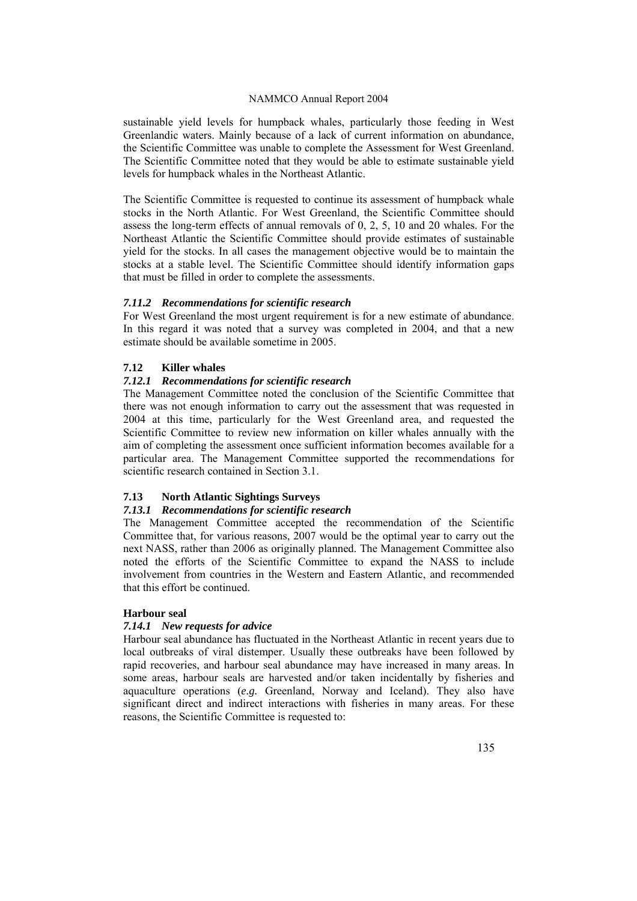sustainable yield levels for humpback whales, particularly those feeding in West Greenlandic waters. Mainly because of a lack of current information on abundance, the Scientific Committee was unable to complete the Assessment for West Greenland. The Scientific Committee noted that they would be able to estimate sustainable yield levels for humpback whales in the Northeast Atlantic.

The Scientific Committee is requested to continue its assessment of humpback whale stocks in the North Atlantic. For West Greenland, the Scientific Committee should assess the long-term effects of annual removals of 0, 2, 5, 10 and 20 whales. For the Northeast Atlantic the Scientific Committee should provide estimates of sustainable yield for the stocks. In all cases the management objective would be to maintain the stocks at a stable level. The Scientific Committee should identify information gaps that must be filled in order to complete the assessments.

#### *7.11.2 Recommendations for scientific research*

For West Greenland the most urgent requirement is for a new estimate of abundance. In this regard it was noted that a survey was completed in 2004, and that a new estimate should be available sometime in 2005.

### 7.12 Killer whales

#### *7.12.1 Recommendations for scientific research*

The Management Committee noted the conclusion of the Scientific Committee that there was not enough information to carry out the assessment that was requested in 2004 at this time, particularly for the West Greenland area, and requested the Scientific Committee to review new information on killer whales annually with the aim of completing the assessment once sufficient information becomes available for a particular area. The Management Committee supported the recommendations for scientific research contained in Section 3.1.

### 7.13 North Atlantic Sightings Surveys

#### *7.13.1 Recommendations for scientific research*

The Management Committee accepted the recommendation of the Scientific Committee that, for various reasons, 2007 would be the optimal year to carry out the next NASS, rather than 2006 as originally planned. The Management Committee also noted the efforts of the Scientific Committee to expand the NASS to include involvement from countries in the Western and Eastern Atlantic, and recommended that this effort be continued.

### Harbour seal

#### *7.14.1 New requests for advice*

Harbour seal abundance has fluctuated in the Northeast Atlantic in recent years due to local outbreaks of viral distemper. Usually these outbreaks have been followed by rapid recoveries, and harbour seal abundance may have increased in many areas. In some areas, harbour seals are harvested and/or taken incidentally by fisheries and aquaculture operations (*e.g.* Greenland, Norway and Iceland). They also have significant direct and indirect interactions with fisheries in many areas. For these reasons, the Scientific Committee is requested to: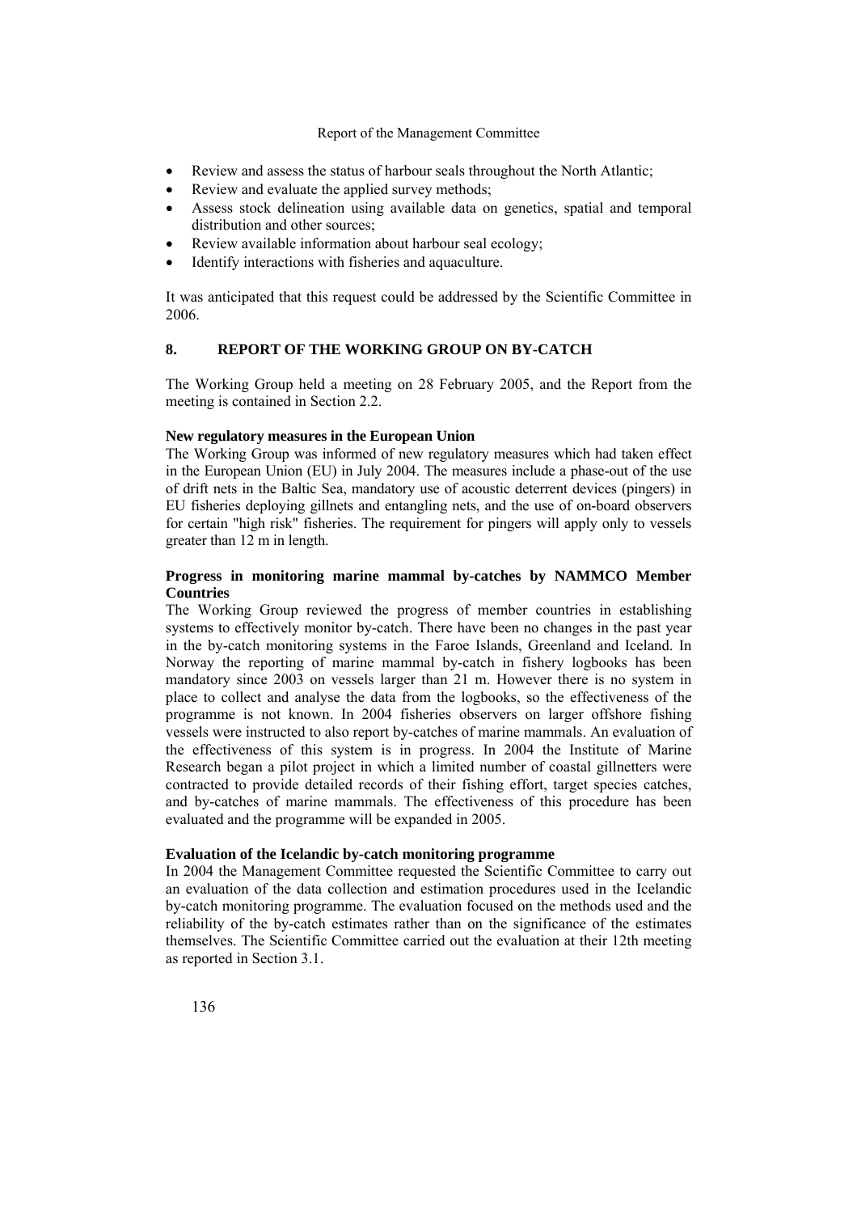- Review and assess the status of harbour seals throughout the North Atlantic;
- Review and evaluate the applied survey methods;
- Assess stock delineation using available data on genetics, spatial and temporal distribution and other sources;
- Review available information about harbour seal ecology;
- Identify interactions with fisheries and aquaculture.

It was anticipated that this request could be addressed by the Scientific Committee in 2006.

## 8. REPORT OF THE WORKING GROUP ON BY-CATCH

The Working Group held a meeting on 28 February 2005, and the Report from the meeting is contained in Section 2.2.

**New regulatory measures in the European Union**

The Working Group was informed of new regulatory measures which had taken effect in the European Union (EU) in July 2004. The measures include a phase-out of the use of drift nets in the Baltic Sea, mandatory use of acoustic deterrent devices (pingers) in EU fisheries deploying gillnets and entangling nets, and the use of on-board observers for certain "high risk" fisheries. The requirement for pingers will apply only to vessels greater than 12 m in length.

**Progress in monitoring marine mammal by-catches by NAMMCO Member Countries**

The Working Group reviewed the progress of member countries in establishing systems to effectively monitor by-catch. There have been no changes in the past year in the by-catch monitoring systems in the Faroe Islands, Greenland and Iceland. In Norway the reporting of marine mammal by-catch in fishery logbooks has been mandatory since 2003 on vessels larger than 21 m. However there is no system in place to collect and analyse the data from the logbooks, so the effectiveness of the programme is not known. In 2004 fisheries observers on larger offshore fishing vessels were instructed to also report by-catches of marine mammals. An evaluation of the effectiveness of this system is in progress. In 2004 the Institute of Marine Research began a pilot project in which a limited number of coastal gillnetters were contracted to provide detailed records of their fishing effort, target species catches, and by-catches of marine mammals. The effectiveness of this procedure has been evaluated and the programme will be expanded in 2005.

**Evaluation of the Icelandic by-catch monitoring programme**

In 2004 the Management Committee requested the Scientific Committee to carry out an evaluation of the data collection and estimation procedures used in the Icelandic by-catch monitoring programme. The evaluation focused on the methods used and the reliability of the by-catch estimates rather than on the significance of the estimates themselves. The Scientific Committee carried out the evaluation at their 12th meeting as reported in Section 3.1.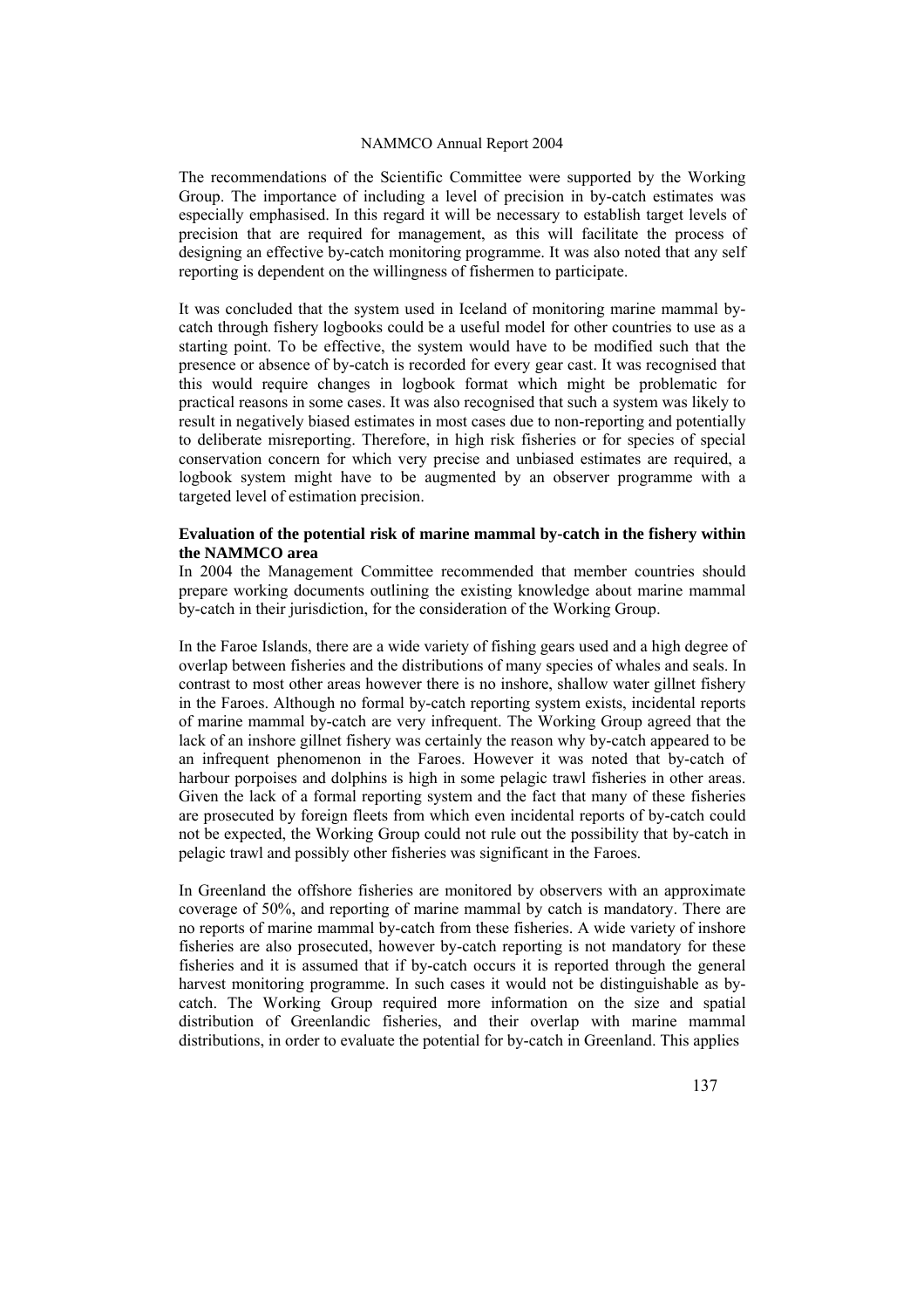The recommendations of the Scientific Committee were supported by the Working Group. The importance of including a level of precision in by-catch estimates was especially emphasised. In this regard it will be necessary to establish target levels of precision that are required for management, as this will facilitate the process of designing an effective by-catch monitoring programme. It was also noted that any self reporting is dependent on the willingness of fishermen to participate.

It was concluded that the system used in Iceland of monitoring marine mammal by-catch through fishery logbooks could be a useful model for other countries to use as a starting point. To be effective, the system would have to be modified such that the presence or absence of by-catch is recorded for every gear cast. It was recognised that this would require changes in logbook format which might be problematic for practical reasons in some cases. It was also recognised that such a system was likely to result in negatively biased estimates in most cases due to non-reporting and potentially to deliberate misreporting. Therefore, in high risk fisheries or for species of special conservation concern for which very precise and unbiased estimates are required, a logbook system might have to be augmented by an observer programme with a targeted level of estimation precision.

**Evaluation of the potential risk of marine mammal by-catch in the fishery within the NAMMCO area**

In 2004 the Management Committee recommended that member countries should prepare working documents outlining the existing knowledge about marine mammal by-catch in their jurisdiction, for the consideration of the Working Group.

In the Faroe Islands, there are a wide variety of fishing gears used and a high degree of overlap between fisheries and the distributions of many species of whales and seals. In contrast to most other areas however there is no inshore, shallow water gillnet fishery in the Faroes. Although no formal by-catch reporting system exists, incidental reports of marine mammal by-catch are very infrequent. The Working Group agreed that the lack of an inshore gillnet fishery was certainly the reason why by-catch appeared to be an infrequent phenomenon in the Faroes. However it was noted that by-catch of harbour porpoises and dolphins is high in some pelagic trawl fisheries in other areas. Given the lack of a formal reporting system and the fact that many of these fisheries are prosecuted by foreign fleets from which even incidental reports of by-catch could not be expected, the Working Group could not rule out the possibility that by-catch in pelagic trawl and possibly other fisheries was significant in the Faroes.

In Greenland the offshore fisheries are monitored by observers with an approximate coverage of 50%, and reporting of marine mammal by catch is mandatory. There are no reports of marine mammal by-catch from these fisheries. A wide variety of inshore fisheries are also prosecuted, however by-catch reporting is not mandatory for these fisheries and it is assumed that if by-catch occurs it is reported through the general harvest monitoring programme. In such cases it would not be distinguishable as by-catch. The Working Group required more information on the size and spatial distribution of Greenlandic fisheries, and their overlap with marine mammal distributions, in order to evaluate the potential for by-catch in Greenland. This applies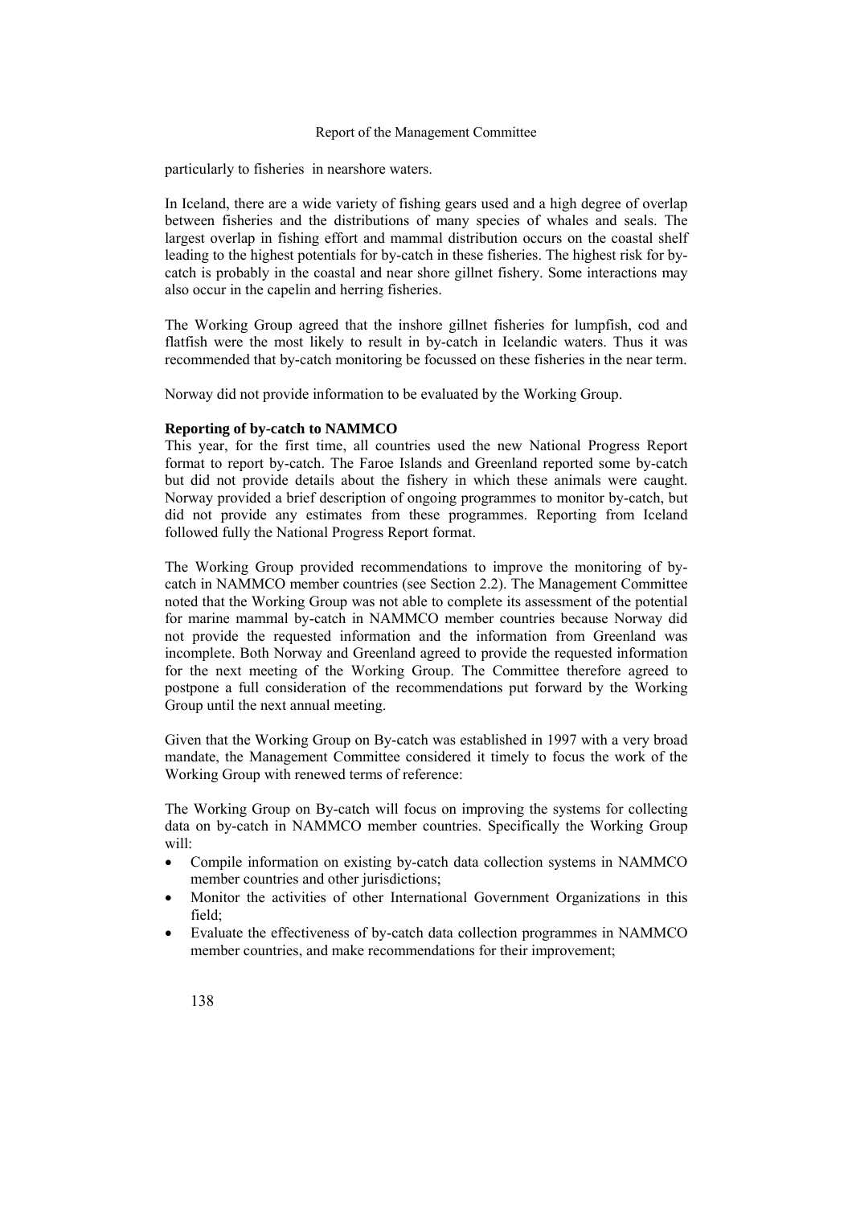particularly to fisheries in nearshore waters.

In Iceland, there are a wide variety of fishing gears used and a high degree of overlap between fisheries and the distributions of many species of whales and seals. The largest overlap in fishing effort and mammal distribution occurs on the coastal shelf leading to the highest potentials for by-catch in these fisheries. The highest risk for by-catch is probably in the coastal and near shore gillnet fishery. Some interactions may also occur in the capelin and herring fisheries.

The Working Group agreed that the inshore gillnet fisheries for lumpfish, cod and flatfish were the most likely to result in by-catch in Icelandic waters. Thus it was recommended that by-catch monitoring be focussed on these fisheries in the near term.

Norway did not provide information to be evaluated by the Working Group.

**Reporting of by-catch to NAMMCO**

This year, for the first time, all countries used the new National Progress Report format to report by-catch. The Faroe Islands and Greenland reported some by-catch but did not provide details about the fishery in which these animals were caught. Norway provided a brief description of ongoing programmes to monitor by-catch, but did not provide any estimates from these programmes. Reporting from Iceland followed fully the National Progress Report format.

The Working Group provided recommendations to improve the monitoring of by-catch in NAMMCO member countries (see Section 2.2). The Management Committee noted that the Working Group was not able to complete its assessment of the potential for marine mammal by-catch in NAMMCO member countries because Norway did not provide the requested information and the information from Greenland was incomplete. Both Norway and Greenland agreed to provide the requested information for the next meeting of the Working Group. The Committee therefore agreed to postpone a full consideration of the recommendations put forward by the Working Group until the next annual meeting.

Given that the Working Group on By-catch was established in 1997 with a very broad mandate, the Management Committee considered it timely to focus the work of the Working Group with renewed terms of reference:

The Working Group on By-catch will focus on improving the systems for collecting data on by-catch in NAMMCO member countries. Specifically the Working Group will:

- Compile information on existing by-catch data collection systems in NAMMCO member countries and other jurisdictions;
- Monitor the activities of other International Government Organizations in this field;
- Evaluate the effectiveness of by-catch data collection programmes in NAMMCO member countries, and make recommendations for their improvement;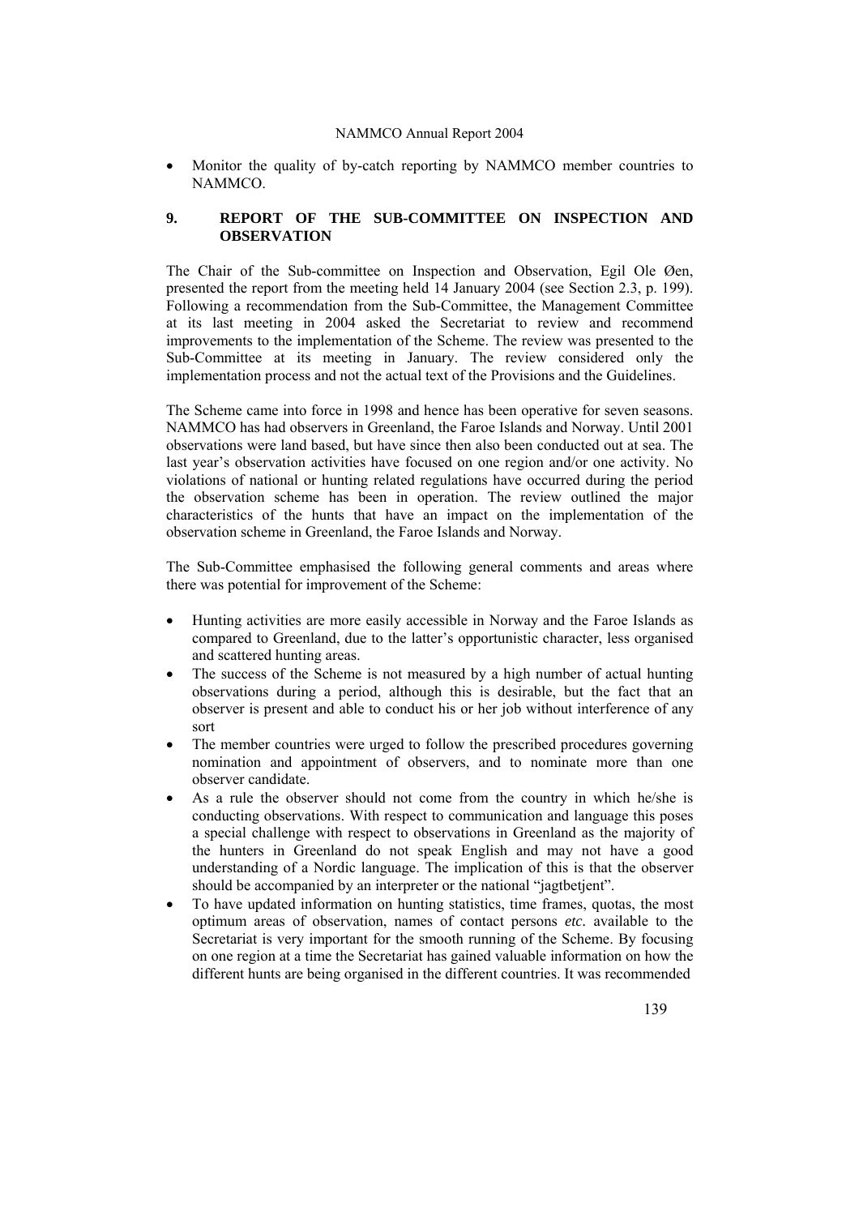- Monitor the quality of by-catch reporting by NAMMCO member countries to NAMMCO.

## 9. REPORT OF THE SUB-COMMITTEE ON INSPECTION AND OBSERVATION

The Chair of the Sub-committee on Inspection and Observation, Egil Ole Øen, presented the report from the meeting held 14 January 2004 (see Section 2.3, p. 199). Following a recommendation from the Sub-Committee, the Management Committee at its last meeting in 2004 asked the Secretariat to review and recommend improvements to the implementation of the Scheme. The review was presented to the Sub-Committee at its meeting in January. The review considered only the implementation process and not the actual text of the Provisions and the Guidelines.

The Scheme came into force in 1998 and hence has been operative for seven seasons. NAMMCO has had observers in Greenland, the Faroe Islands and Norway. Until 2001 observations were land based, but have since then also been conducted out at sea. The last year's observation activities have focused on one region and/or one activity. No violations of national or hunting related regulations have occurred during the period the observation scheme has been in operation. The review outlined the major characteristics of the hunts that have an impact on the implementation of the observation scheme in Greenland, the Faroe Islands and Norway.

The Sub-Committee emphasised the following general comments and areas where there was potential for improvement of the Scheme:

- Hunting activities are more easily accessible in Norway and the Faroe Islands as compared to Greenland, due to the latter's opportunistic character, less organised and scattered hunting areas.
- The success of the Scheme is not measured by a high number of actual hunting observations during a period, although this is desirable, but the fact that an observer is present and able to conduct his or her job without interference of any sort
- The member countries were urged to follow the prescribed procedures governing nomination and appointment of observers, and to nominate more than one observer candidate.
- As a rule the observer should not come from the country in which he/she is conducting observations. With respect to communication and language this poses a special challenge with respect to observations in Greenland as the majority of the hunters in Greenland do not speak English and may not have a good understanding of a Nordic language. The implication of this is that the observer should be accompanied by an interpreter or the national "jagtbetjent".
- To have updated information on hunting statistics, time frames, quotas, the most optimum areas of observation, names of contact persons *etc.* available to the Secretariat is very important for the smooth running of the Scheme. By focusing on one region at a time the Secretariat has gained valuable information on how the different hunts are being organised in the different countries. It was recommended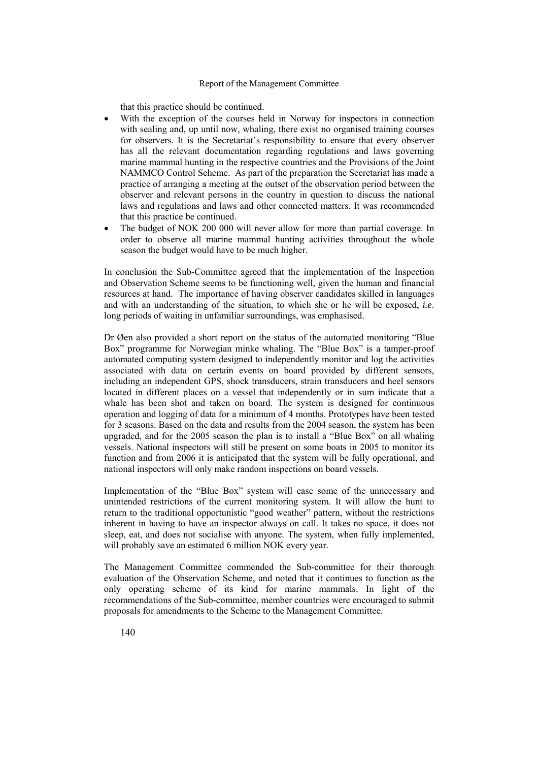that this practice should be continued.

- With the exception of the courses held in Norway for inspectors in connection with sealing and, up until now, whaling, there exist no organised training courses for observers. It is the Secretariat's responsibility to ensure that every observer has all the relevant documentation regarding regulations and laws governing marine mammal hunting in the respective countries and the Provisions of the Joint NAMMCO Control Scheme. As part of the preparation the Secretariat has made a practice of arranging a meeting at the outset of the observation period between the observer and relevant persons in the country in question to discuss the national laws and regulations and laws and other connected matters. It was recommended that this practice be continued.
- The budget of NOK 200 000 will never allow for more than partial coverage. In order to observe all marine mammal hunting activities throughout the whole season the budget would have to be much higher.

In conclusion the Sub-Committee agreed that the implementation of the Inspection and Observation Scheme seems to be functioning well, given the human and financial resources at hand. The importance of having observer candidates skilled in languages and with an understanding of the situation, to which she or he will be exposed, *i.e*. long periods of waiting in unfamiliar surroundings, was emphasised.

Dr Øen also provided a short report on the status of the automated monitoring "Blue Box" programme for Norwegian minke whaling. The "Blue Box" is a tamper-proof automated computing system designed to independently monitor and log the activities associated with data on certain events on board provided by different sensors, including an independent GPS, shock transducers, strain transducers and heel sensors located in different places on a vessel that independently or in sum indicate that a whale has been shot and taken on board. The system is designed for continuous operation and logging of data for a minimum of 4 months. Prototypes have been tested for 3 seasons. Based on the data and results from the 2004 season, the system has been upgraded, and for the 2005 season the plan is to install a "Blue Box" on all whaling vessels. National inspectors will still be present on some boats in 2005 to monitor its function and from 2006 it is anticipated that the system will be fully operational, and national inspectors will only make random inspections on board vessels.

Implementation of the "Blue Box" system will ease some of the unnecessary and unintended restrictions of the current monitoring system. It will allow the hunt to return to the traditional opportunistic "good weather" pattern, without the restrictions inherent in having to have an inspector always on call. It takes no space, it does not sleep, eat, and does not socialise with anyone. The system, when fully implemented, will probably save an estimated 6 million NOK every year.

The Management Committee commended the Sub-committee for their thorough evaluation of the Observation Scheme, and noted that it continues to function as the only operating scheme of its kind for marine mammals. In light of the recommendations of the Sub-committee, member countries were encouraged to submit proposals for amendments to the Scheme to the Management Committee.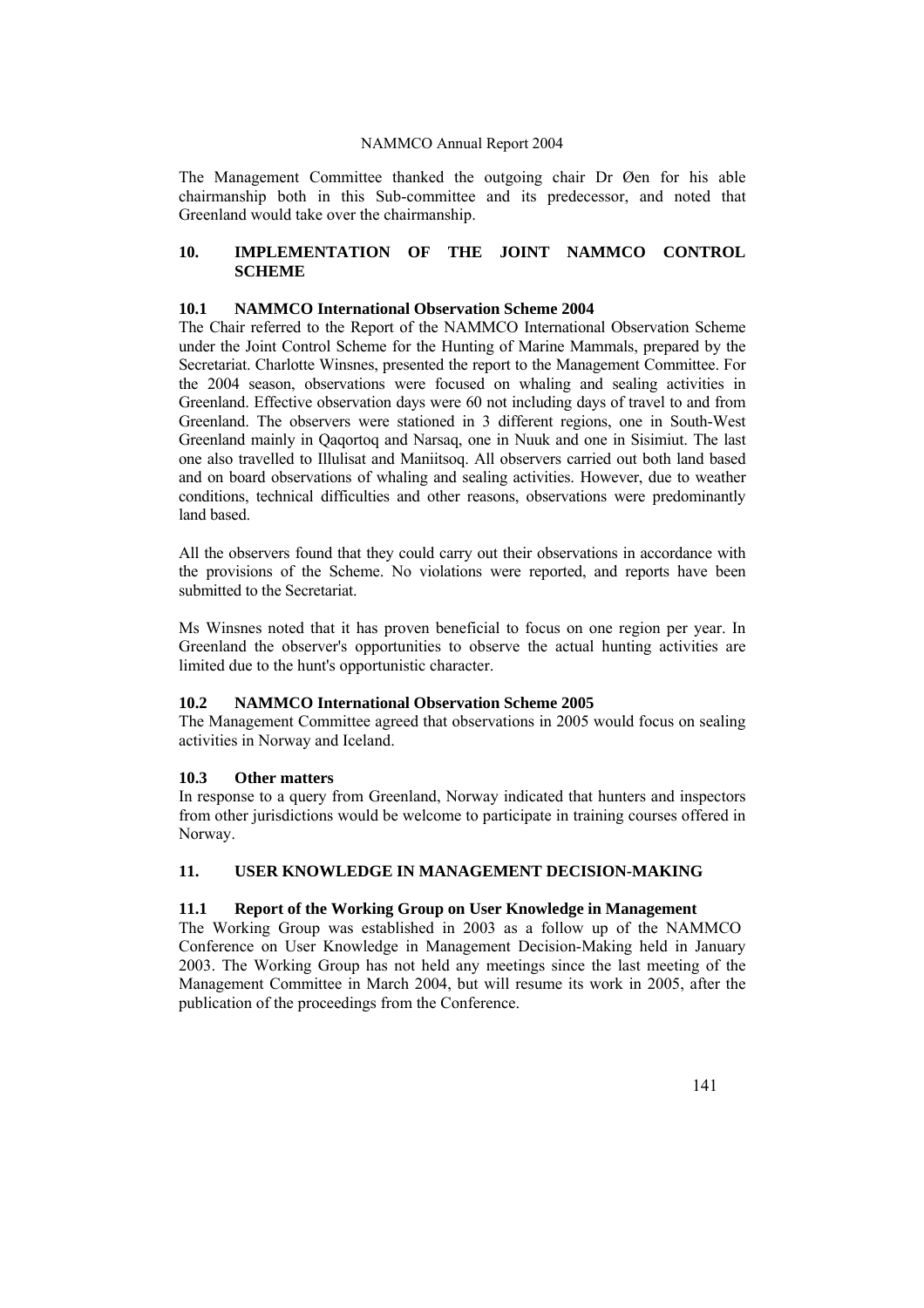The Management Committee thanked the outgoing chair Dr Øen for his able chairmanship both in this Sub-committee and its predecessor, and noted that Greenland would take over the chairmanship.

## 10. IMPLEMENTATION OF THE JOINT NAMMCO CONTROL SCHEME

### 10.1 NAMMCO International Observation Scheme 2004

The Chair referred to the Report of the NAMMCO International Observation Scheme under the Joint Control Scheme for the Hunting of Marine Mammals, prepared by the Secretariat. Charlotte Winsnes, presented the report to the Management Committee. For the 2004 season, observations were focused on whaling and sealing activities in Greenland. Effective observation days were 60 not including days of travel to and from Greenland. The observers were stationed in 3 different regions, one in South-West Greenland mainly in Qaqortoq and Narsaq, one in Nuuk and one in Sisimiut. The last one also travelled to Illulisat and Maniitsoq. All observers carried out both land based and on board observations of whaling and sealing activities. However, due to weather conditions, technical difficulties and other reasons, observations were predominantly land based.

All the observers found that they could carry out their observations in accordance with the provisions of the Scheme. No violations were reported, and reports have been submitted to the Secretariat.

Ms Winsnes noted that it has proven beneficial to focus on one region per year. In Greenland the observer's opportunities to observe the actual hunting activities are limited due to the hunt's opportunistic character.

### 10.2 NAMMCO International Observation Scheme 2005

The Management Committee agreed that observations in 2005 would focus on sealing activities in Norway and Iceland.

### 10.3 Other matters

In response to a query from Greenland, Norway indicated that hunters and inspectors from other jurisdictions would be welcome to participate in training courses offered in Norway.

## 11. USER KNOWLEDGE IN MANAGEMENT DECISION-MAKING

### 11.1 Report of the Working Group on User Knowledge in Management

The Working Group was established in 2003 as a follow up of the NAMMCO Conference on User Knowledge in Management Decision-Making held in January 2003. The Working Group has not held any meetings since the last meeting of the Management Committee in March 2004, but will resume its work in 2005, after the publication of the proceedings from the Conference.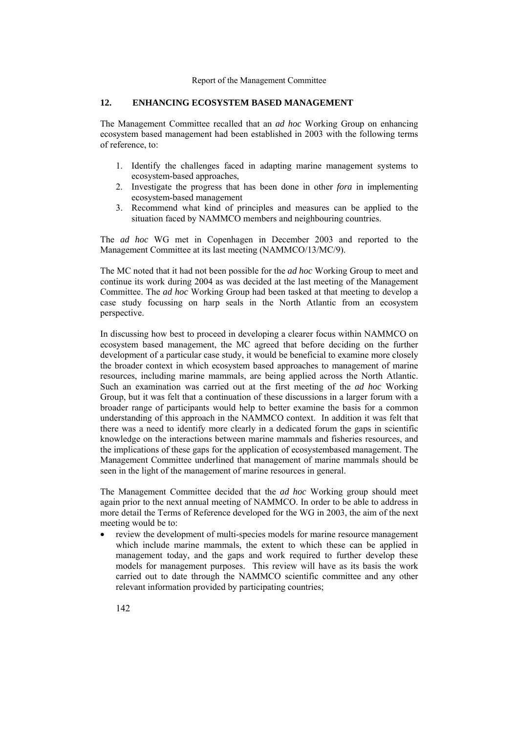## 12. ENHANCING ECOSYSTEM BASED MANAGEMENT

The Management Committee recalled that an *ad hoc* Working Group on enhancing ecosystem based management had been established in 2003 with the following terms of reference, to:

1. Identify the challenges faced in adapting marine management systems to ecosystem-based approaches,
2. Investigate the progress that has been done in other *fora* in implementing ecosystem-based management
3. Recommend what kind of principles and measures can be applied to the situation faced by NAMMCO members and neighbouring countries.

The *ad hoc* WG met in Copenhagen in December 2003 and reported to the Management Committee at its last meeting (NAMMCO/13/MC/9).

The MC noted that it had not been possible for the *ad hoc* Working Group to meet and continue its work during 2004 as was decided at the last meeting of the Management Committee. The *ad hoc* Working Group had been tasked at that meeting to develop a case study focussing on harp seals in the North Atlantic from an ecosystem perspective.

In discussing how best to proceed in developing a clearer focus within NAMMCO on ecosystem based management, the MC agreed that before deciding on the further development of a particular case study, it would be beneficial to examine more closely the broader context in which ecosystem based approaches to management of marine resources, including marine mammals, are being applied across the North Atlantic. Such an examination was carried out at the first meeting of the *ad hoc* Working Group, but it was felt that a continuation of these discussions in a larger forum with a broader range of participants would help to better examine the basis for a common understanding of this approach in the NAMMCO context. In addition it was felt that there was a need to identify more clearly in a dedicated forum the gaps in scientific knowledge on the interactions between marine mammals and fisheries resources, and the implications of these gaps for the application of ecosystembased management. The Management Committee underlined that management of marine mammals should be seen in the light of the management of marine resources in general.

The Management Committee decided that the *ad hoc* Working group should meet again prior to the next annual meeting of NAMMCO. In order to be able to address in more detail the Terms of Reference developed for the WG in 2003, the aim of the next meeting would be to:

- review the development of multi-species models for marine resource management which include marine mammals, the extent to which these can be applied in management today, and the gaps and work required to further develop these models for management purposes. This review will have as its basis the work carried out to date through the NAMMCO scientific committee and any other relevant information provided by participating countries;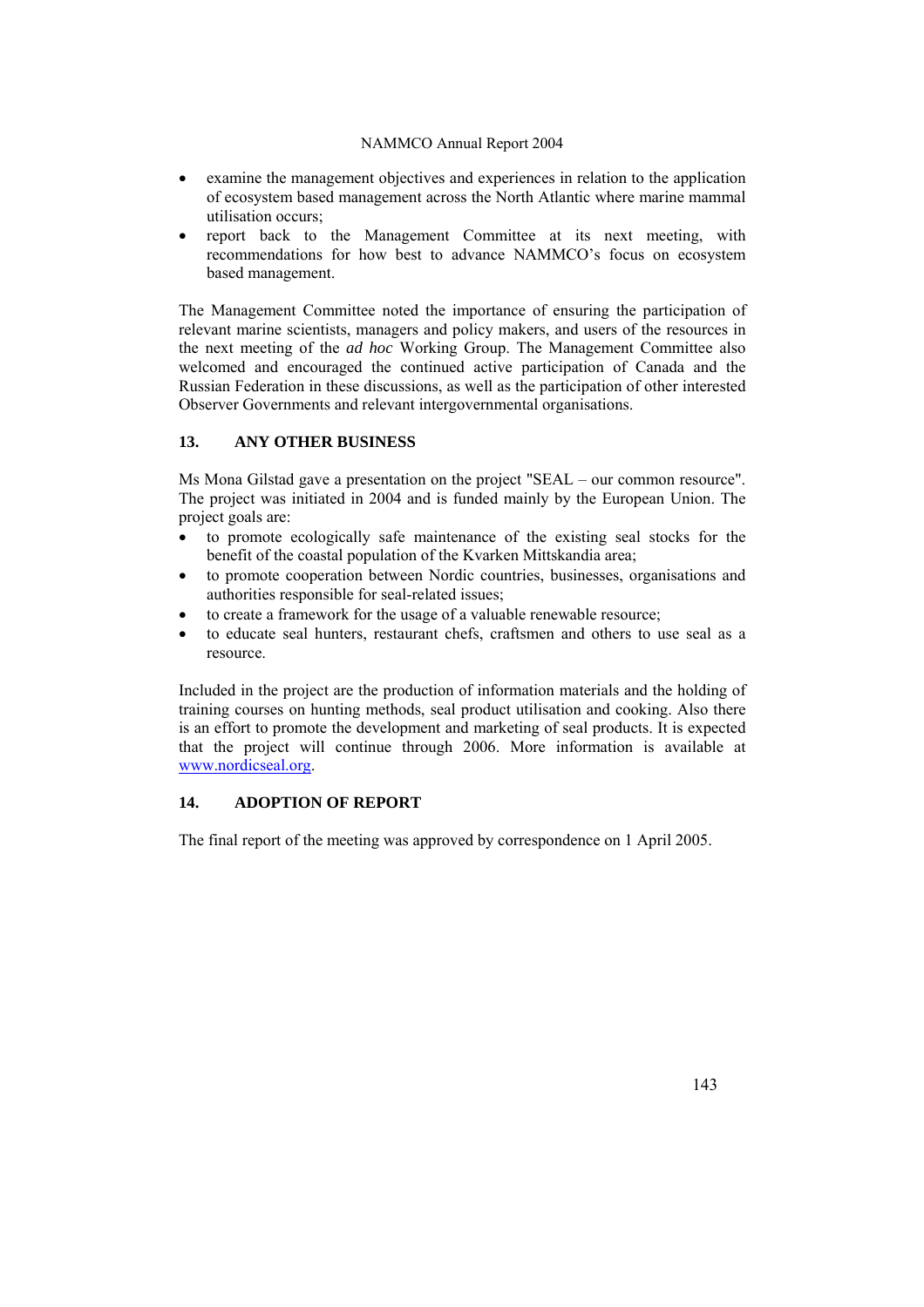- examine the management objectives and experiences in relation to the application of ecosystem based management across the North Atlantic where marine mammal utilisation occurs;
- report back to the Management Committee at its next meeting, with recommendations for how best to advance NAMMCO's focus on ecosystem based management.

The Management Committee noted the importance of ensuring the participation of relevant marine scientists, managers and policy makers, and users of the resources in the next meeting of the *ad hoc* Working Group. The Management Committee also welcomed and encouraged the continued active participation of Canada and the Russian Federation in these discussions, as well as the participation of other interested Observer Governments and relevant intergovernmental organisations.

## 13. ANY OTHER BUSINESS

Ms Mona Gilstad gave a presentation on the project "SEAL – our common resource". The project was initiated in 2004 and is funded mainly by the European Union. The project goals are:

- to promote ecologically safe maintenance of the existing seal stocks for the benefit of the coastal population of the Kvarken Mittskandia area;
- to promote cooperation between Nordic countries, businesses, organisations and authorities responsible for seal-related issues;
- to create a framework for the usage of a valuable renewable resource;
- to educate seal hunters, restaurant chefs, craftsmen and others to use seal as a resource.

Included in the project are the production of information materials and the holding of training courses on hunting methods, seal product utilisation and cooking. Also there is an effort to promote the development and marketing of seal products. It is expected that the project will continue through 2006. More information is available at [www.nordicseal.org](http://www.nordicseal.org).

## 14. ADOPTION OF REPORT

The final report of the meeting was approved by correspondence on 1 April 2005.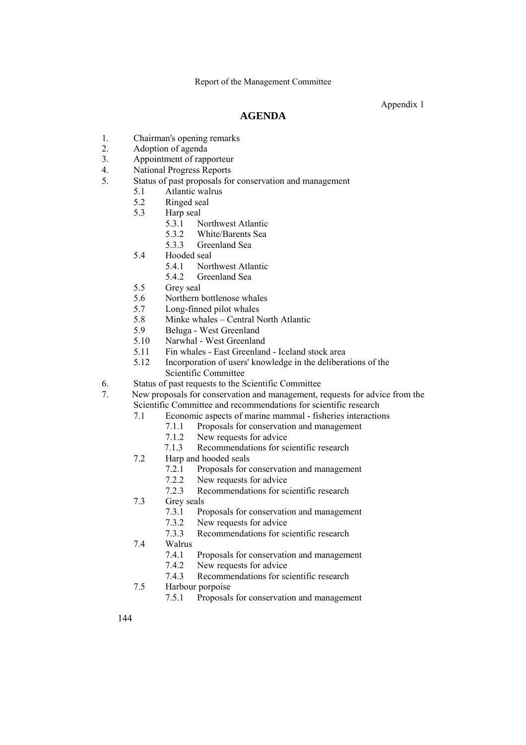Appendix 1

## AGENDA

1. Chairman's opening remarks
2. Adoption of agenda
3. Appointment of rapporteur
4. National Progress Reports
5. Status of past proposals for conservation and management
    - 5.1 Atlantic walrus
    - 5.2 Ringed seal
    - 5.3 Harp seal
        - 5.3.1 Northwest Atlantic
        - 5.3.2 White/Barents Sea
        - 5.3.3 Greenland Sea
    - 5.4 Hooded seal
        - 5.4.1 Northwest Atlantic
        - 5.4.2 Greenland Sea
    - 5.5 Grey seal
    - 5.6 Northern bottlenose whales
    - 5.7 Long-finned pilot whales
    - 5.8 Minke whales – Central North Atlantic
    - 5.9 Beluga - West Greenland
    - 5.10 Narwhal - West Greenland
    - 5.11 Fin whales - East Greenland - Iceland stock area
    - 5.12 Incorporation of users' knowledge in the deliberations of the Scientific Committee
6. Status of past requests to the Scientific Committee
7. New proposals for conservation and management, requests for advice from the Scientific Committee and recommendations for scientific research
    - 7.1 Economic aspects of marine mammal - fisheries interactions
        - 7.1.1 Proposals for conservation and management
        - 7.1.2 New requests for advice
        - 7.1.3 Recommendations for scientific research
    - 7.2 Harp and hooded seals
        - 7.2.1 Proposals for conservation and management
        - 7.2.2 New requests for advice
        - 7.2.3 Recommendations for scientific research
    - 7.3 Grey seals
        - 7.3.1 Proposals for conservation and management
        - 7.3.2 New requests for advice
        - 7.3.3 Recommendations for scientific research
    - 7.4 Walrus
        - 7.4.1 Proposals for conservation and management
        - 7.4.2 New requests for advice
        - 7.4.3 Recommendations for scientific research
    - 7.5 Harbour porpoise
        - 7.5.1 Proposals for conservation and management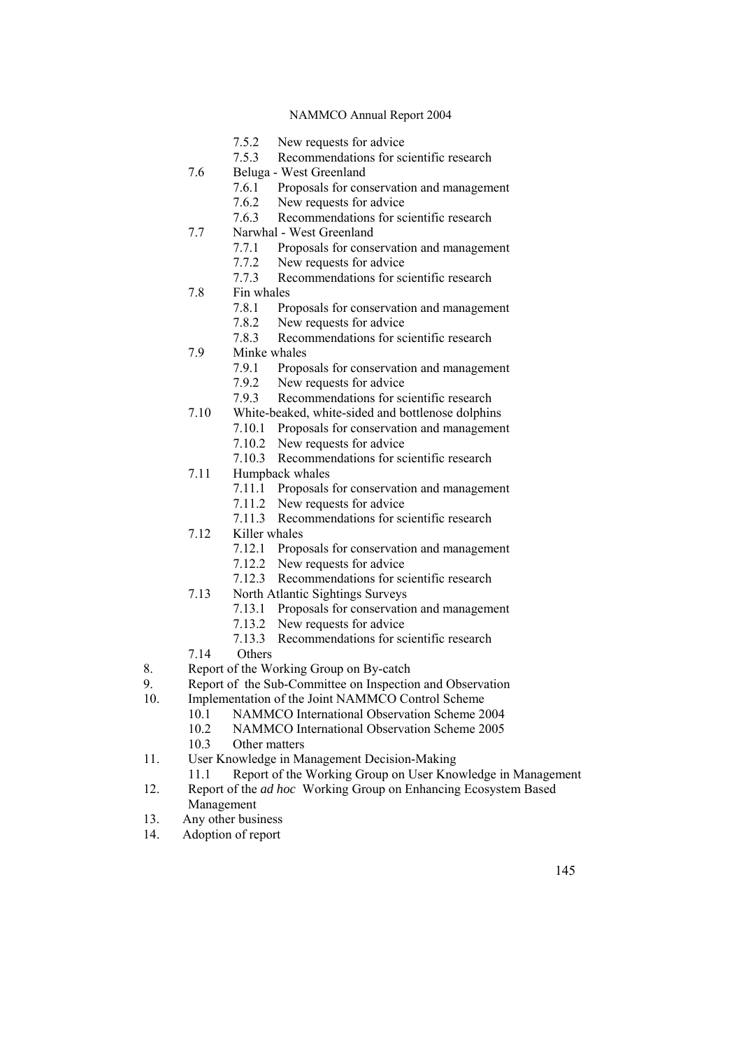- 7.5.2 New requests for advice
- 7.5.3 Recommendations for scientific research
- 7.6 Beluga - West Greenland
  - 7.6.1 Proposals for conservation and management
  - 7.6.2 New requests for advice
  - 7.6.3 Recommendations for scientific research
- 7.7 Narwhal - West Greenland
  - 7.7.1 Proposals for conservation and management
  - 7.7.2 New requests for advice
  - 7.7.3 Recommendations for scientific research
- 7.8 Fin whales
  - 7.8.1 Proposals for conservation and management
  - 7.8.2 New requests for advice
  - 7.8.3 Recommendations for scientific research
- 7.9 Minke whales
  - 7.9.1 Proposals for conservation and management
  - 7.9.2 New requests for advice
  - 7.9.3 Recommendations for scientific research
- 7.10 White-beaked, white-sided and bottlenose dolphins
  - 7.10.1 Proposals for conservation and management
  - 7.10.2 New requests for advice
  - 7.10.3 Recommendations for scientific research
- 7.11 Humpback whales
  - 7.11.1 Proposals for conservation and management
  - 7.11.2 New requests for advice
  - 7.11.3 Recommendations for scientific research
- 7.12 Killer whales
  - 7.12.1 Proposals for conservation and management
  - 7.12.2 New requests for advice
  - 7.12.3 Recommendations for scientific research
- 7.13 North Atlantic Sightings Surveys
  - 7.13.1 Proposals for conservation and management
  - 7.13.2 New requests for advice
  - 7.13.3 Recommendations for scientific research
- 7.14 Others

8. Report of the Working Group on By-catch
9. Report of the Sub-Committee on Inspection and Observation
10. Implementation of the Joint NAMMCO Control Scheme
    - 10.1 NAMMCO International Observation Scheme 2004
    - 10.2 NAMMCO International Observation Scheme 2005
    - 10.3 Other matters
11. User Knowledge in Management Decision-Making
    - 11.1 Report of the Working Group on User Knowledge in Management
12. Report of the *ad hoc* Working Group on Enhancing Ecosystem Based Management
13. Any other business
14. Adoption of report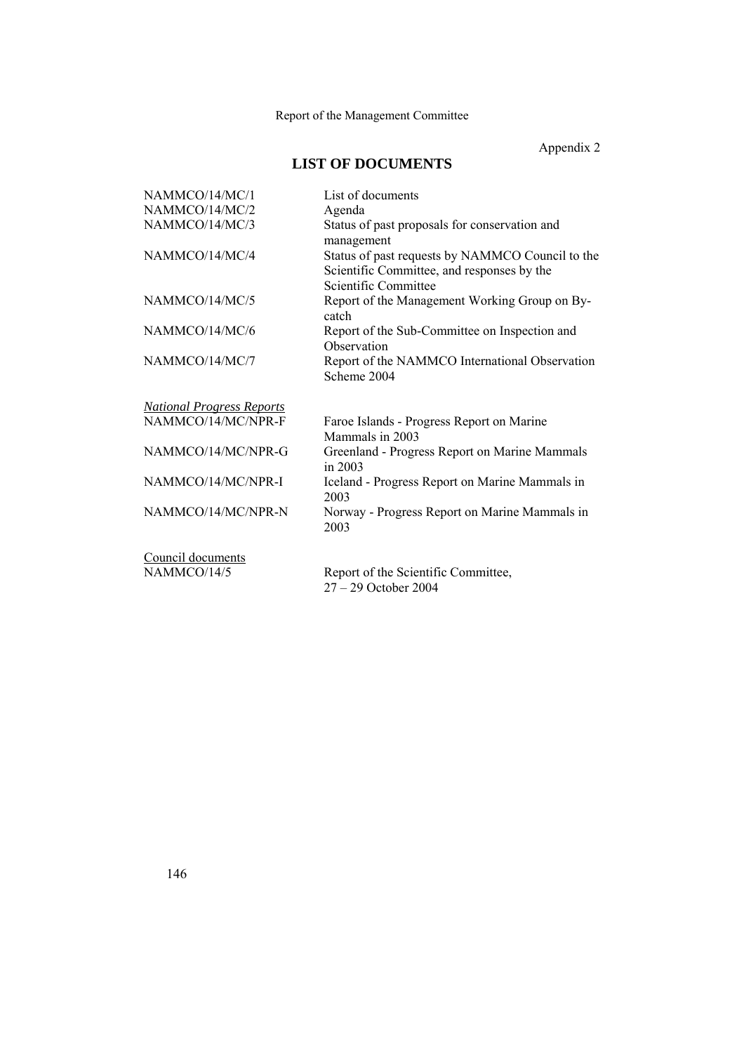Appendix 2

## LIST OF DOCUMENTS

| | |
|---|---|
| NAMMCO/14/MC/1 | List of documents |
| NAMMCO/14/MC/2 | Agenda |
| NAMMCO/14/MC/3 | Status of past proposals for conservation and management |
| NAMMCO/14/MC/4 | Status of past requests by NAMMCO Council to the Scientific Committee, and responses by the Scientific Committee |
| NAMMCO/14/MC/5 | Report of the Management Working Group on By-catch |
| NAMMCO/14/MC/6 | Report of the Sub-Committee on Inspection and Observation |
| NAMMCO/14/MC/7 | Report of the NAMMCO International Observation Scheme 2004 |

*National Progress Reports*

| | |
|---|---|
| NAMMCO/14/MC/NPR-F | Faroe Islands - Progress Report on Marine Mammals in 2003 |
| NAMMCO/14/MC/NPR-G | Greenland - Progress Report on Marine Mammals in 2003 |
| NAMMCO/14/MC/NPR-I | Iceland - Progress Report on Marine Mammals in 2003 |
| NAMMCO/14/MC/NPR-N | Norway - Progress Report on Marine Mammals in 2003 |

Council documents

| | |
|---|---|
| NAMMCO/14/5 | Report of the Scientific Committee, 27 – 29 October 2004 |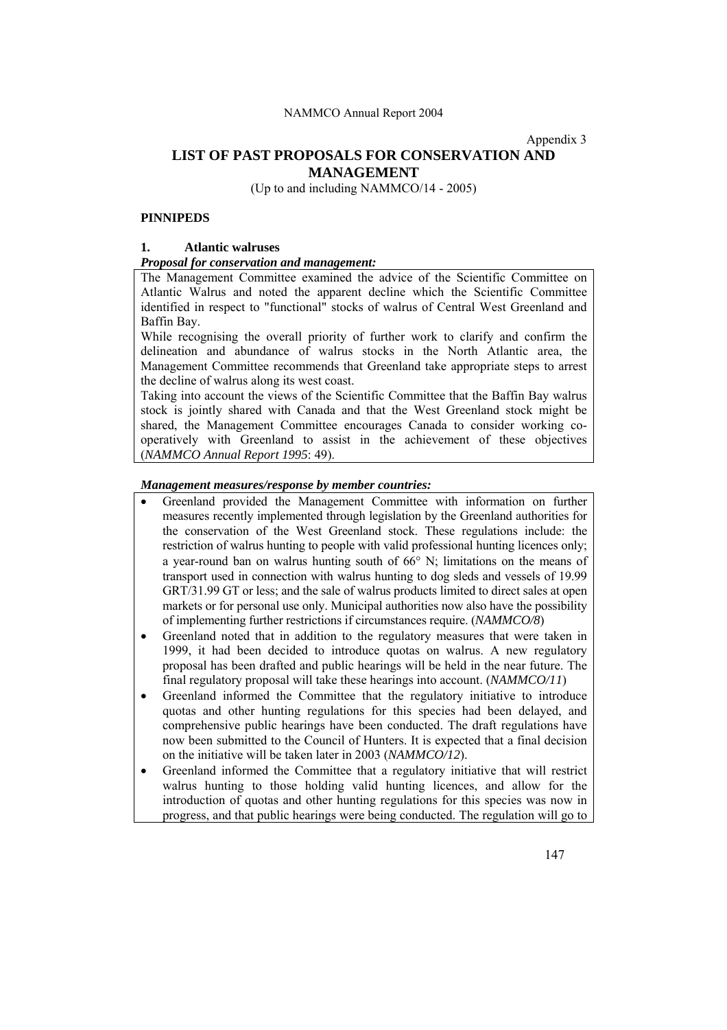Appendix 3

# LIST OF PAST PROPOSALS FOR CONSERVATION AND MANAGEMENT

(Up to and including NAMMCO/14 - 2005)

## PINNIPEDS

### 1. Atlantic walruses

***Proposal for conservation and management:***

The Management Committee examined the advice of the Scientific Committee on Atlantic Walrus and noted the apparent decline which the Scientific Committee identified in respect to "functional" stocks of walrus of Central West Greenland and Baffin Bay.

While recognising the overall priority of further work to clarify and confirm the delineation and abundance of walrus stocks in the North Atlantic area, the Management Committee recommends that Greenland take appropriate steps to arrest the decline of walrus along its west coast.

Taking into account the views of the Scientific Committee that the Baffin Bay walrus stock is jointly shared with Canada and that the West Greenland stock might be shared, the Management Committee encourages Canada to consider working co-operatively with Greenland to assist in the achievement of these objectives (*NAMMCO Annual Report 1995*: 49).

***Management measures/response by member countries:***

- Greenland provided the Management Committee with information on further measures recently implemented through legislation by the Greenland authorities for the conservation of the West Greenland stock. These regulations include: the restriction of walrus hunting to people with valid professional hunting licences only; a year-round ban on walrus hunting south of 66° N; limitations on the means of transport used in connection with walrus hunting to dog sleds and vessels of 19.99 GRT/31.99 GT or less; and the sale of walrus products limited to direct sales at open markets or for personal use only. Municipal authorities now also have the possibility of implementing further restrictions if circumstances require. (*NAMMCO/8*)
- Greenland noted that in addition to the regulatory measures that were taken in 1999, it had been decided to introduce quotas on walrus. A new regulatory proposal has been drafted and public hearings will be held in the near future. The final regulatory proposal will take these hearings into account. (*NAMMCO/11*)
- Greenland informed the Committee that the regulatory initiative to introduce quotas and other hunting regulations for this species had been delayed, and comprehensive public hearings have been conducted. The draft regulations have now been submitted to the Council of Hunters. It is expected that a final decision on the initiative will be taken later in 2003 (*NAMMCO/12*).
- Greenland informed the Committee that a regulatory initiative that will restrict walrus hunting to those holding valid hunting licences, and allow for the introduction of quotas and other hunting regulations for this species was now in progress, and that public hearings were being conducted. The regulation will go to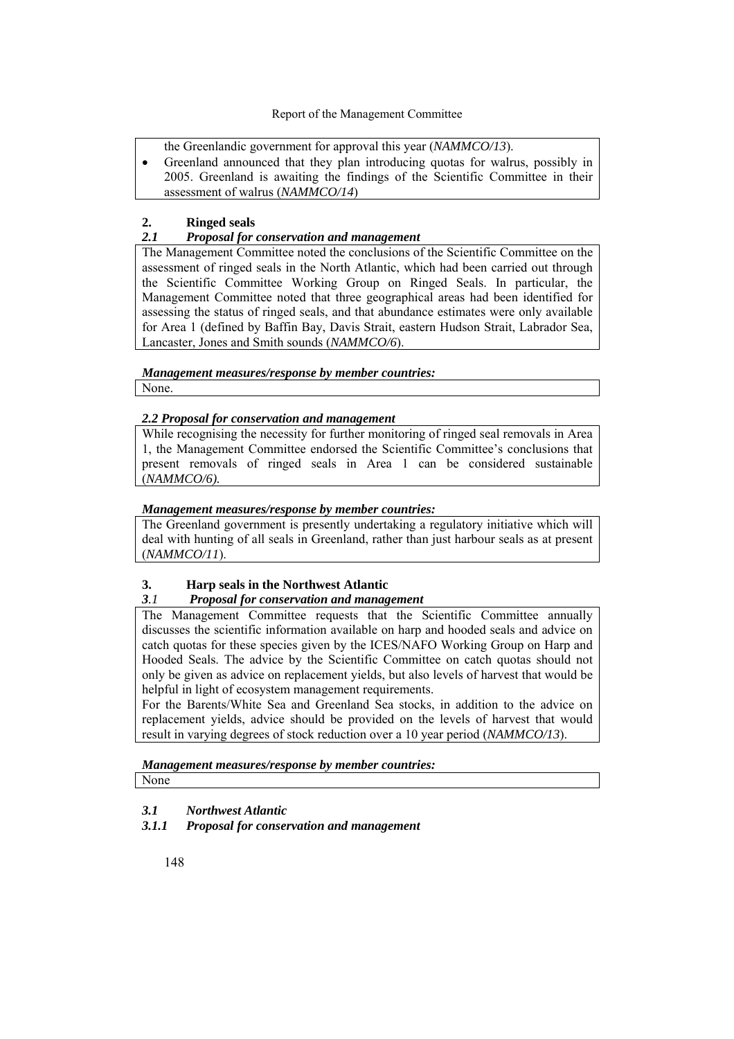the Greenlandic government for approval this year (*NAMMCO/13*).

- Greenland announced that they plan introducing quotas for walrus, possibly in 2005. Greenland is awaiting the findings of the Scientific Committee in their assessment of walrus (*NAMMCO/14*)

## 2. Ringed seals

### *2.1 Proposal for conservation and management*

The Management Committee noted the conclusions of the Scientific Committee on the assessment of ringed seals in the North Atlantic, which had been carried out through the Scientific Committee Working Group on Ringed Seals. In particular, the Management Committee noted that three geographical areas had been identified for assessing the status of ringed seals, and that abundance estimates were only available for Area 1 (defined by Baffin Bay, Davis Strait, eastern Hudson Strait, Labrador Sea, Lancaster, Jones and Smith sounds (*NAMMCO/6*).

***Management measures/response by member countries:***

None.

### *2.2 Proposal for conservation and management*

While recognising the necessity for further monitoring of ringed seal removals in Area 1, the Management Committee endorsed the Scientific Committee's conclusions that present removals of ringed seals in Area 1 can be considered sustainable (*NAMMCO/6).*

***Management measures/response by member countries:***

The Greenland government is presently undertaking a regulatory initiative which will deal with hunting of all seals in Greenland, rather than just harbour seals as at present (*NAMMCO/11*).

## 3. Harp seals in the Northwest Atlantic

### *3.1 Proposal for conservation and management*

The Management Committee requests that the Scientific Committee annually discusses the scientific information available on harp and hooded seals and advice on catch quotas for these species given by the ICES/NAFO Working Group on Harp and Hooded Seals. The advice by the Scientific Committee on catch quotas should not only be given as advice on replacement yields, but also levels of harvest that would be helpful in light of ecosystem management requirements.

For the Barents/White Sea and Greenland Sea stocks, in addition to the advice on replacement yields, advice should be provided on the levels of harvest that would result in varying degrees of stock reduction over a 10 year period (*NAMMCO/13*).

***Management measures/response by member countries:***

None

### *3.1 Northwest Atlantic*

#### *3.1.1 Proposal for conservation and management*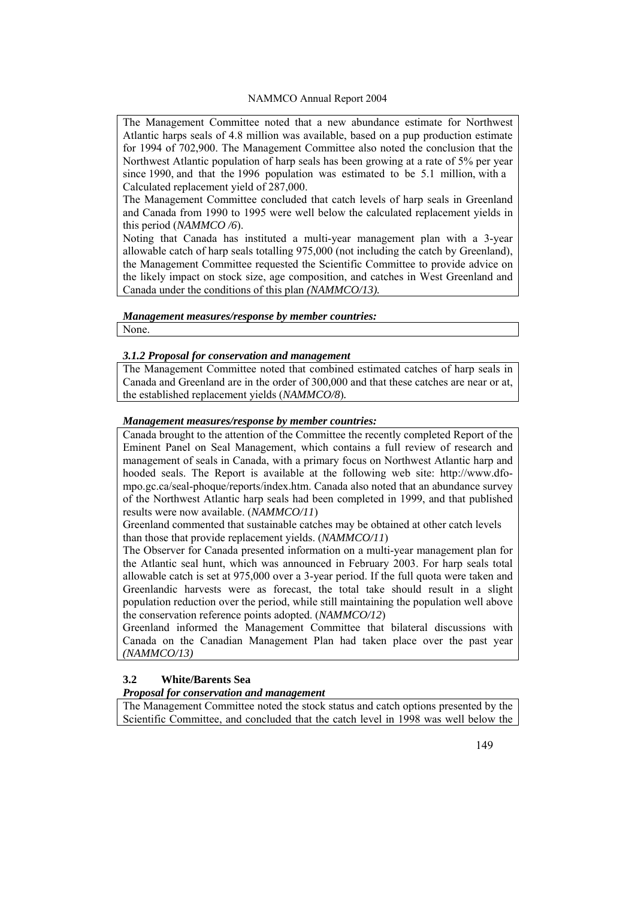The Management Committee noted that a new abundance estimate for Northwest Atlantic harps seals of 4.8 million was available, based on a pup production estimate for 1994 of 702,900. The Management Committee also noted the conclusion that the Northwest Atlantic population of harp seals has been growing at a rate of 5% per year since 1990, and that the 1996 population was estimated to be 5.1 million, with a Calculated replacement yield of 287,000.

The Management Committee concluded that catch levels of harp seals in Greenland and Canada from 1990 to 1995 were well below the calculated replacement yields in this period (*NAMMCO /6*).

Noting that Canada has instituted a multi-year management plan with a 3-year allowable catch of harp seals totalling 975,000 (not including the catch by Greenland), the Management Committee requested the Scientific Committee to provide advice on the likely impact on stock size, age composition, and catches in West Greenland and Canada under the conditions of this plan *(NAMMCO/13).*

***Management measures/response by member countries:***

None.

***3.1.2 Proposal for conservation and management***

The Management Committee noted that combined estimated catches of harp seals in Canada and Greenland are in the order of 300,000 and that these catches are near or at, the established replacement yields (*NAMMCO/8*).

***Management measures/response by member countries:***

Canada brought to the attention of the Committee the recently completed Report of the Eminent Panel on Seal Management, which contains a full review of research and management of seals in Canada, with a primary focus on Northwest Atlantic harp and hooded seals. The Report is available at the following web site: http://www.dfo-mpo.gc.ca/seal-phoque/reports/index.htm. Canada also noted that an abundance survey of the Northwest Atlantic harp seals had been completed in 1999, and that published results were now available. (*NAMMCO/11*)

Greenland commented that sustainable catches may be obtained at other catch levels than those that provide replacement yields. (*NAMMCO/11*)

The Observer for Canada presented information on a multi-year management plan for the Atlantic seal hunt, which was announced in February 2003. For harp seals total allowable catch is set at 975,000 over a 3-year period. If the full quota were taken and Greenlandic harvests were as forecast, the total take should result in a slight population reduction over the period, while still maintaining the population well above the conservation reference points adopted. (*NAMMCO/12*)

Greenland informed the Management Committee that bilateral discussions with Canada on the Canadian Management Plan had taken place over the past year *(NAMMCO/13)*

### 3.2 White/Barents Sea

***Proposal for conservation and management***

The Management Committee noted the stock status and catch options presented by the Scientific Committee, and concluded that the catch level in 1998 was well below the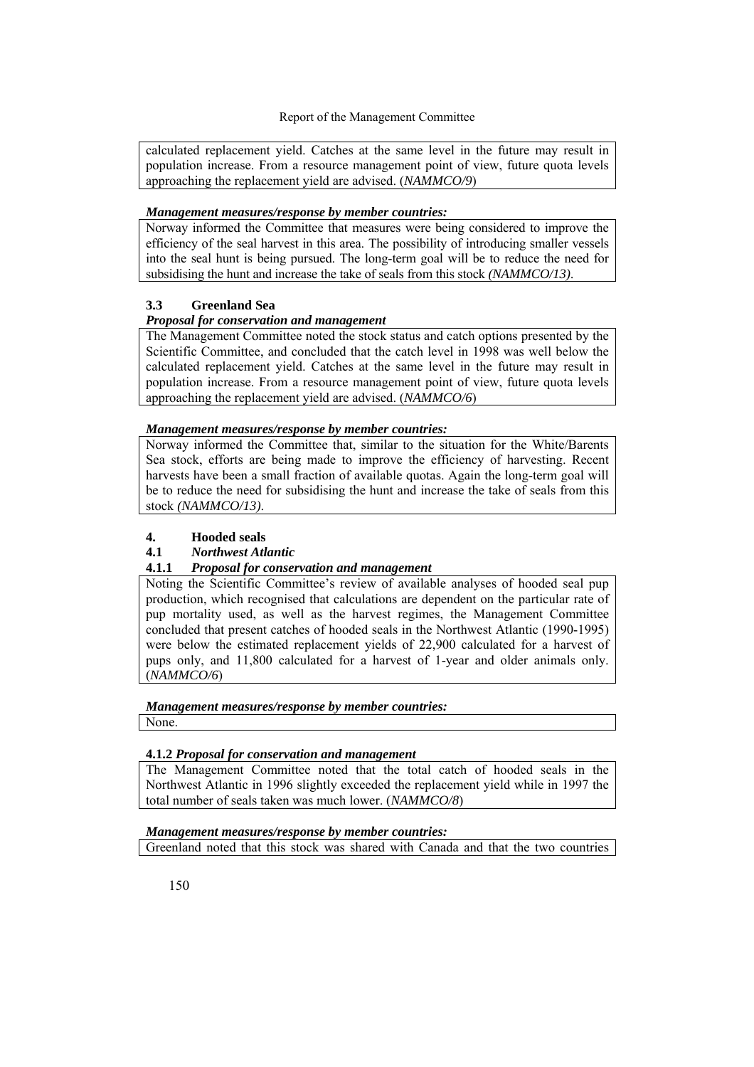calculated replacement yield. Catches at the same level in the future may result in population increase. From a resource management point of view, future quota levels approaching the replacement yield are advised. (*NAMMCO/9*)

***Management measures/response by member countries:***

Norway informed the Committee that measures were being considered to improve the efficiency of the seal harvest in this area. The possibility of introducing smaller vessels into the seal hunt is being pursued. The long-term goal will be to reduce the need for subsidising the hunt and increase the take of seals from this stock *(NAMMCO/13)*.

### 3.3 Greenland Sea

***Proposal for conservation and management***

The Management Committee noted the stock status and catch options presented by the Scientific Committee, and concluded that the catch level in 1998 was well below the calculated replacement yield. Catches at the same level in the future may result in population increase. From a resource management point of view, future quota levels approaching the replacement yield are advised. (*NAMMCO/6*)

***Management measures/response by member countries:***

Norway informed the Committee that, similar to the situation for the White/Barents Sea stock, efforts are being made to improve the efficiency of harvesting. Recent harvests have been a small fraction of available quotas. Again the long-term goal will be to reduce the need for subsidising the hunt and increase the take of seals from this stock *(NAMMCO/13)*.

## 4. Hooded seals

### 4.1 *Northwest Atlantic*

#### 4.1.1 *Proposal for conservation and management*

Noting the Scientific Committee's review of available analyses of hooded seal pup production, which recognised that calculations are dependent on the particular rate of pup mortality used, as well as the harvest regimes, the Management Committee concluded that present catches of hooded seals in the Northwest Atlantic (1990-1995) were below the estimated replacement yields of 22,900 calculated for a harvest of pups only, and 11,800 calculated for a harvest of 1-year and older animals only. (*NAMMCO/6*)

***Management measures/response by member countries:***

None.

#### 4.1.2 *Proposal for conservation and management*

The Management Committee noted that the total catch of hooded seals in the Northwest Atlantic in 1996 slightly exceeded the replacement yield while in 1997 the total number of seals taken was much lower. (*NAMMCO/8*)

***Management measures/response by member countries:***

Greenland noted that this stock was shared with Canada and that the two countries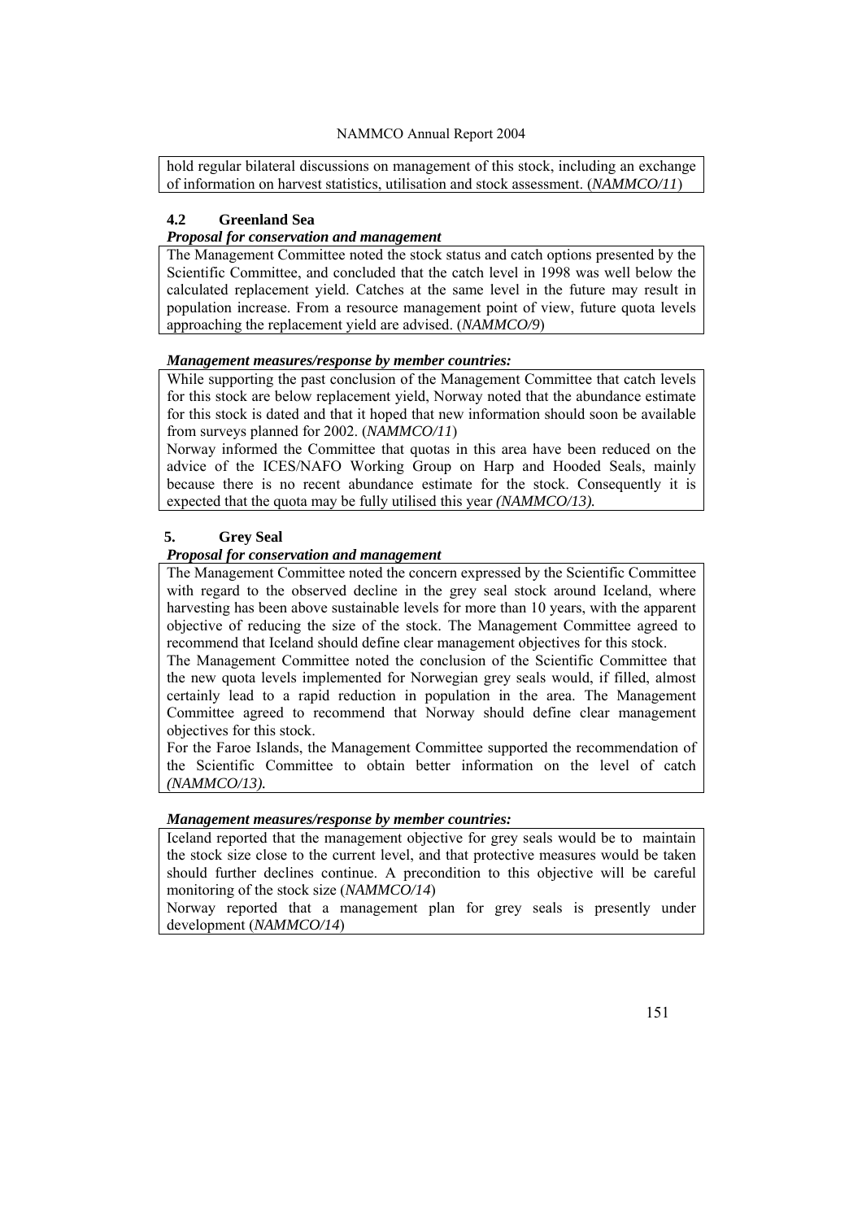hold regular bilateral discussions on management of this stock, including an exchange of information on harvest statistics, utilisation and stock assessment. (*NAMMCO/11*)

### 4.2 Greenland Sea

***Proposal for conservation and management***

The Management Committee noted the stock status and catch options presented by the Scientific Committee, and concluded that the catch level in 1998 was well below the calculated replacement yield. Catches at the same level in the future may result in population increase. From a resource management point of view, future quota levels approaching the replacement yield are advised. (*NAMMCO/9*)

***Management measures/response by member countries:***

While supporting the past conclusion of the Management Committee that catch levels for this stock are below replacement yield, Norway noted that the abundance estimate for this stock is dated and that it hoped that new information should soon be available from surveys planned for 2002. (*NAMMCO/11*)

Norway informed the Committee that quotas in this area have been reduced on the advice of the ICES/NAFO Working Group on Harp and Hooded Seals, mainly because there is no recent abundance estimate for the stock. Consequently it is expected that the quota may be fully utilised this year *(NAMMCO/13).*

## 5. Grey Seal

***Proposal for conservation and management***

The Management Committee noted the concern expressed by the Scientific Committee with regard to the observed decline in the grey seal stock around Iceland, where harvesting has been above sustainable levels for more than 10 years, with the apparent objective of reducing the size of the stock. The Management Committee agreed to recommend that Iceland should define clear management objectives for this stock.

The Management Committee noted the conclusion of the Scientific Committee that the new quota levels implemented for Norwegian grey seals would, if filled, almost certainly lead to a rapid reduction in population in the area. The Management Committee agreed to recommend that Norway should define clear management objectives for this stock.

For the Faroe Islands, the Management Committee supported the recommendation of the Scientific Committee to obtain better information on the level of catch *(NAMMCO/13).*

***Management measures/response by member countries:***

Iceland reported that the management objective for grey seals would be to maintain the stock size close to the current level, and that protective measures would be taken should further declines continue. A precondition to this objective will be careful monitoring of the stock size (*NAMMCO/14*)

Norway reported that a management plan for grey seals is presently under development (*NAMMCO/14*)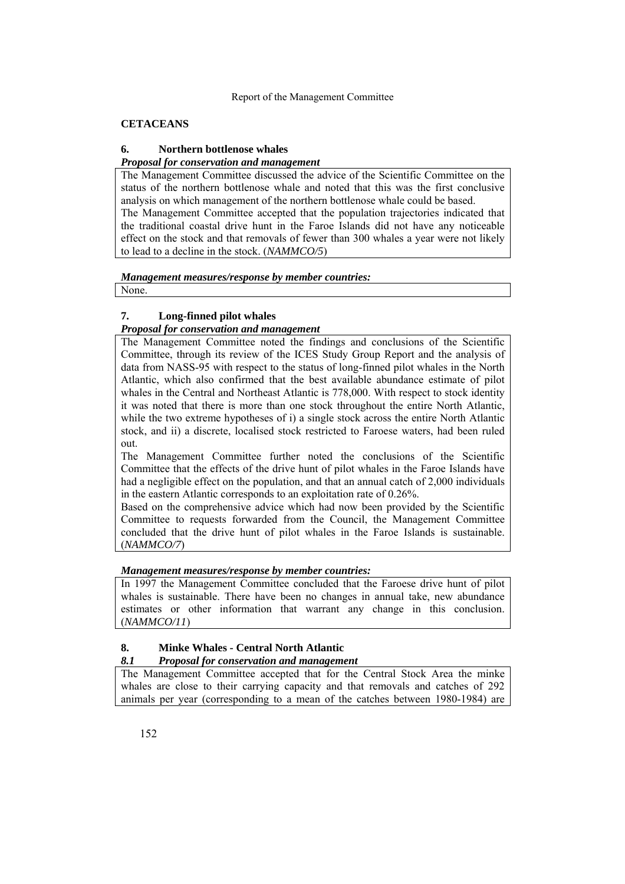## CETACEANS

### 6. Northern bottlenose whales

***Proposal for conservation and management***

The Management Committee discussed the advice of the Scientific Committee on the status of the northern bottlenose whale and noted that this was the first conclusive analysis on which management of the northern bottlenose whale could be based.

The Management Committee accepted that the population trajectories indicated that the traditional coastal drive hunt in the Faroe Islands did not have any noticeable effect on the stock and that removals of fewer than 300 whales a year were not likely to lead to a decline in the stock. (*NAMMCO/5*)

***Management measures/response by member countries:***

None.

### 7. Long-finned pilot whales

***Proposal for conservation and management***

The Management Committee noted the findings and conclusions of the Scientific Committee, through its review of the ICES Study Group Report and the analysis of data from NASS-95 with respect to the status of long-finned pilot whales in the North Atlantic, which also confirmed that the best available abundance estimate of pilot whales in the Central and Northeast Atlantic is 778,000. With respect to stock identity it was noted that there is more than one stock throughout the entire North Atlantic, while the two extreme hypotheses of i) a single stock across the entire North Atlantic stock, and ii) a discrete, localised stock restricted to Faroese waters, had been ruled out.

The Management Committee further noted the conclusions of the Scientific Committee that the effects of the drive hunt of pilot whales in the Faroe Islands have had a negligible effect on the population, and that an annual catch of 2,000 individuals in the eastern Atlantic corresponds to an exploitation rate of 0.26%.

Based on the comprehensive advice which had now been provided by the Scientific Committee to requests forwarded from the Council, the Management Committee concluded that the drive hunt of pilot whales in the Faroe Islands is sustainable. (*NAMMCO/7*)

***Management measures/response by member countries:***

In 1997 the Management Committee concluded that the Faroese drive hunt of pilot whales is sustainable. There have been no changes in annual take, new abundance estimates or other information that warrant any change in this conclusion. (*NAMMCO/11*)

### 8. Minke Whales - Central North Atlantic

#### *8.1 Proposal for conservation and management*

The Management Committee accepted that for the Central Stock Area the minke whales are close to their carrying capacity and that removals and catches of 292 animals per year (corresponding to a mean of the catches between 1980-1984) are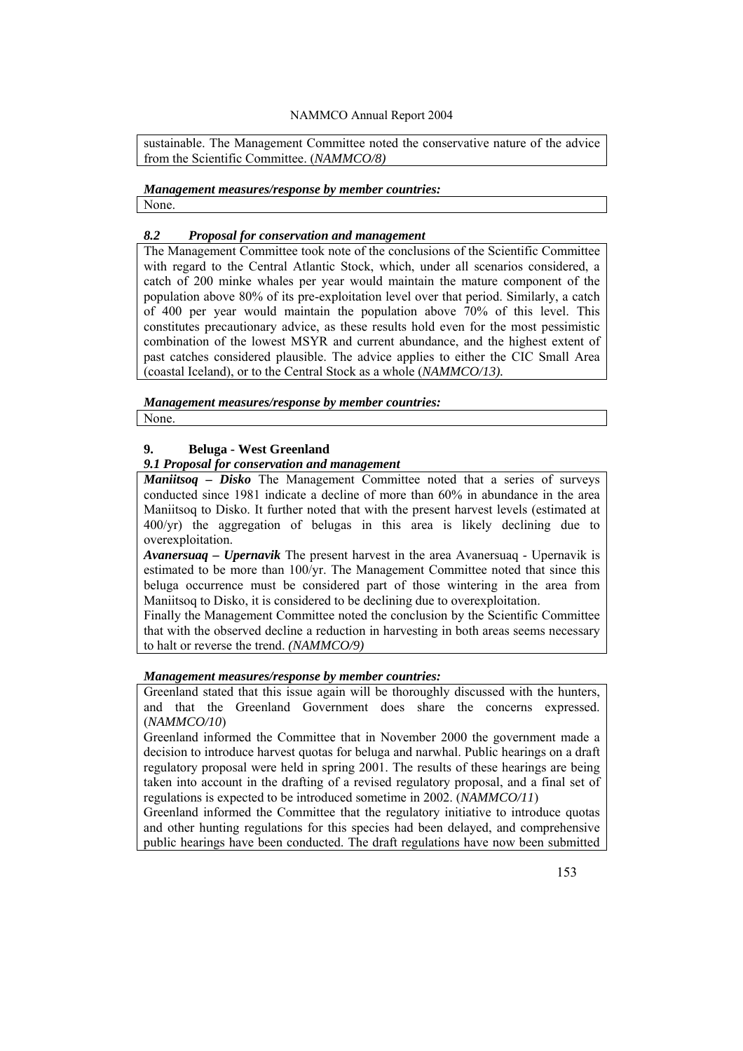sustainable. The Management Committee noted the conservative nature of the advice from the Scientific Committee. (*NAMMCO/8)*

***Management measures/response by member countries:***

None.

### *8.2 Proposal for conservation and management*

The Management Committee took note of the conclusions of the Scientific Committee with regard to the Central Atlantic Stock, which, under all scenarios considered, a catch of 200 minke whales per year would maintain the mature component of the population above 80% of its pre-exploitation level over that period. Similarly, a catch of 400 per year would maintain the population above 70% of this level. This constitutes precautionary advice, as these results hold even for the most pessimistic combination of the lowest MSYR and current abundance, and the highest extent of past catches considered plausible. The advice applies to either the CIC Small Area (coastal Iceland), or to the Central Stock as a whole (*NAMMCO/13).*

***Management measures/response by member countries:***

None.

## 9. Beluga - West Greenland

### *9.1 Proposal for conservation and management*

***Maniitsoq – Disko*** The Management Committee noted that a series of surveys conducted since 1981 indicate a decline of more than 60% in abundance in the area Maniitsoq to Disko. It further noted that with the present harvest levels (estimated at 400/yr) the aggregation of belugas in this area is likely declining due to overexploitation.

***Avanersuaq – Upernavik*** The present harvest in the area Avanersuaq - Upernavik is estimated to be more than 100/yr. The Management Committee noted that since this beluga occurrence must be considered part of those wintering in the area from Maniitsoq to Disko, it is considered to be declining due to overexploitation.

Finally the Management Committee noted the conclusion by the Scientific Committee that with the observed decline a reduction in harvesting in both areas seems necessary to halt or reverse the trend. *(NAMMCO/9)*

***Management measures/response by member countries:***

Greenland stated that this issue again will be thoroughly discussed with the hunters, and that the Greenland Government does share the concerns expressed. (*NAMMCO/10*)

Greenland informed the Committee that in November 2000 the government made a decision to introduce harvest quotas for beluga and narwhal. Public hearings on a draft regulatory proposal were held in spring 2001. The results of these hearings are being taken into account in the drafting of a revised regulatory proposal, and a final set of regulations is expected to be introduced sometime in 2002. (*NAMMCO/11*)

Greenland informed the Committee that the regulatory initiative to introduce quotas and other hunting regulations for this species had been delayed, and comprehensive public hearings have been conducted. The draft regulations have now been submitted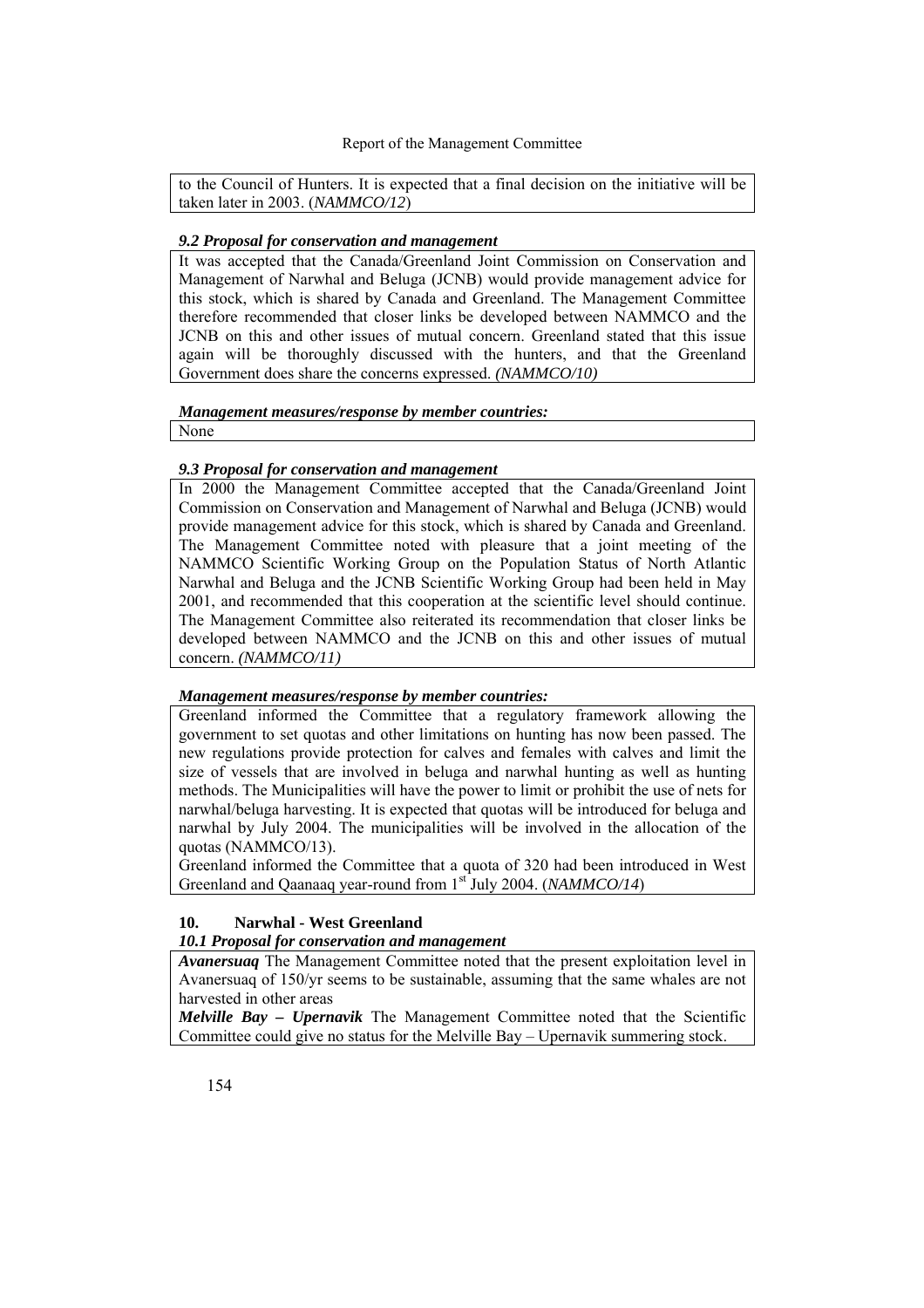to the Council of Hunters. It is expected that a final decision on the initiative will be taken later in 2003. (*NAMMCO/12*)

### *9.2 Proposal for conservation and management*

It was accepted that the Canada/Greenland Joint Commission on Conservation and Management of Narwhal and Beluga (JCNB) would provide management advice for this stock, which is shared by Canada and Greenland. The Management Committee therefore recommended that closer links be developed between NAMMCO and the JCNB on this and other issues of mutual concern. Greenland stated that this issue again will be thoroughly discussed with the hunters, and that the Greenland Government does share the concerns expressed. *(NAMMCO/10)*

***Management measures/response by member countries:***

None

### *9.3 Proposal for conservation and management*

In 2000 the Management Committee accepted that the Canada/Greenland Joint Commission on Conservation and Management of Narwhal and Beluga (JCNB) would provide management advice for this stock, which is shared by Canada and Greenland. The Management Committee noted with pleasure that a joint meeting of the NAMMCO Scientific Working Group on the Population Status of North Atlantic Narwhal and Beluga and the JCNB Scientific Working Group had been held in May 2001, and recommended that this cooperation at the scientific level should continue. The Management Committee also reiterated its recommendation that closer links be developed between NAMMCO and the JCNB on this and other issues of mutual concern. *(NAMMCO/11)*

***Management measures/response by member countries:***

Greenland informed the Committee that a regulatory framework allowing the government to set quotas and other limitations on hunting has now been passed. The new regulations provide protection for calves and females with calves and limit the size of vessels that are involved in beluga and narwhal hunting as well as hunting methods. The Municipalities will have the power to limit or prohibit the use of nets for narwhal/beluga harvesting. It is expected that quotas will be introduced for beluga and narwhal by July 2004. The municipalities will be involved in the allocation of the quotas (NAMMCO/13).

Greenland informed the Committee that a quota of 320 had been introduced in West Greenland and Qaanaaq year-round from 1st July 2004. (*NAMMCO/14*)

## 10. Narwhal - West Greenland

### *10.1 Proposal for conservation and management*

***Avanersuaq*** The Management Committee noted that the present exploitation level in Avanersuaq of 150/yr seems to be sustainable, assuming that the same whales are not harvested in other areas

***Melville Bay – Upernavik*** The Management Committee noted that the Scientific Committee could give no status for the Melville Bay – Upernavik summering stock.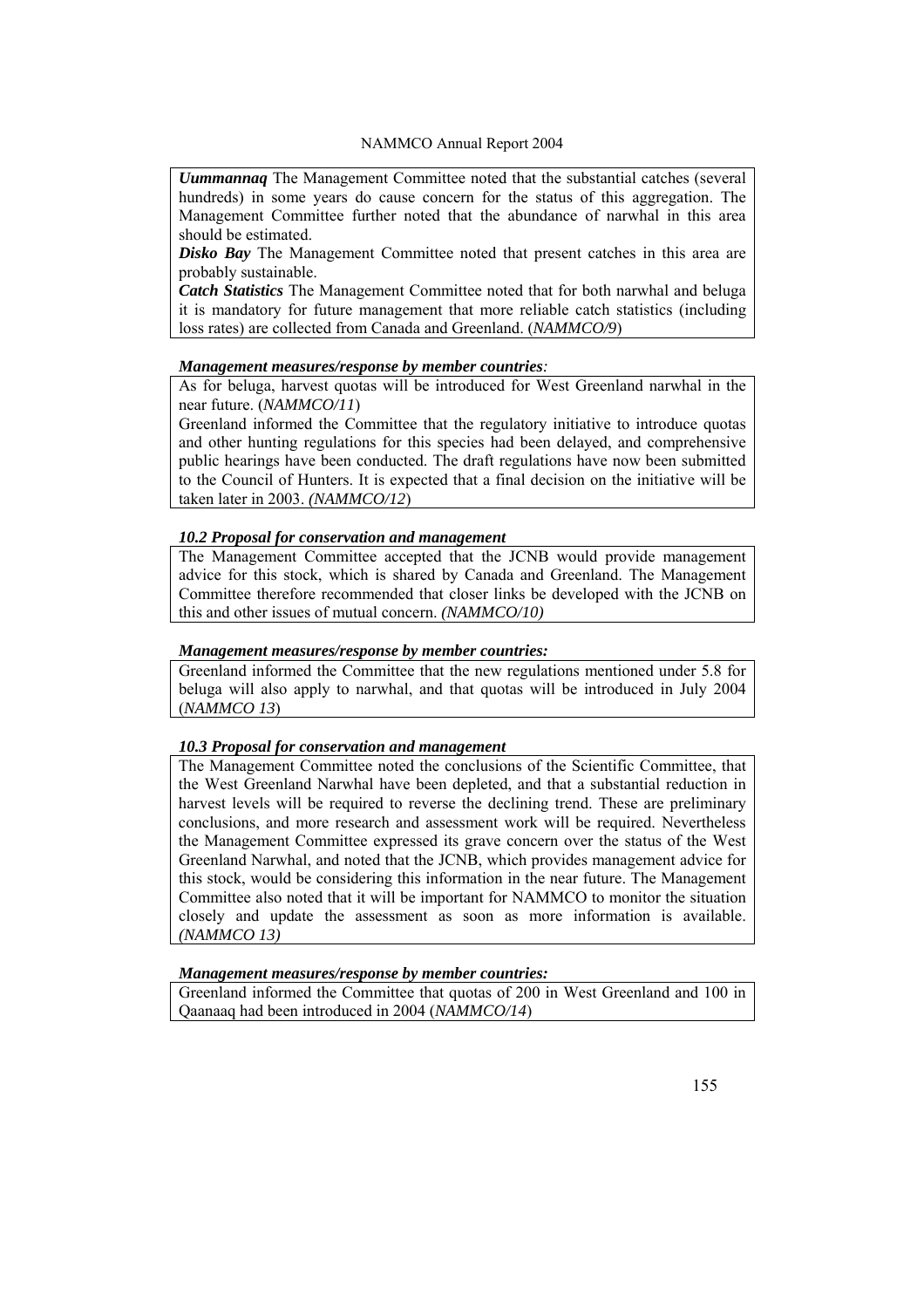***Uummannaq*** The Management Committee noted that the substantial catches (several hundreds) in some years do cause concern for the status of this aggregation. The Management Committee further noted that the abundance of narwhal in this area should be estimated.

***Disko Bay*** The Management Committee noted that present catches in this area are probably sustainable.

***Catch Statistics*** The Management Committee noted that for both narwhal and beluga it is mandatory for future management that more reliable catch statistics (including loss rates) are collected from Canada and Greenland. (*NAMMCO/9*)

***Management measures/response by member countries:***

As for beluga, harvest quotas will be introduced for West Greenland narwhal in the near future. (*NAMMCO/11*)

Greenland informed the Committee that the regulatory initiative to introduce quotas and other hunting regulations for this species had been delayed, and comprehensive public hearings have been conducted. The draft regulations have now been submitted to the Council of Hunters. It is expected that a final decision on the initiative will be taken later in 2003. *(NAMMCO/12*)

***10.2 Proposal for conservation and management***

The Management Committee accepted that the JCNB would provide management advice for this stock, which is shared by Canada and Greenland. The Management Committee therefore recommended that closer links be developed with the JCNB on this and other issues of mutual concern. *(NAMMCO/10)*

***Management measures/response by member countries:***

Greenland informed the Committee that the new regulations mentioned under 5.8 for beluga will also apply to narwhal, and that quotas will be introduced in July 2004 (*NAMMCO 13*)

***10.3 Proposal for conservation and management***

The Management Committee noted the conclusions of the Scientific Committee, that the West Greenland Narwhal have been depleted, and that a substantial reduction in harvest levels will be required to reverse the declining trend. These are preliminary conclusions, and more research and assessment work will be required. Nevertheless the Management Committee expressed its grave concern over the status of the West Greenland Narwhal, and noted that the JCNB, which provides management advice for this stock, would be considering this information in the near future. The Management Committee also noted that it will be important for NAMMCO to monitor the situation closely and update the assessment as soon as more information is available. *(NAMMCO 13)*

***Management measures/response by member countries:***

Greenland informed the Committee that quotas of 200 in West Greenland and 100 in Qaanaaq had been introduced in 2004 (*NAMMCO/14*)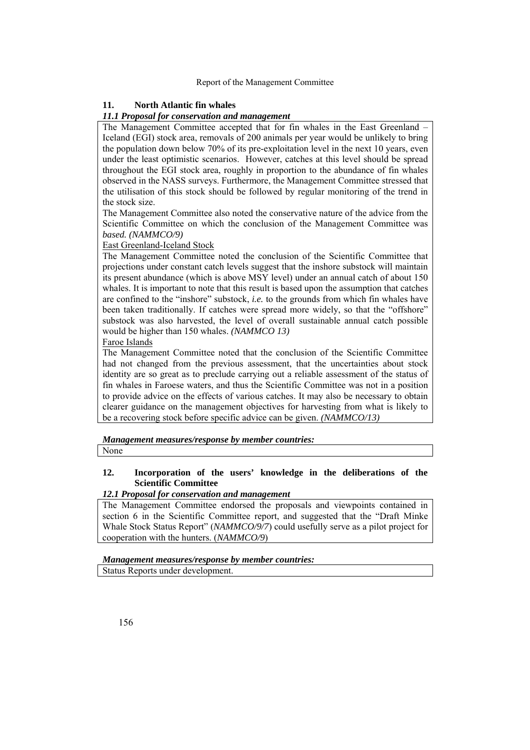## 11. North Atlantic fin whales

### *11.1 Proposal for conservation and management*

The Management Committee accepted that for fin whales in the East Greenland – Iceland (EGI) stock area, removals of 200 animals per year would be unlikely to bring the population down below 70% of its pre-exploitation level in the next 10 years, even under the least optimistic scenarios. However, catches at this level should be spread throughout the EGI stock area, roughly in proportion to the abundance of fin whales observed in the NASS surveys. Furthermore, the Management Committee stressed that the utilisation of this stock should be followed by regular monitoring of the trend in the stock size.

The Management Committee also noted the conservative nature of the advice from the Scientific Committee on which the conclusion of the Management Committee was *based. (NAMMCO/9)*

East Greenland-Iceland Stock

The Management Committee noted the conclusion of the Scientific Committee that projections under constant catch levels suggest that the inshore substock will maintain its present abundance (which is above MSY level) under an annual catch of about 150 whales. It is important to note that this result is based upon the assumption that catches are confined to the "inshore" substock, *i.e.* to the grounds from which fin whales have been taken traditionally. If catches were spread more widely, so that the "offshore" substock was also harvested, the level of overall sustainable annual catch possible would be higher than 150 whales. *(NAMMCO 13)*

Faroe Islands

The Management Committee noted that the conclusion of the Scientific Committee had not changed from the previous assessment, that the uncertainties about stock identity are so great as to preclude carrying out a reliable assessment of the status of fin whales in Faroese waters, and thus the Scientific Committee was not in a position to provide advice on the effects of various catches. It may also be necessary to obtain clearer guidance on the management objectives for harvesting from what is likely to be a recovering stock before specific advice can be given. *(NAMMCO/13)*

***Management measures/response by member countries:***

None

## 12. Incorporation of the users' knowledge in the deliberations of the Scientific Committee

### *12.1 Proposal for conservation and management*

The Management Committee endorsed the proposals and viewpoints contained in section 6 in the Scientific Committee report, and suggested that the "Draft Minke Whale Stock Status Report" (*NAMMCO/9/7*) could usefully serve as a pilot project for cooperation with the hunters. (*NAMMCO/9*)

***Management measures/response by member countries:***

Status Reports under development.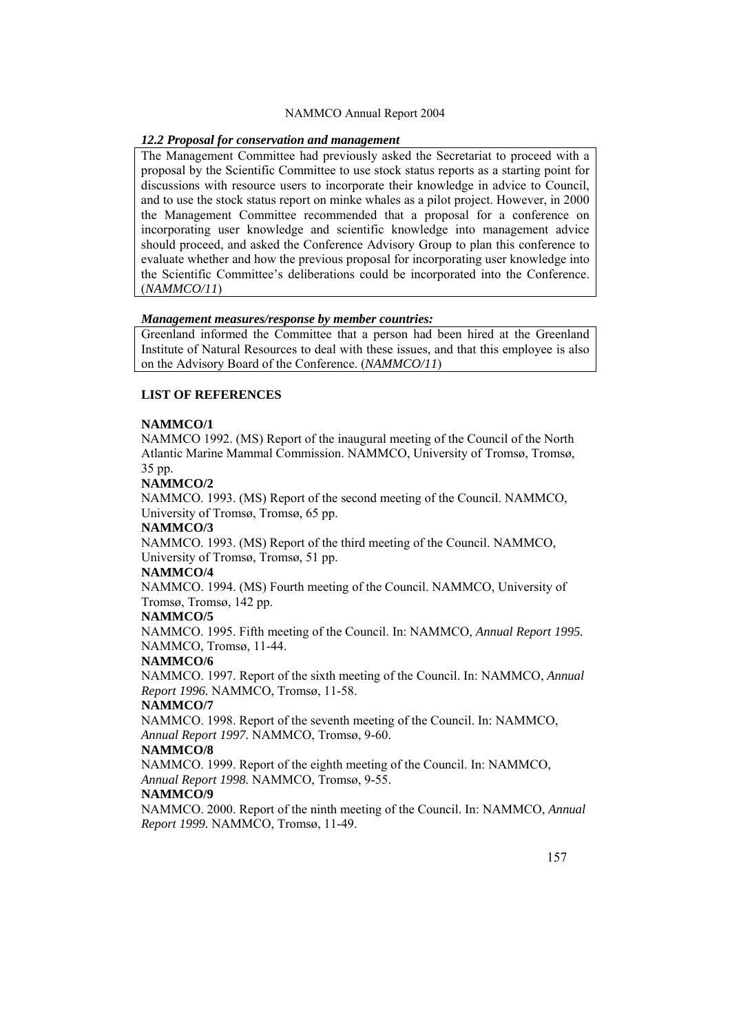### *12.2 Proposal for conservation and management*

The Management Committee had previously asked the Secretariat to proceed with a proposal by the Scientific Committee to use stock status reports as a starting point for discussions with resource users to incorporate their knowledge in advice to Council, and to use the stock status report on minke whales as a pilot project. However, in 2000 the Management Committee recommended that a proposal for a conference on incorporating user knowledge and scientific knowledge into management advice should proceed, and asked the Conference Advisory Group to plan this conference to evaluate whether and how the previous proposal for incorporating user knowledge into the Scientific Committee's deliberations could be incorporated into the Conference. (*NAMMCO/11*)

***Management measures/response by member countries:***

Greenland informed the Committee that a person had been hired at the Greenland Institute of Natural Resources to deal with these issues, and that this employee is also on the Advisory Board of the Conference. (*NAMMCO/11*)

## LIST OF REFERENCES

**NAMMCO/1**
NAMMCO 1992. (MS) Report of the inaugural meeting of the Council of the North Atlantic Marine Mammal Commission. NAMMCO, University of Tromsø, Tromsø, 35 pp.

**NAMMCO/2**
NAMMCO. 1993. (MS) Report of the second meeting of the Council. NAMMCO, University of Tromsø, Tromsø, 65 pp.

**NAMMCO/3**
NAMMCO. 1993. (MS) Report of the third meeting of the Council. NAMMCO, University of Tromsø, Tromsø, 51 pp.

**NAMMCO/4**
NAMMCO. 1994. (MS) Fourth meeting of the Council. NAMMCO, University of Tromsø, Tromsø, 142 pp.

**NAMMCO/5**
NAMMCO. 1995. Fifth meeting of the Council. In: NAMMCO, *Annual Report 1995.* NAMMCO, Tromsø, 11-44.

**NAMMCO/6**
NAMMCO. 1997. Report of the sixth meeting of the Council. In: NAMMCO, *Annual Report 1996.* NAMMCO, Tromsø, 11-58.

**NAMMCO/7**
NAMMCO. 1998. Report of the seventh meeting of the Council. In: NAMMCO, *Annual Report 1997.* NAMMCO, Tromsø, 9-60.

**NAMMCO/8**
NAMMCO. 1999. Report of the eighth meeting of the Council. In: NAMMCO, *Annual Report 1998.* NAMMCO, Tromsø, 9-55.

**NAMMCO/9**
NAMMCO. 2000. Report of the ninth meeting of the Council. In: NAMMCO, *Annual Report 1999.* NAMMCO, Tromsø, 11-49.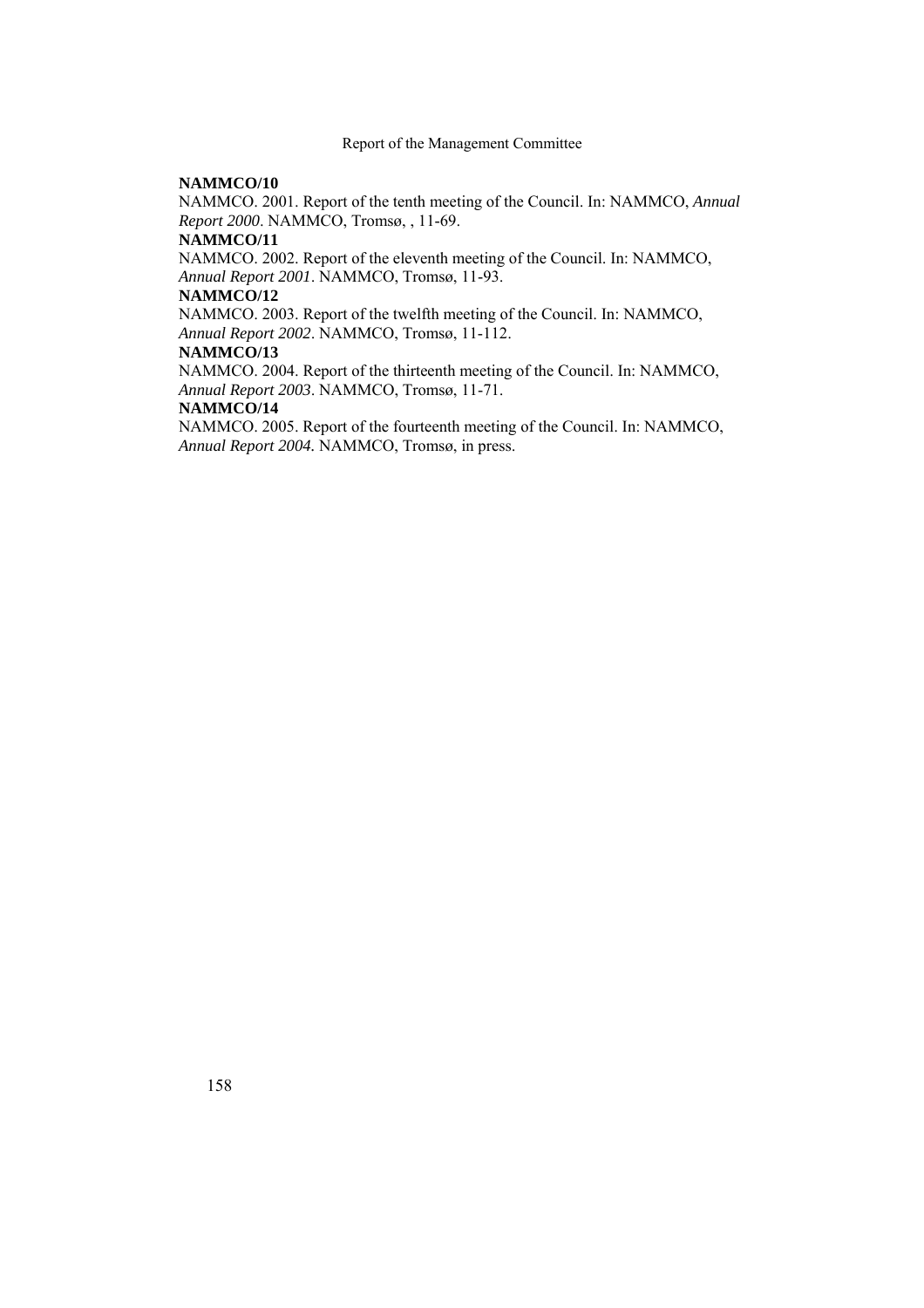**NAMMCO/10**

NAMMCO. 2001. Report of the tenth meeting of the Council. In: NAMMCO, *Annual Report 2000*. NAMMCO, Tromsø, , 11-69.

**NAMMCO/11**

NAMMCO. 2002. Report of the eleventh meeting of the Council. In: NAMMCO, *Annual Report 2001*. NAMMCO, Tromsø, 11-93.

**NAMMCO/12**

NAMMCO. 2003. Report of the twelfth meeting of the Council. In: NAMMCO, *Annual Report 2002*. NAMMCO, Tromsø, 11-112.

**NAMMCO/13**

NAMMCO. 2004. Report of the thirteenth meeting of the Council. In: NAMMCO, *Annual Report 2003*. NAMMCO, Tromsø, 11-71.

**NAMMCO/14**

NAMMCO. 2005. Report of the fourteenth meeting of the Council. In: NAMMCO, *Annual Report 2004.* NAMMCO, Tromsø, in press.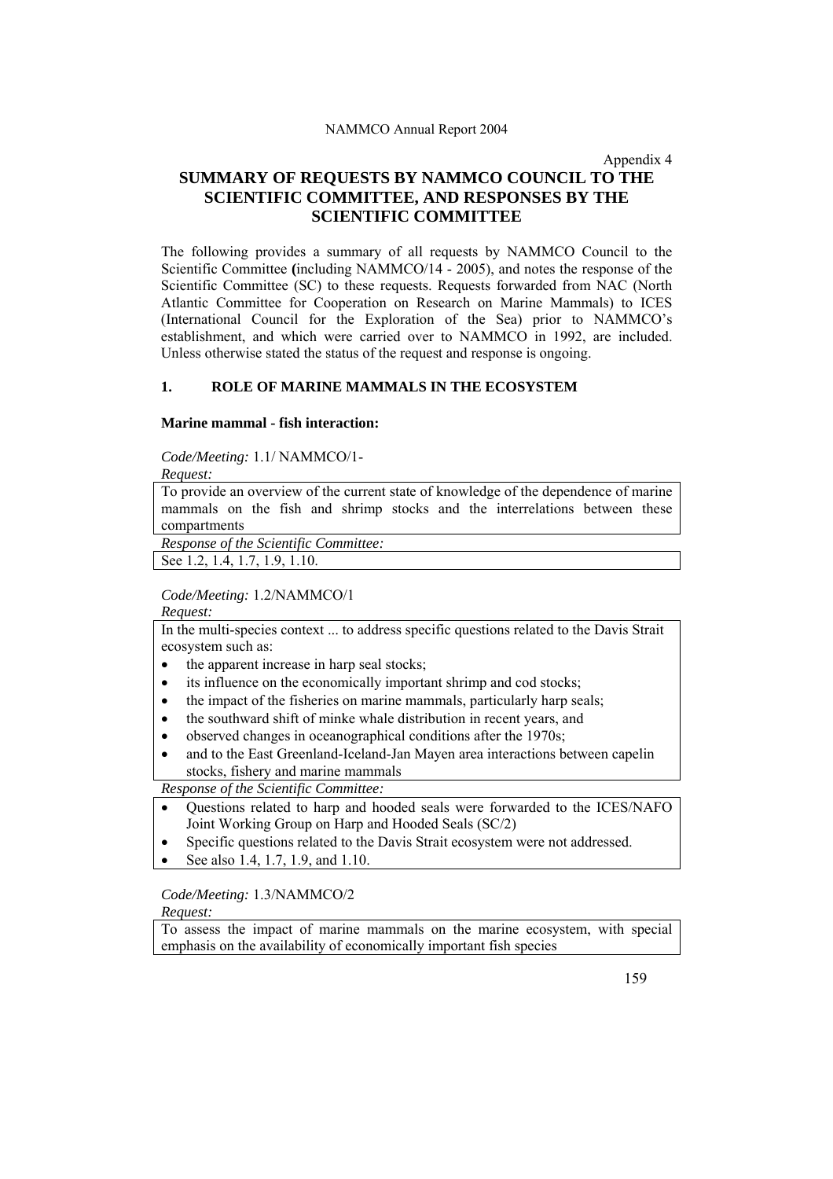Appendix 4

# SUMMARY OF REQUESTS BY NAMMCO COUNCIL TO THE SCIENTIFIC COMMITTEE, AND RESPONSES BY THE SCIENTIFIC COMMITTEE

The following provides a summary of all requests by NAMMCO Council to the Scientific Committee **(**including NAMMCO/14 - 2005), and notes the response of the Scientific Committee (SC) to these requests. Requests forwarded from NAC (North Atlantic Committee for Cooperation on Research on Marine Mammals) to ICES (International Council for the Exploration of the Sea) prior to NAMMCO's establishment, and which were carried over to NAMMCO in 1992, are included. Unless otherwise stated the status of the request and response is ongoing.

## 1. ROLE OF MARINE MAMMALS IN THE ECOSYSTEM

### Marine mammal - fish interaction:

*Code/Meeting:* 1.1/ NAMMCO/1-

*Request:*

To provide an overview of the current state of knowledge of the dependence of marine mammals on the fish and shrimp stocks and the interrelations between these compartments

*Response of the Scientific Committee:*

See 1.2, 1.4, 1.7, 1.9, 1.10.

*Code/Meeting:* 1.2/NAMMCO/1

*Request:*

In the multi-species context ... to address specific questions related to the Davis Strait ecosystem such as:

- the apparent increase in harp seal stocks;
- its influence on the economically important shrimp and cod stocks;
- the impact of the fisheries on marine mammals, particularly harp seals;
- the southward shift of minke whale distribution in recent years, and
- observed changes in oceanographical conditions after the 1970s;
- and to the East Greenland-Iceland-Jan Mayen area interactions between capelin stocks, fishery and marine mammals

*Response of the Scientific Committee:*

- Questions related to harp and hooded seals were forwarded to the ICES/NAFO Joint Working Group on Harp and Hooded Seals (SC/2)
- Specific questions related to the Davis Strait ecosystem were not addressed.
- See also 1.4, 1.7, 1.9, and 1.10.

*Code/Meeting:* 1.3/NAMMCO/2

*Request:*

To assess the impact of marine mammals on the marine ecosystem, with special emphasis on the availability of economically important fish species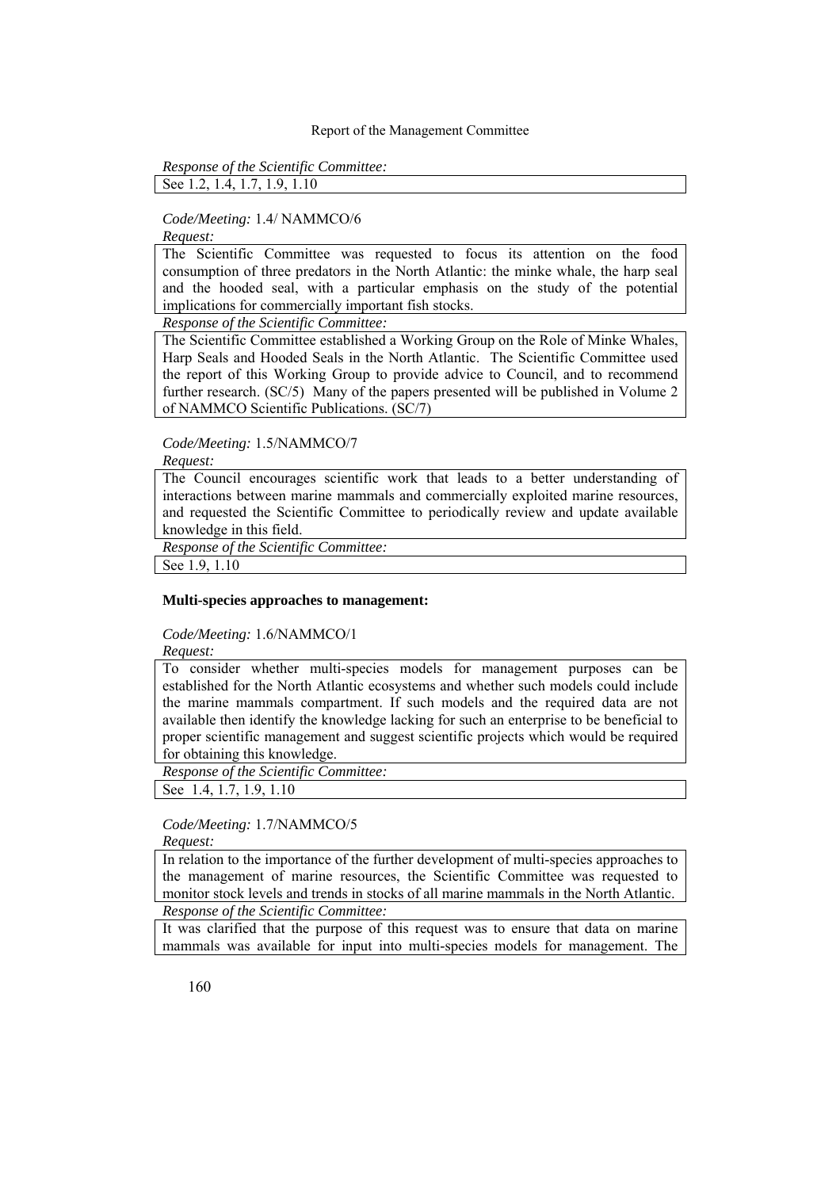*Response of the Scientific Committee:*

See 1.2, 1.4, 1.7, 1.9, 1.10

*Code/Meeting:* 1.4/ NAMMCO/6

*Request:*

The Scientific Committee was requested to focus its attention on the food consumption of three predators in the North Atlantic: the minke whale, the harp seal and the hooded seal, with a particular emphasis on the study of the potential implications for commercially important fish stocks.

*Response of the Scientific Committee:*

The Scientific Committee established a Working Group on the Role of Minke Whales, Harp Seals and Hooded Seals in the North Atlantic. The Scientific Committee used the report of this Working Group to provide advice to Council, and to recommend further research. (SC/5) Many of the papers presented will be published in Volume 2 of NAMMCO Scientific Publications. (SC/7)

*Code/Meeting:* 1.5/NAMMCO/7

*Request:*

The Council encourages scientific work that leads to a better understanding of interactions between marine mammals and commercially exploited marine resources, and requested the Scientific Committee to periodically review and update available knowledge in this field.

*Response of the Scientific Committee:*

See 1.9, 1.10

**Multi-species approaches to management:**

*Code/Meeting:* 1.6/NAMMCO/1

*Request:*

To consider whether multi-species models for management purposes can be established for the North Atlantic ecosystems and whether such models could include the marine mammals compartment. If such models and the required data are not available then identify the knowledge lacking for such an enterprise to be beneficial to proper scientific management and suggest scientific projects which would be required for obtaining this knowledge.

*Response of the Scientific Committee:*

See 1.4, 1.7, 1.9, 1.10

*Code/Meeting:* 1.7/NAMMCO/5

*Request:*

In relation to the importance of the further development of multi-species approaches to the management of marine resources, the Scientific Committee was requested to monitor stock levels and trends in stocks of all marine mammals in the North Atlantic.

*Response of the Scientific Committee:*

It was clarified that the purpose of this request was to ensure that data on marine mammals was available for input into multi-species models for management. The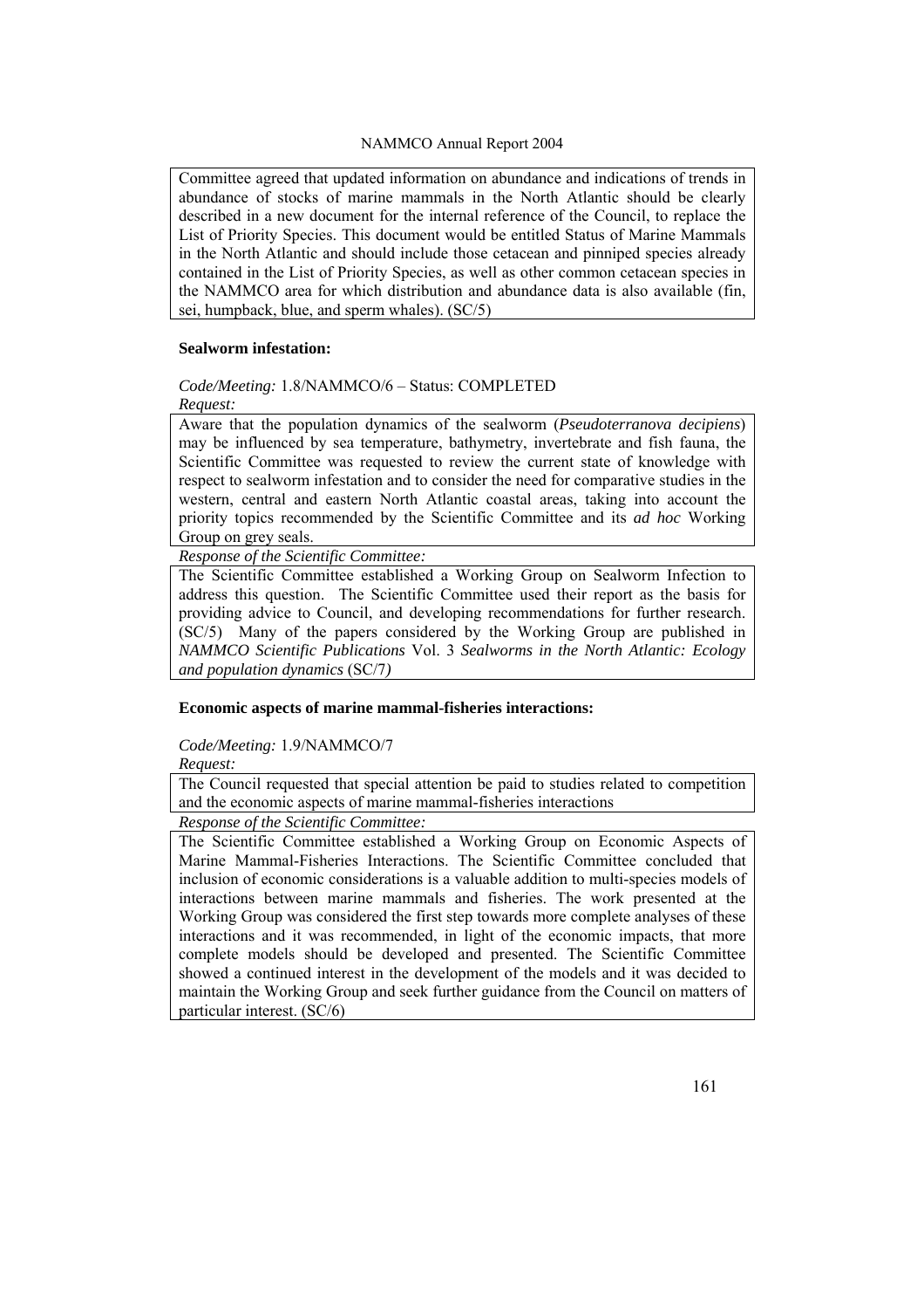Committee agreed that updated information on abundance and indications of trends in abundance of stocks of marine mammals in the North Atlantic should be clearly described in a new document for the internal reference of the Council, to replace the List of Priority Species. This document would be entitled Status of Marine Mammals in the North Atlantic and should include those cetacean and pinniped species already contained in the List of Priority Species, as well as other common cetacean species in the NAMMCO area for which distribution and abundance data is also available (fin, sei, humpback, blue, and sperm whales). (SC/5)

**Sealworm infestation:**

*Code/Meeting:* 1.8/NAMMCO/6 – Status: COMPLETED

*Request:*

Aware that the population dynamics of the sealworm (*Pseudoterranova decipiens*) may be influenced by sea temperature, bathymetry, invertebrate and fish fauna, the Scientific Committee was requested to review the current state of knowledge with respect to sealworm infestation and to consider the need for comparative studies in the western, central and eastern North Atlantic coastal areas, taking into account the priority topics recommended by the Scientific Committee and its *ad hoc* Working Group on grey seals.

*Response of the Scientific Committee:*

The Scientific Committee established a Working Group on Sealworm Infection to address this question. The Scientific Committee used their report as the basis for providing advice to Council, and developing recommendations for further research. (SC/5) Many of the papers considered by the Working Group are published in *NAMMCO Scientific Publications* Vol. 3 *Sealworms in the North Atlantic: Ecology and population dynamics* (SC/7)

**Economic aspects of marine mammal-fisheries interactions:**

*Code/Meeting:* 1.9/NAMMCO/7

*Request:*

The Council requested that special attention be paid to studies related to competition and the economic aspects of marine mammal-fisheries interactions

*Response of the Scientific Committee:*

The Scientific Committee established a Working Group on Economic Aspects of Marine Mammal-Fisheries Interactions. The Scientific Committee concluded that inclusion of economic considerations is a valuable addition to multi-species models of interactions between marine mammals and fisheries. The work presented at the Working Group was considered the first step towards more complete analyses of these interactions and it was recommended, in light of the economic impacts, that more complete models should be developed and presented. The Scientific Committee showed a continued interest in the development of the models and it was decided to maintain the Working Group and seek further guidance from the Council on matters of particular interest. (SC/6)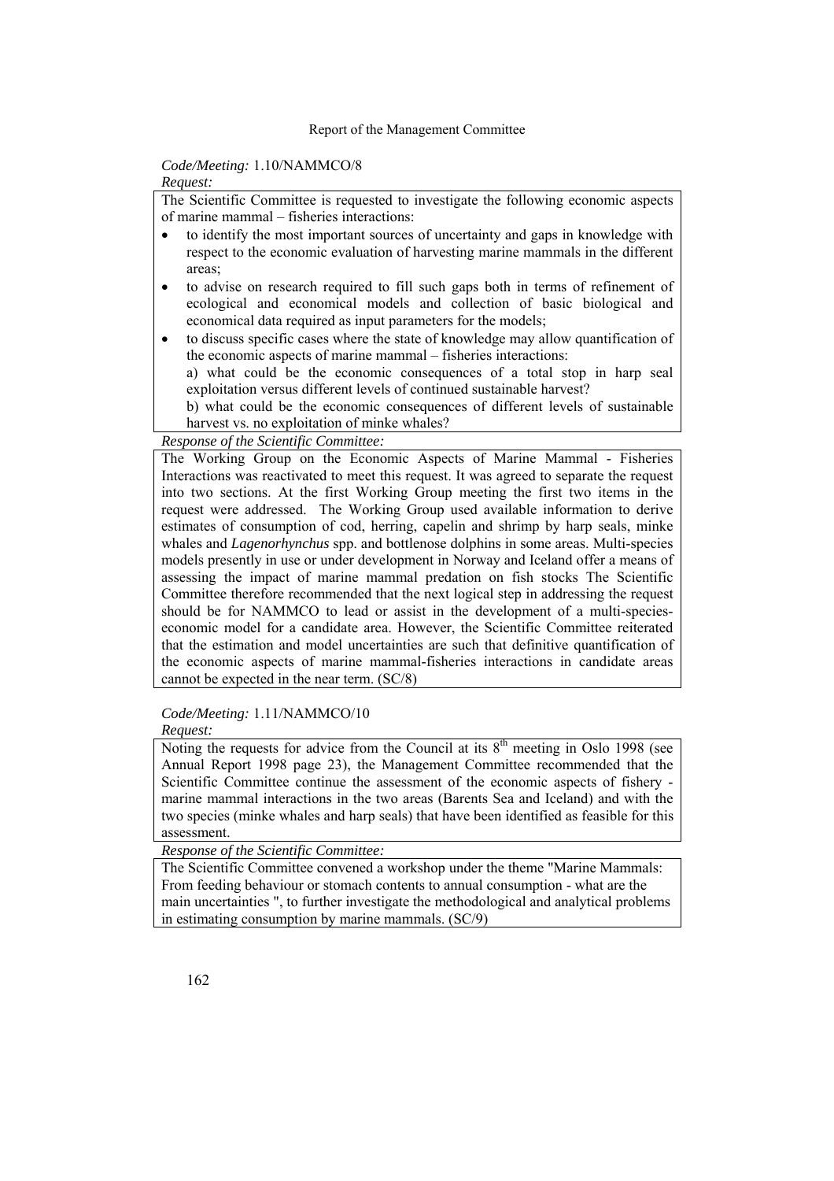*Code/Meeting:* 1.10/NAMMCO/8

*Request:*

The Scientific Committee is requested to investigate the following economic aspects of marine mammal – fisheries interactions:

- to identify the most important sources of uncertainty and gaps in knowledge with respect to the economic evaluation of harvesting marine mammals in the different areas;
- to advise on research required to fill such gaps both in terms of refinement of ecological and economical models and collection of basic biological and economical data required as input parameters for the models;
- to discuss specific cases where the state of knowledge may allow quantification of the economic aspects of marine mammal – fisheries interactions:

  a) what could be the economic consequences of a total stop in harp seal exploitation versus different levels of continued sustainable harvest?

  b) what could be the economic consequences of different levels of sustainable harvest vs. no exploitation of minke whales?

*Response of the Scientific Committee:*

The Working Group on the Economic Aspects of Marine Mammal - Fisheries Interactions was reactivated to meet this request. It was agreed to separate the request into two sections. At the first Working Group meeting the first two items in the request were addressed. The Working Group used available information to derive estimates of consumption of cod, herring, capelin and shrimp by harp seals, minke whales and *Lagenorhynchus* spp. and bottlenose dolphins in some areas. Multi-species models presently in use or under development in Norway and Iceland offer a means of assessing the impact of marine mammal predation on fish stocks The Scientific Committee therefore recommended that the next logical step in addressing the request should be for NAMMCO to lead or assist in the development of a multi-species-economic model for a candidate area. However, the Scientific Committee reiterated that the estimation and model uncertainties are such that definitive quantification of the economic aspects of marine mammal-fisheries interactions in candidate areas cannot be expected in the near term. (SC/8)

*Code/Meeting:* 1.11/NAMMCO/10

*Request:*

Noting the requests for advice from the Council at its 8th meeting in Oslo 1998 (see Annual Report 1998 page 23), the Management Committee recommended that the Scientific Committee continue the assessment of the economic aspects of fishery - marine mammal interactions in the two areas (Barents Sea and Iceland) and with the two species (minke whales and harp seals) that have been identified as feasible for this assessment.

*Response of the Scientific Committee:*

The Scientific Committee convened a workshop under the theme "Marine Mammals: From feeding behaviour or stomach contents to annual consumption - what are the main uncertainties ", to further investigate the methodological and analytical problems in estimating consumption by marine mammals. (SC/9)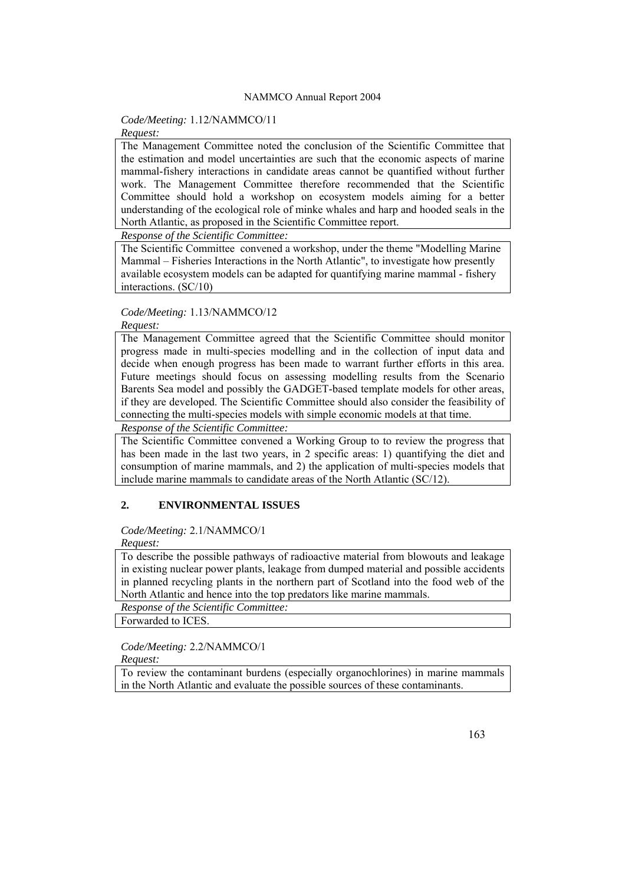*Code/Meeting:* 1.12/NAMMCO/11

*Request:*

The Management Committee noted the conclusion of the Scientific Committee that the estimation and model uncertainties are such that the economic aspects of marine mammal-fishery interactions in candidate areas cannot be quantified without further work. The Management Committee therefore recommended that the Scientific Committee should hold a workshop on ecosystem models aiming for a better understanding of the ecological role of minke whales and harp and hooded seals in the North Atlantic, as proposed in the Scientific Committee report.

*Response of the Scientific Committee:*

The Scientific Committee convened a workshop, under the theme "Modelling Marine Mammal – Fisheries Interactions in the North Atlantic", to investigate how presently available ecosystem models can be adapted for quantifying marine mammal - fishery interactions. (SC/10)

*Code/Meeting:* 1.13/NAMMCO/12

*Request:*

The Management Committee agreed that the Scientific Committee should monitor progress made in multi-species modelling and in the collection of input data and decide when enough progress has been made to warrant further efforts in this area. Future meetings should focus on assessing modelling results from the Scenario Barents Sea model and possibly the GADGET-based template models for other areas, if they are developed. The Scientific Committee should also consider the feasibility of connecting the multi-species models with simple economic models at that time.

*Response of the Scientific Committee:*

The Scientific Committee convened a Working Group to to review the progress that has been made in the last two years, in 2 specific areas: 1) quantifying the diet and consumption of marine mammals, and 2) the application of multi-species models that include marine mammals to candidate areas of the North Atlantic (SC/12).

## 2. ENVIRONMENTAL ISSUES

*Code/Meeting:* 2.1/NAMMCO/1

*Request:*

To describe the possible pathways of radioactive material from blowouts and leakage in existing nuclear power plants, leakage from dumped material and possible accidents in planned recycling plants in the northern part of Scotland into the food web of the North Atlantic and hence into the top predators like marine mammals.

*Response of the Scientific Committee:*

Forwarded to ICES.

*Code/Meeting:* 2.2/NAMMCO/1

*Request:*

To review the contaminant burdens (especially organochlorines) in marine mammals in the North Atlantic and evaluate the possible sources of these contaminants.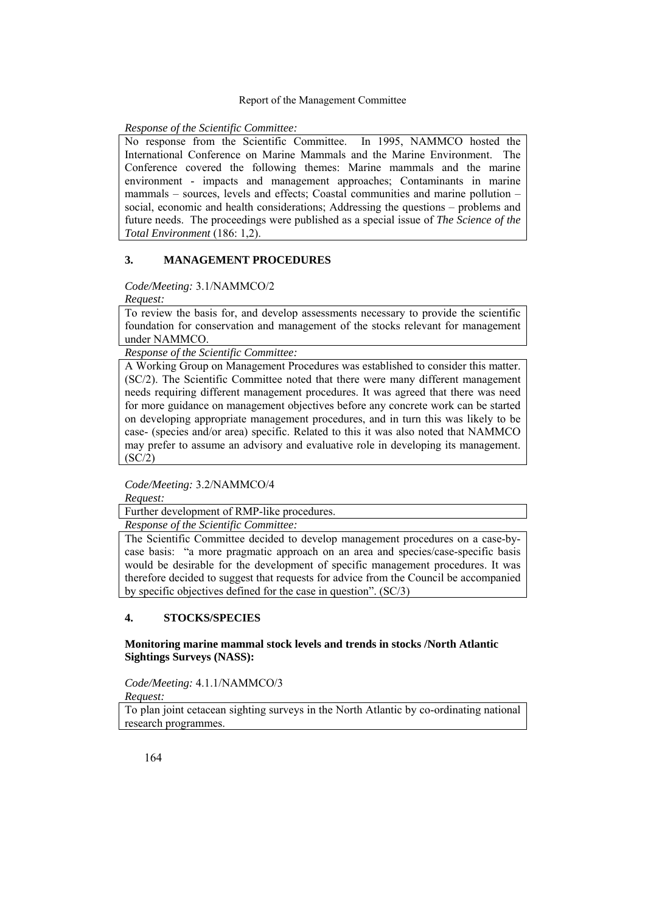*Response of the Scientific Committee:*

No response from the Scientific Committee. In 1995, NAMMCO hosted the International Conference on Marine Mammals and the Marine Environment. The Conference covered the following themes: Marine mammals and the marine environment - impacts and management approaches; Contaminants in marine mammals – sources, levels and effects; Coastal communities and marine pollution – social, economic and health considerations; Addressing the questions – problems and future needs. The proceedings were published as a special issue of *The Science of the Total Environment* (186: 1,2).

## 3. MANAGEMENT PROCEDURES

*Code/Meeting:* 3.1/NAMMCO/2

*Request:*

To review the basis for, and develop assessments necessary to provide the scientific foundation for conservation and management of the stocks relevant for management under NAMMCO.

*Response of the Scientific Committee:*

A Working Group on Management Procedures was established to consider this matter. (SC/2). The Scientific Committee noted that there were many different management needs requiring different management procedures. It was agreed that there was need for more guidance on management objectives before any concrete work can be started on developing appropriate management procedures, and in turn this was likely to be case- (species and/or area) specific. Related to this it was also noted that NAMMCO may prefer to assume an advisory and evaluative role in developing its management. (SC/2)

*Code/Meeting:* 3.2/NAMMCO/4

*Request:*

Further development of RMP-like procedures.

*Response of the Scientific Committee:*

The Scientific Committee decided to develop management procedures on a case-by-case basis: "a more pragmatic approach on an area and species/case-specific basis would be desirable for the development of specific management procedures. It was therefore decided to suggest that requests for advice from the Council be accompanied by specific objectives defined for the case in question". (SC/3)

## 4. STOCKS/SPECIES

### Monitoring marine mammal stock levels and trends in stocks /North Atlantic Sightings Surveys (NASS):

*Code/Meeting:* 4.1.1/NAMMCO/3

*Request:*

To plan joint cetacean sighting surveys in the North Atlantic by co-ordinating national research programmes.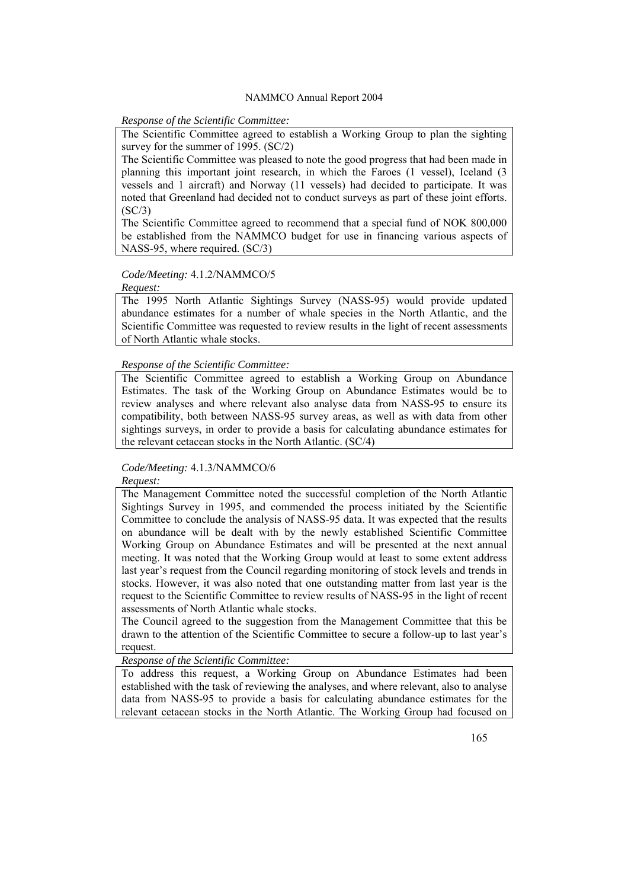*Response of the Scientific Committee:*

The Scientific Committee agreed to establish a Working Group to plan the sighting survey for the summer of 1995. (SC/2)

The Scientific Committee was pleased to note the good progress that had been made in planning this important joint research, in which the Faroes (1 vessel), Iceland (3 vessels and 1 aircraft) and Norway (11 vessels) had decided to participate. It was noted that Greenland had decided not to conduct surveys as part of these joint efforts. (SC/3)

The Scientific Committee agreed to recommend that a special fund of NOK 800,000 be established from the NAMMCO budget for use in financing various aspects of NASS-95, where required. (SC/3)

*Code/Meeting:* 4.1.2/NAMMCO/5

*Request:*

The 1995 North Atlantic Sightings Survey (NASS-95) would provide updated abundance estimates for a number of whale species in the North Atlantic, and the Scientific Committee was requested to review results in the light of recent assessments of North Atlantic whale stocks.

*Response of the Scientific Committee:*

The Scientific Committee agreed to establish a Working Group on Abundance Estimates. The task of the Working Group on Abundance Estimates would be to review analyses and where relevant also analyse data from NASS-95 to ensure its compatibility, both between NASS-95 survey areas, as well as with data from other sightings surveys, in order to provide a basis for calculating abundance estimates for the relevant cetacean stocks in the North Atlantic. (SC/4)

*Code/Meeting:* 4.1.3/NAMMCO/6

*Request:*

The Management Committee noted the successful completion of the North Atlantic Sightings Survey in 1995, and commended the process initiated by the Scientific Committee to conclude the analysis of NASS-95 data. It was expected that the results on abundance will be dealt with by the newly established Scientific Committee Working Group on Abundance Estimates and will be presented at the next annual meeting. It was noted that the Working Group would at least to some extent address last year's request from the Council regarding monitoring of stock levels and trends in stocks. However, it was also noted that one outstanding matter from last year is the request to the Scientific Committee to review results of NASS-95 in the light of recent assessments of North Atlantic whale stocks.

The Council agreed to the suggestion from the Management Committee that this be drawn to the attention of the Scientific Committee to secure a follow-up to last year's request.

*Response of the Scientific Committee:*

To address this request, a Working Group on Abundance Estimates had been established with the task of reviewing the analyses, and where relevant, also to analyse data from NASS-95 to provide a basis for calculating abundance estimates for the relevant cetacean stocks in the North Atlantic. The Working Group had focused on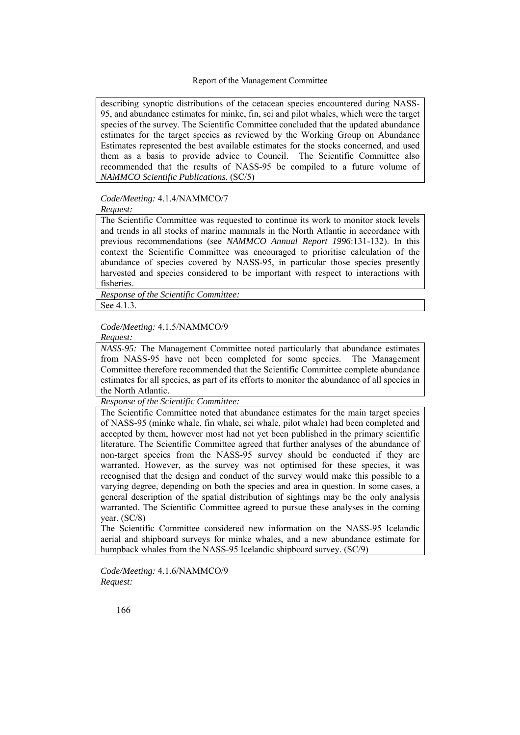describing synoptic distributions of the cetacean species encountered during NASS-95, and abundance estimates for minke, fin, sei and pilot whales, which were the target species of the survey. The Scientific Committee concluded that the updated abundance estimates for the target species as reviewed by the Working Group on Abundance Estimates represented the best available estimates for the stocks concerned, and used them as a basis to provide advice to Council. The Scientific Committee also recommended that the results of NASS-95 be compiled to a future volume of *NAMMCO Scientific Publications*. (SC/5)

*Code/Meeting:* 4.1.4/NAMMCO/7

*Request:*

The Scientific Committee was requested to continue its work to monitor stock levels and trends in all stocks of marine mammals in the North Atlantic in accordance with previous recommendations (see *NAMMCO Annual Report 1996*:131-132). In this context the Scientific Committee was encouraged to prioritise calculation of the abundance of species covered by NASS-95, in particular those species presently harvested and species considered to be important with respect to interactions with fisheries.

*Response of the Scientific Committee:*

See 4.1.3.

*Code/Meeting:* 4.1.5/NAMMCO/9

*Request:*

*NASS-95:* The Management Committee noted particularly that abundance estimates from NASS-95 have not been completed for some species. The Management Committee therefore recommended that the Scientific Committee complete abundance estimates for all species, as part of its efforts to monitor the abundance of all species in the North Atlantic.

*Response of the Scientific Committee:*

The Scientific Committee noted that abundance estimates for the main target species of NASS-95 (minke whale, fin whale, sei whale, pilot whale) had been completed and accepted by them, however most had not yet been published in the primary scientific literature. The Scientific Committee agreed that further analyses of the abundance of non-target species from the NASS-95 survey should be conducted if they are warranted. However, as the survey was not optimised for these species, it was recognised that the design and conduct of the survey would make this possible to a varying degree, depending on both the species and area in question. In some cases, a general description of the spatial distribution of sightings may be the only analysis warranted. The Scientific Committee agreed to pursue these analyses in the coming year. (SC/8)

The Scientific Committee considered new information on the NASS-95 Icelandic aerial and shipboard surveys for minke whales, and a new abundance estimate for humpback whales from the NASS-95 Icelandic shipboard survey. (SC/9)

*Code/Meeting:* 4.1.6/NAMMCO/9

*Request:*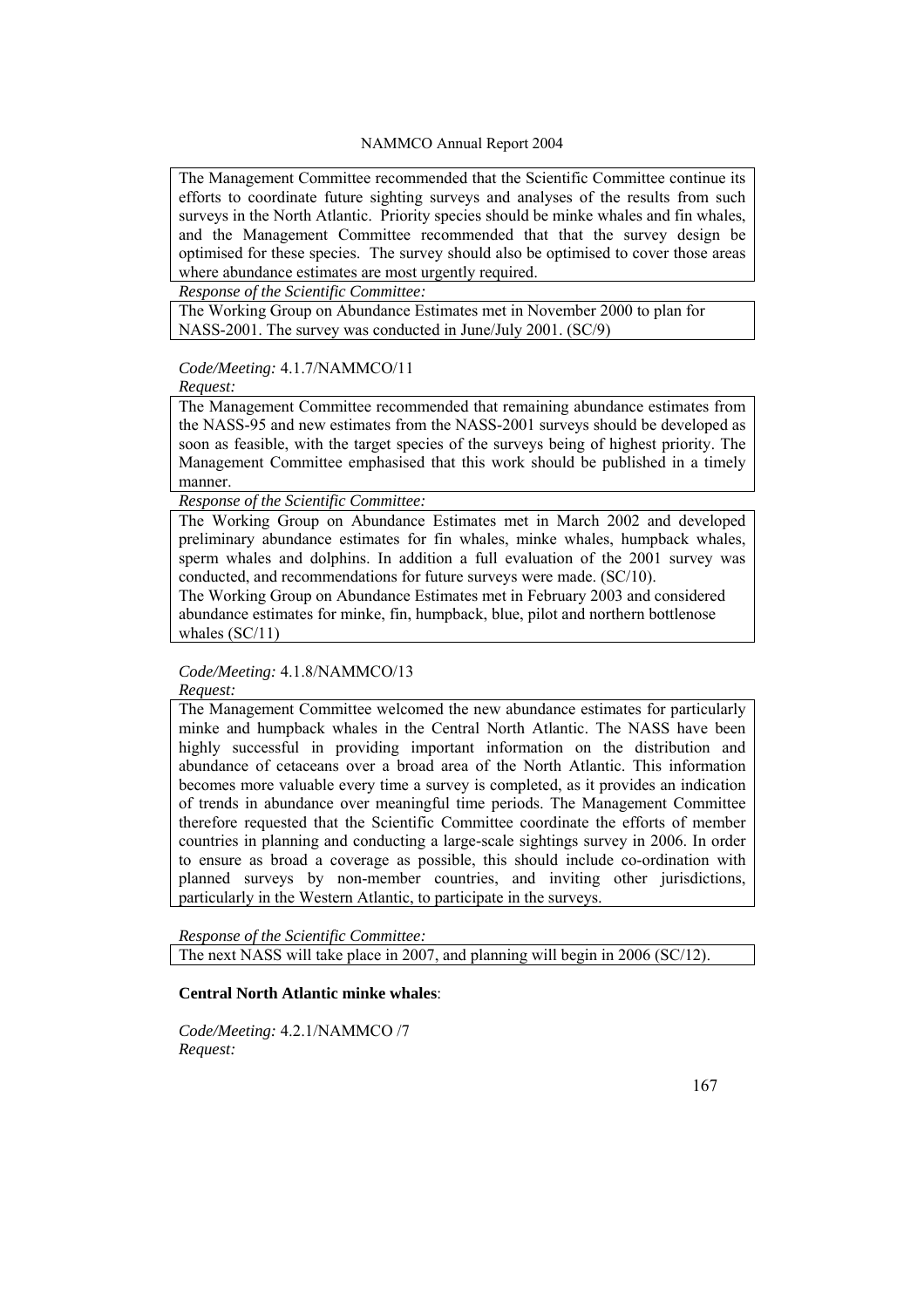The Management Committee recommended that the Scientific Committee continue its efforts to coordinate future sighting surveys and analyses of the results from such surveys in the North Atlantic. Priority species should be minke whales and fin whales, and the Management Committee recommended that that the survey design be optimised for these species. The survey should also be optimised to cover those areas where abundance estimates are most urgently required.

*Response of the Scientific Committee:*

The Working Group on Abundance Estimates met in November 2000 to plan for NASS-2001. The survey was conducted in June/July 2001. (SC/9)

*Code/Meeting:* 4.1.7/NAMMCO/11

*Request:*

The Management Committee recommended that remaining abundance estimates from the NASS-95 and new estimates from the NASS-2001 surveys should be developed as soon as feasible, with the target species of the surveys being of highest priority. The Management Committee emphasised that this work should be published in a timely manner.

*Response of the Scientific Committee:*

The Working Group on Abundance Estimates met in March 2002 and developed preliminary abundance estimates for fin whales, minke whales, humpback whales, sperm whales and dolphins. In addition a full evaluation of the 2001 survey was conducted, and recommendations for future surveys were made. (SC/10).

The Working Group on Abundance Estimates met in February 2003 and considered abundance estimates for minke, fin, humpback, blue, pilot and northern bottlenose whales (SC/11)

*Code/Meeting:* 4.1.8/NAMMCO/13

*Request:*

The Management Committee welcomed the new abundance estimates for particularly minke and humpback whales in the Central North Atlantic. The NASS have been highly successful in providing important information on the distribution and abundance of cetaceans over a broad area of the North Atlantic. This information becomes more valuable every time a survey is completed, as it provides an indication of trends in abundance over meaningful time periods. The Management Committee therefore requested that the Scientific Committee coordinate the efforts of member countries in planning and conducting a large-scale sightings survey in 2006. In order to ensure as broad a coverage as possible, this should include co-ordination with planned surveys by non-member countries, and inviting other jurisdictions, particularly in the Western Atlantic, to participate in the surveys.

*Response of the Scientific Committee:*

The next NASS will take place in 2007, and planning will begin in 2006 (SC/12).

**Central North Atlantic minke whales**:

*Code/Meeting:* 4.2.1/NAMMCO /7

*Request:*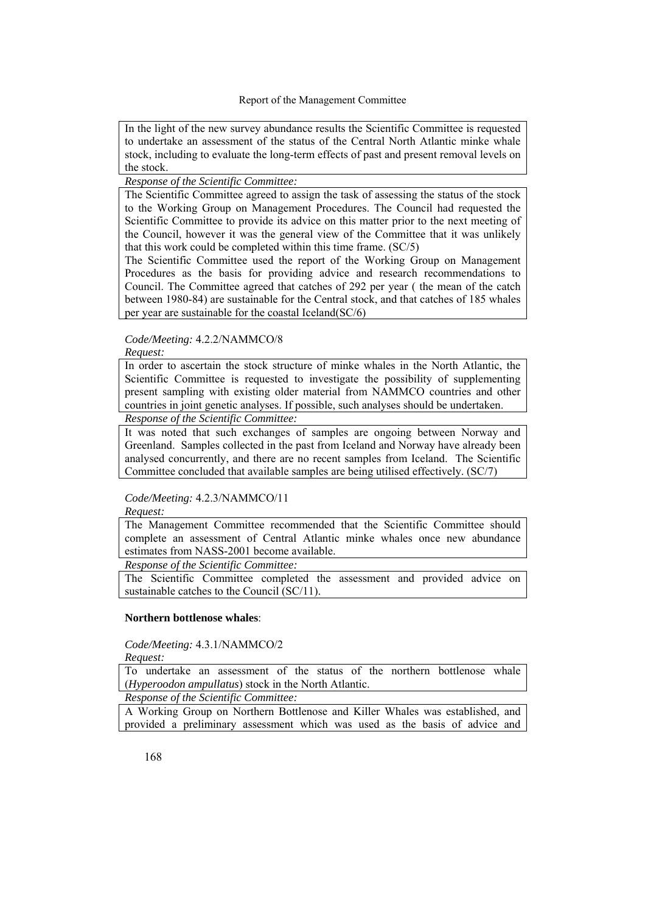In the light of the new survey abundance results the Scientific Committee is requested to undertake an assessment of the status of the Central North Atlantic minke whale stock, including to evaluate the long-term effects of past and present removal levels on the stock.

*Response of the Scientific Committee:*

The Scientific Committee agreed to assign the task of assessing the status of the stock to the Working Group on Management Procedures. The Council had requested the Scientific Committee to provide its advice on this matter prior to the next meeting of the Council, however it was the general view of the Committee that it was unlikely that this work could be completed within this time frame. (SC/5)

The Scientific Committee used the report of the Working Group on Management Procedures as the basis for providing advice and research recommendations to Council. The Committee agreed that catches of 292 per year ( the mean of the catch between 1980-84) are sustainable for the Central stock, and that catches of 185 whales per year are sustainable for the coastal Iceland(SC/6)

*Code/Meeting:* 4.2.2/NAMMCO/8

*Request:*

In order to ascertain the stock structure of minke whales in the North Atlantic, the Scientific Committee is requested to investigate the possibility of supplementing present sampling with existing older material from NAMMCO countries and other countries in joint genetic analyses. If possible, such analyses should be undertaken.

*Response of the Scientific Committee:*

It was noted that such exchanges of samples are ongoing between Norway and Greenland. Samples collected in the past from Iceland and Norway have already been analysed concurrently, and there are no recent samples from Iceland. The Scientific Committee concluded that available samples are being utilised effectively. (SC/7)

*Code/Meeting:* 4.2.3/NAMMCO/11

*Request:*

The Management Committee recommended that the Scientific Committee should complete an assessment of Central Atlantic minke whales once new abundance estimates from NASS-2001 become available.

*Response of the Scientific Committee:*

The Scientific Committee completed the assessment and provided advice on sustainable catches to the Council (SC/11).

**Northern bottlenose whales**:

*Code/Meeting:* 4.3.1/NAMMCO/2

*Request:*

To undertake an assessment of the status of the northern bottlenose whale (*Hyperoodon ampullatus*) stock in the North Atlantic.

*Response of the Scientific Committee:*

A Working Group on Northern Bottlenose and Killer Whales was established, and provided a preliminary assessment which was used as the basis of advice and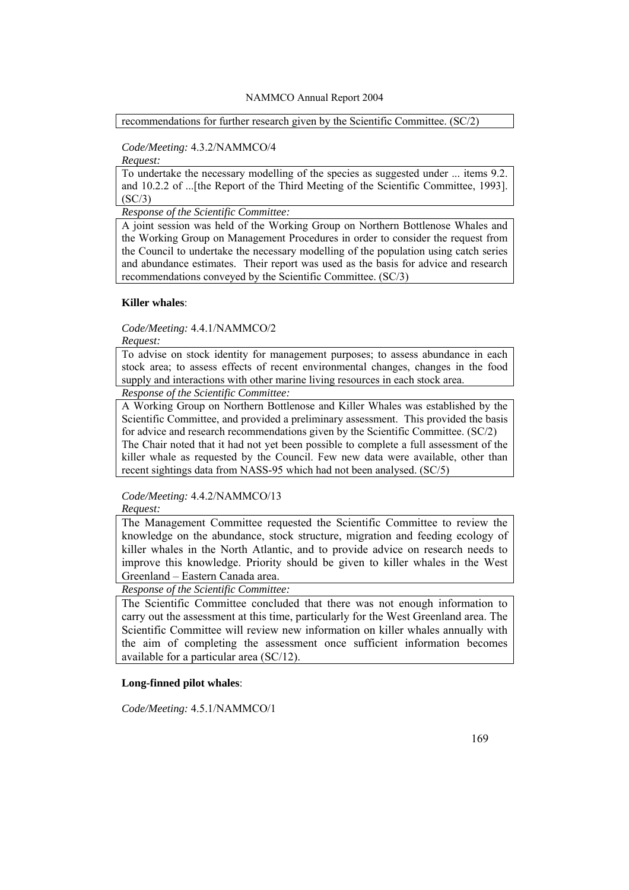recommendations for further research given by the Scientific Committee. (SC/2)

*Code/Meeting:* 4.3.2/NAMMCO/4

*Request:*

To undertake the necessary modelling of the species as suggested under ... items 9.2. and 10.2.2 of ...[the Report of the Third Meeting of the Scientific Committee, 1993]. (SC/3)

*Response of the Scientific Committee:*

A joint session was held of the Working Group on Northern Bottlenose Whales and the Working Group on Management Procedures in order to consider the request from the Council to undertake the necessary modelling of the population using catch series and abundance estimates. Their report was used as the basis for advice and research recommendations conveyed by the Scientific Committee. (SC/3)

**Killer whales**:

*Code/Meeting:* 4.4.1/NAMMCO/2

*Request:*

To advise on stock identity for management purposes; to assess abundance in each stock area; to assess effects of recent environmental changes, changes in the food supply and interactions with other marine living resources in each stock area.

*Response of the Scientific Committee:*

A Working Group on Northern Bottlenose and Killer Whales was established by the Scientific Committee, and provided a preliminary assessment. This provided the basis for advice and research recommendations given by the Scientific Committee. (SC/2)
The Chair noted that it had not yet been possible to complete a full assessment of the killer whale as requested by the Council. Few new data were available, other than recent sightings data from NASS-95 which had not been analysed. (SC/5)

*Code/Meeting:* 4.4.2/NAMMCO/13

*Request:*

The Management Committee requested the Scientific Committee to review the knowledge on the abundance, stock structure, migration and feeding ecology of killer whales in the North Atlantic, and to provide advice on research needs to improve this knowledge. Priority should be given to killer whales in the West Greenland – Eastern Canada area.

*Response of the Scientific Committee:*

The Scientific Committee concluded that there was not enough information to carry out the assessment at this time, particularly for the West Greenland area. The Scientific Committee will review new information on killer whales annually with the aim of completing the assessment once sufficient information becomes available for a particular area (SC/12).

**Long-finned pilot whales**:

*Code/Meeting:* 4.5.1/NAMMCO/1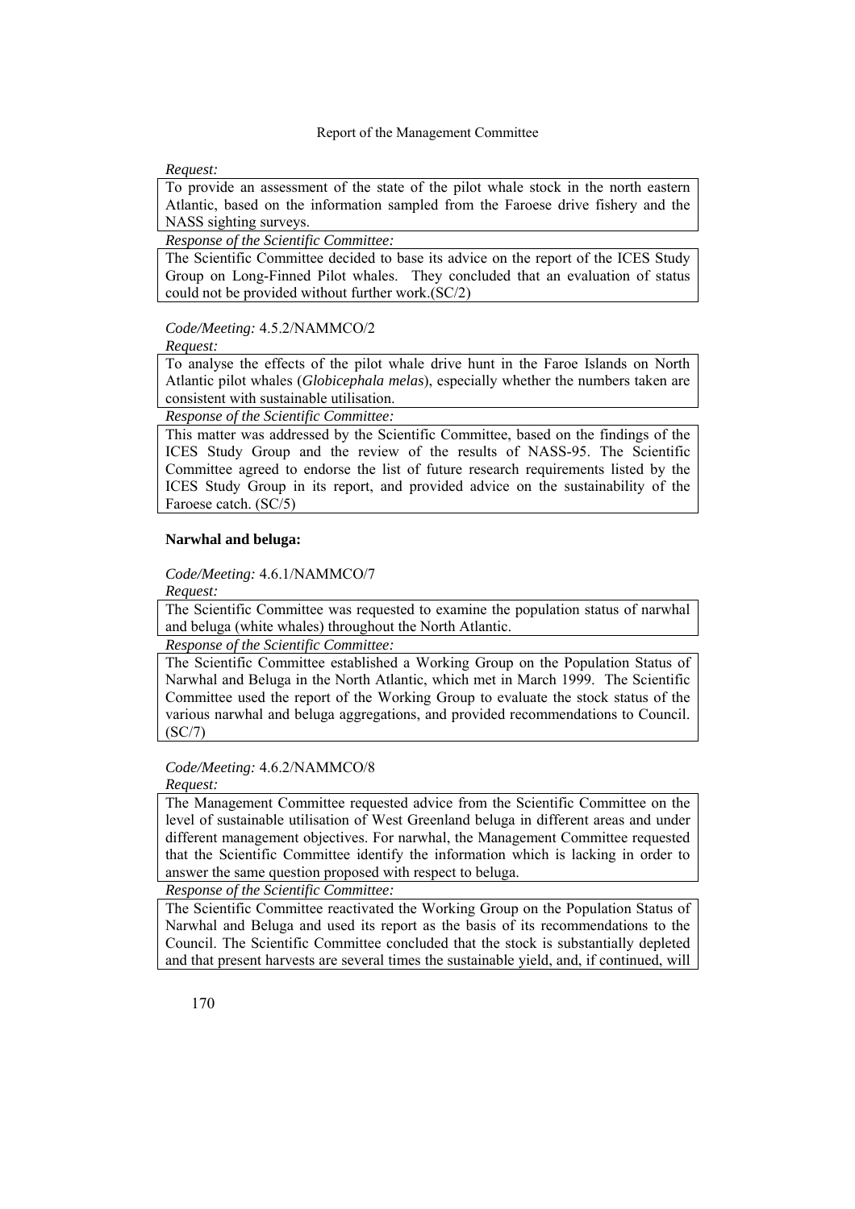*Request:*

To provide an assessment of the state of the pilot whale stock in the north eastern Atlantic, based on the information sampled from the Faroese drive fishery and the NASS sighting surveys.

*Response of the Scientific Committee:*

The Scientific Committee decided to base its advice on the report of the ICES Study Group on Long-Finned Pilot whales. They concluded that an evaluation of status could not be provided without further work.(SC/2)

*Code/Meeting:* 4.5.2/NAMMCO/2

*Request:*

To analyse the effects of the pilot whale drive hunt in the Faroe Islands on North Atlantic pilot whales (*Globicephala melas*), especially whether the numbers taken are consistent with sustainable utilisation.

*Response of the Scientific Committee:*

This matter was addressed by the Scientific Committee, based on the findings of the ICES Study Group and the review of the results of NASS-95. The Scientific Committee agreed to endorse the list of future research requirements listed by the ICES Study Group in its report, and provided advice on the sustainability of the Faroese catch. (SC/5)

**Narwhal and beluga:**

*Code/Meeting:* 4.6.1/NAMMCO/7

*Request:*

The Scientific Committee was requested to examine the population status of narwhal and beluga (white whales) throughout the North Atlantic.

*Response of the Scientific Committee:*

The Scientific Committee established a Working Group on the Population Status of Narwhal and Beluga in the North Atlantic, which met in March 1999. The Scientific Committee used the report of the Working Group to evaluate the stock status of the various narwhal and beluga aggregations, and provided recommendations to Council. (SC/7)

*Code/Meeting:* 4.6.2/NAMMCO/8

*Request:*

The Management Committee requested advice from the Scientific Committee on the level of sustainable utilisation of West Greenland beluga in different areas and under different management objectives. For narwhal, the Management Committee requested that the Scientific Committee identify the information which is lacking in order to answer the same question proposed with respect to beluga.

*Response of the Scientific Committee:*

The Scientific Committee reactivated the Working Group on the Population Status of Narwhal and Beluga and used its report as the basis of its recommendations to the Council. The Scientific Committee concluded that the stock is substantially depleted and that present harvests are several times the sustainable yield, and, if continued, will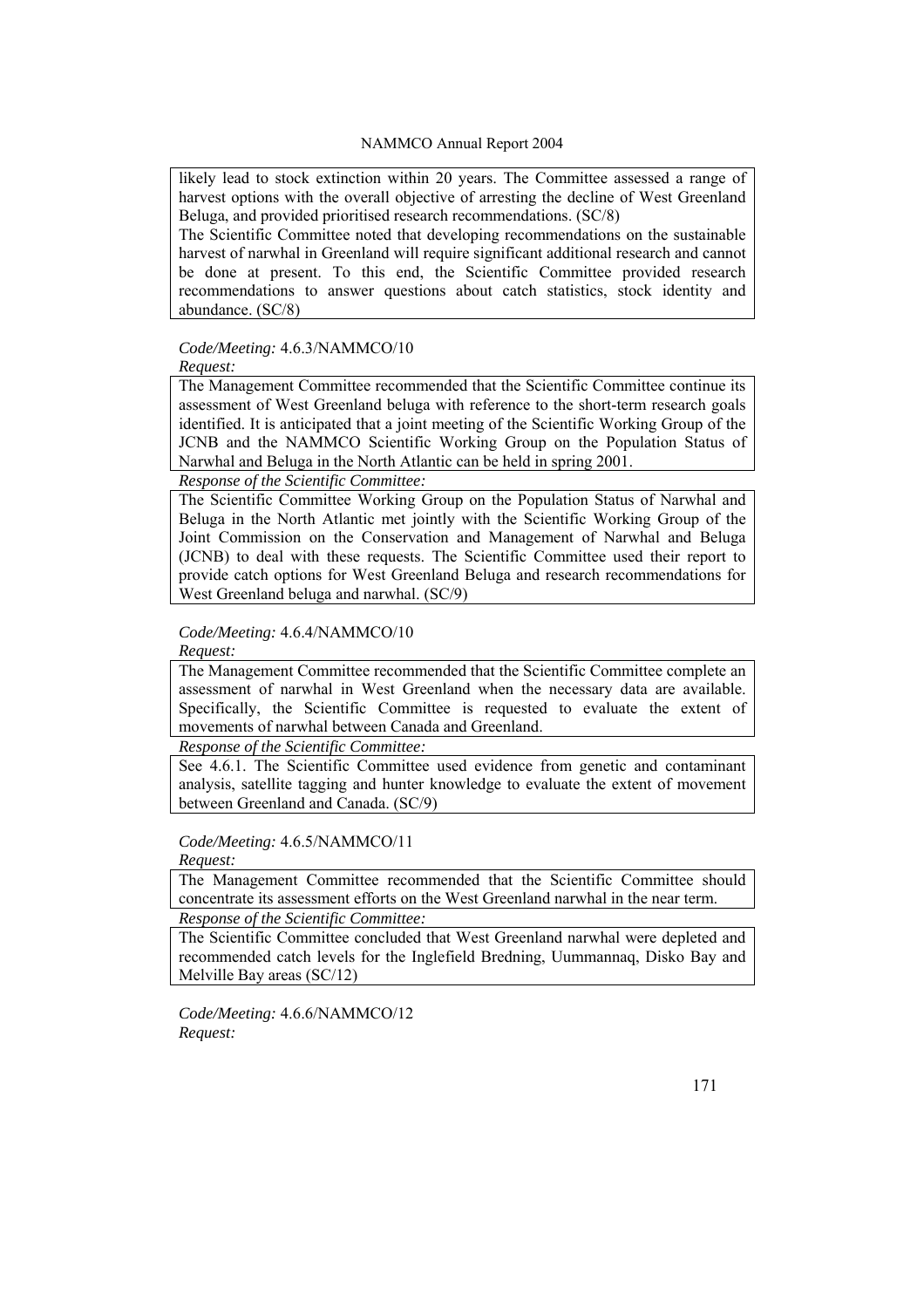likely lead to stock extinction within 20 years. The Committee assessed a range of harvest options with the overall objective of arresting the decline of West Greenland Beluga, and provided prioritised research recommendations. (SC/8)

The Scientific Committee noted that developing recommendations on the sustainable harvest of narwhal in Greenland will require significant additional research and cannot be done at present. To this end, the Scientific Committee provided research recommendations to answer questions about catch statistics, stock identity and abundance. (SC/8)

*Code/Meeting:* 4.6.3/NAMMCO/10

*Request:*

The Management Committee recommended that the Scientific Committee continue its assessment of West Greenland beluga with reference to the short-term research goals identified. It is anticipated that a joint meeting of the Scientific Working Group of the JCNB and the NAMMCO Scientific Working Group on the Population Status of Narwhal and Beluga in the North Atlantic can be held in spring 2001.

*Response of the Scientific Committee:*

The Scientific Committee Working Group on the Population Status of Narwhal and Beluga in the North Atlantic met jointly with the Scientific Working Group of the Joint Commission on the Conservation and Management of Narwhal and Beluga (JCNB) to deal with these requests. The Scientific Committee used their report to provide catch options for West Greenland Beluga and research recommendations for West Greenland beluga and narwhal. (SC/9)

*Code/Meeting:* 4.6.4/NAMMCO/10

*Request:*

The Management Committee recommended that the Scientific Committee complete an assessment of narwhal in West Greenland when the necessary data are available. Specifically, the Scientific Committee is requested to evaluate the extent of movements of narwhal between Canada and Greenland.

*Response of the Scientific Committee:*

See 4.6.1. The Scientific Committee used evidence from genetic and contaminant analysis, satellite tagging and hunter knowledge to evaluate the extent of movement between Greenland and Canada. (SC/9)

*Code/Meeting:* 4.6.5/NAMMCO/11

*Request:*

The Management Committee recommended that the Scientific Committee should concentrate its assessment efforts on the West Greenland narwhal in the near term.

*Response of the Scientific Committee:*

The Scientific Committee concluded that West Greenland narwhal were depleted and recommended catch levels for the Inglefield Bredning, Uummannaq, Disko Bay and Melville Bay areas (SC/12)

*Code/Meeting:* 4.6.6/NAMMCO/12

*Request:*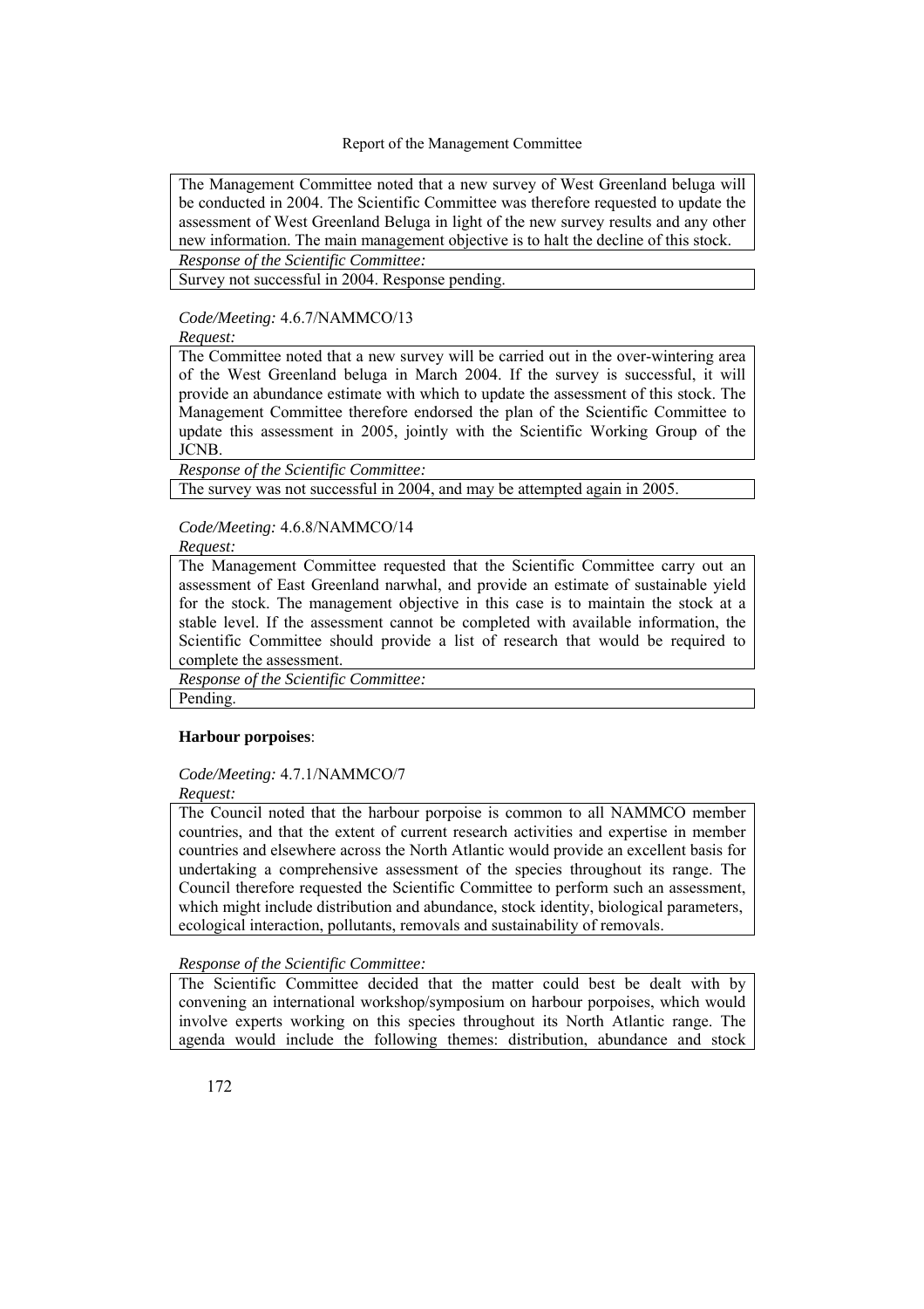The Management Committee noted that a new survey of West Greenland beluga will be conducted in 2004. The Scientific Committee was therefore requested to update the assessment of West Greenland Beluga in light of the new survey results and any other new information. The main management objective is to halt the decline of this stock.

*Response of the Scientific Committee:*

Survey not successful in 2004. Response pending.

*Code/Meeting:* 4.6.7/NAMMCO/13

*Request:*

The Committee noted that a new survey will be carried out in the over-wintering area of the West Greenland beluga in March 2004. If the survey is successful, it will provide an abundance estimate with which to update the assessment of this stock. The Management Committee therefore endorsed the plan of the Scientific Committee to update this assessment in 2005, jointly with the Scientific Working Group of the JCNB.

*Response of the Scientific Committee:*

The survey was not successful in 2004, and may be attempted again in 2005.

*Code/Meeting:* 4.6.8/NAMMCO/14

*Request:*

The Management Committee requested that the Scientific Committee carry out an assessment of East Greenland narwhal, and provide an estimate of sustainable yield for the stock. The management objective in this case is to maintain the stock at a stable level. If the assessment cannot be completed with available information, the Scientific Committee should provide a list of research that would be required to complete the assessment.

*Response of the Scientific Committee:*

Pending.

**Harbour porpoises**:

*Code/Meeting:* 4.7.1/NAMMCO/7

*Request:*

The Council noted that the harbour porpoise is common to all NAMMCO member countries, and that the extent of current research activities and expertise in member countries and elsewhere across the North Atlantic would provide an excellent basis for undertaking a comprehensive assessment of the species throughout its range. The Council therefore requested the Scientific Committee to perform such an assessment, which might include distribution and abundance, stock identity, biological parameters, ecological interaction, pollutants, removals and sustainability of removals.

*Response of the Scientific Committee:*

The Scientific Committee decided that the matter could best be dealt with by convening an international workshop/symposium on harbour porpoises, which would involve experts working on this species throughout its North Atlantic range. The agenda would include the following themes: distribution, abundance and stock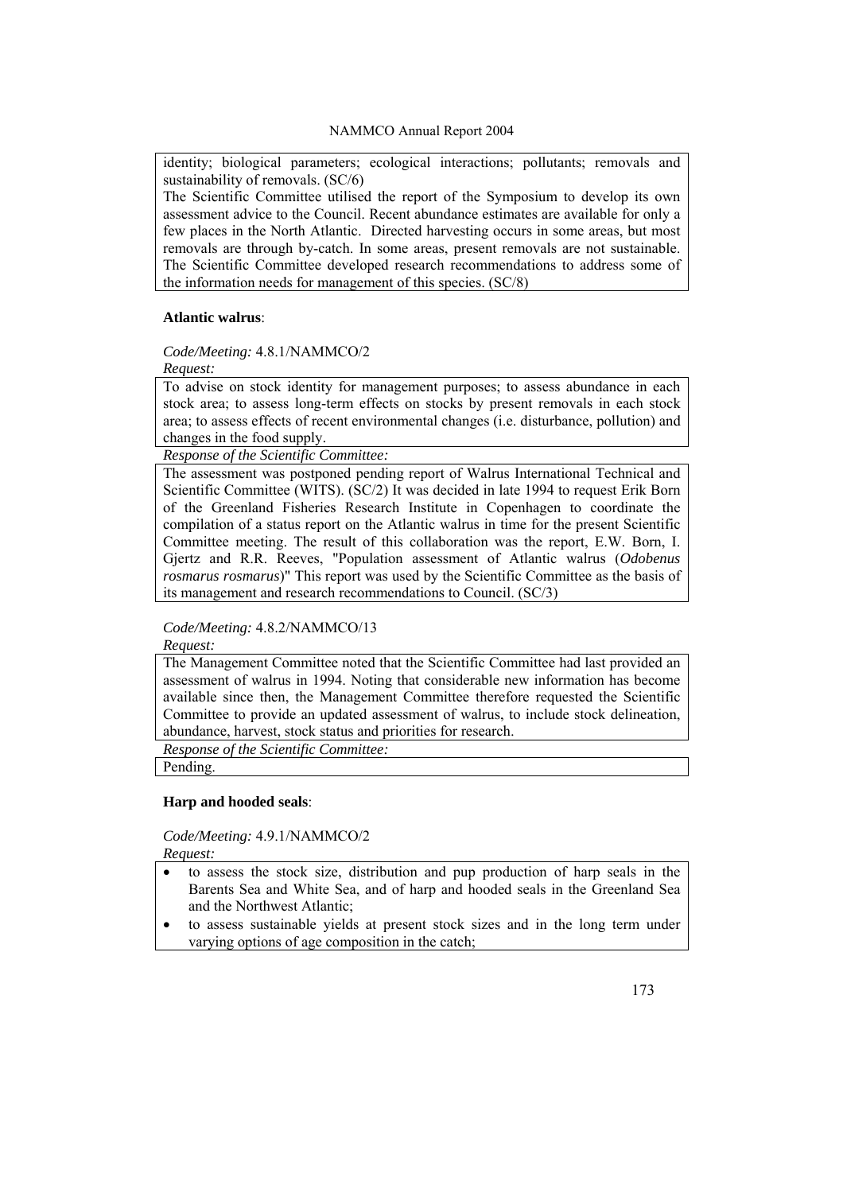identity; biological parameters; ecological interactions; pollutants; removals and sustainability of removals. (SC/6)

The Scientific Committee utilised the report of the Symposium to develop its own assessment advice to the Council. Recent abundance estimates are available for only a few places in the North Atlantic. Directed harvesting occurs in some areas, but most removals are through by-catch. In some areas, present removals are not sustainable. The Scientific Committee developed research recommendations to address some of the information needs for management of this species. (SC/8)

**Atlantic walrus**:

*Code/Meeting:* 4.8.1/NAMMCO/2

*Request:*

To advise on stock identity for management purposes; to assess abundance in each stock area; to assess long-term effects on stocks by present removals in each stock area; to assess effects of recent environmental changes (i.e. disturbance, pollution) and changes in the food supply.

*Response of the Scientific Committee:*

The assessment was postponed pending report of Walrus International Technical and Scientific Committee (WITS). (SC/2) It was decided in late 1994 to request Erik Born of the Greenland Fisheries Research Institute in Copenhagen to coordinate the compilation of a status report on the Atlantic walrus in time for the present Scientific Committee meeting. The result of this collaboration was the report, E.W. Born, I. Gjertz and R.R. Reeves, "Population assessment of Atlantic walrus (*Odobenus rosmarus rosmarus*)" This report was used by the Scientific Committee as the basis of its management and research recommendations to Council. (SC/3)

*Code/Meeting:* 4.8.2/NAMMCO/13

*Request:*

The Management Committee noted that the Scientific Committee had last provided an assessment of walrus in 1994. Noting that considerable new information has become available since then, the Management Committee therefore requested the Scientific Committee to provide an updated assessment of walrus, to include stock delineation, abundance, harvest, stock status and priorities for research.

*Response of the Scientific Committee:*

Pending.

**Harp and hooded seals**:

*Code/Meeting:* 4.9.1/NAMMCO/2

*Request:*

- to assess the stock size, distribution and pup production of harp seals in the Barents Sea and White Sea, and of harp and hooded seals in the Greenland Sea and the Northwest Atlantic;
- to assess sustainable yields at present stock sizes and in the long term under varying options of age composition in the catch;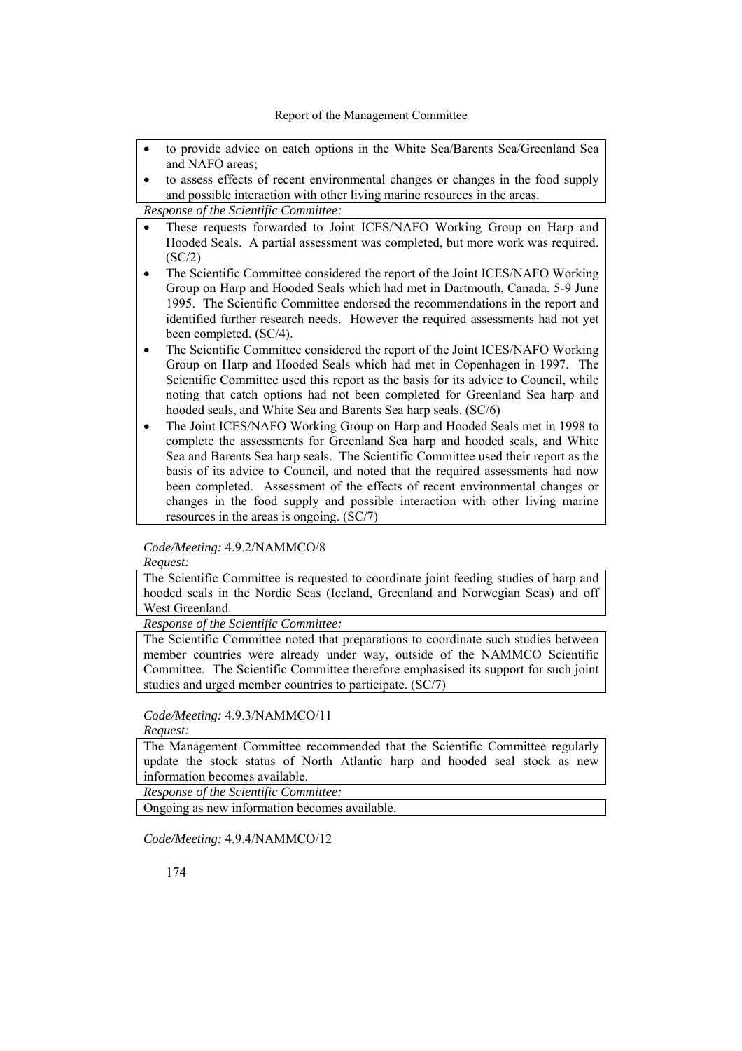- to provide advice on catch options in the White Sea/Barents Sea/Greenland Sea and NAFO areas;
- to assess effects of recent environmental changes or changes in the food supply and possible interaction with other living marine resources in the areas.

*Response of the Scientific Committee:*

- These requests forwarded to Joint ICES/NAFO Working Group on Harp and Hooded Seals. A partial assessment was completed, but more work was required. (SC/2)
- The Scientific Committee considered the report of the Joint ICES/NAFO Working Group on Harp and Hooded Seals which had met in Dartmouth, Canada, 5-9 June 1995. The Scientific Committee endorsed the recommendations in the report and identified further research needs. However the required assessments had not yet been completed. (SC/4).
- The Scientific Committee considered the report of the Joint ICES/NAFO Working Group on Harp and Hooded Seals which had met in Copenhagen in 1997. The Scientific Committee used this report as the basis for its advice to Council, while noting that catch options had not been completed for Greenland Sea harp and hooded seals, and White Sea and Barents Sea harp seals. (SC/6)
- The Joint ICES/NAFO Working Group on Harp and Hooded Seals met in 1998 to complete the assessments for Greenland Sea harp and hooded seals, and White Sea and Barents Sea harp seals. The Scientific Committee used their report as the basis of its advice to Council, and noted that the required assessments had now been completed. Assessment of the effects of recent environmental changes or changes in the food supply and possible interaction with other living marine resources in the areas is ongoing. (SC/7)

*Code/Meeting:* 4.9.2/NAMMCO/8

*Request:*

The Scientific Committee is requested to coordinate joint feeding studies of harp and hooded seals in the Nordic Seas (Iceland, Greenland and Norwegian Seas) and off West Greenland.

*Response of the Scientific Committee:*

The Scientific Committee noted that preparations to coordinate such studies between member countries were already under way, outside of the NAMMCO Scientific Committee. The Scientific Committee therefore emphasised its support for such joint studies and urged member countries to participate. (SC/7)

*Code/Meeting:* 4.9.3/NAMMCO/11

*Request:*

The Management Committee recommended that the Scientific Committee regularly update the stock status of North Atlantic harp and hooded seal stock as new information becomes available.

*Response of the Scientific Committee:*

Ongoing as new information becomes available.

*Code/Meeting:* 4.9.4/NAMMCO/12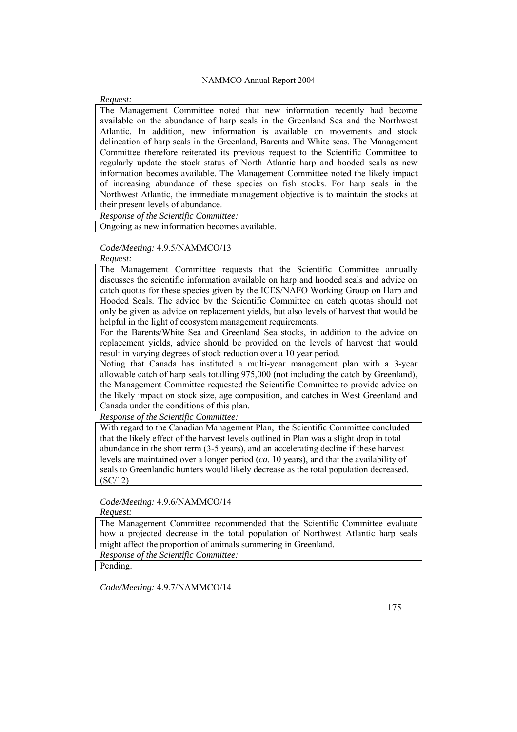*Request:*

The Management Committee noted that new information recently had become available on the abundance of harp seals in the Greenland Sea and the Northwest Atlantic. In addition, new information is available on movements and stock delineation of harp seals in the Greenland, Barents and White seas. The Management Committee therefore reiterated its previous request to the Scientific Committee to regularly update the stock status of North Atlantic harp and hooded seals as new information becomes available. The Management Committee noted the likely impact of increasing abundance of these species on fish stocks. For harp seals in the Northwest Atlantic, the immediate management objective is to maintain the stocks at their present levels of abundance.

*Response of the Scientific Committee:*

Ongoing as new information becomes available.

*Code/Meeting:* 4.9.5/NAMMCO/13

*Request:*

The Management Committee requests that the Scientific Committee annually discusses the scientific information available on harp and hooded seals and advice on catch quotas for these species given by the ICES/NAFO Working Group on Harp and Hooded Seals. The advice by the Scientific Committee on catch quotas should not only be given as advice on replacement yields, but also levels of harvest that would be helpful in the light of ecosystem management requirements.

For the Barents/White Sea and Greenland Sea stocks, in addition to the advice on replacement yields, advice should be provided on the levels of harvest that would result in varying degrees of stock reduction over a 10 year period.

Noting that Canada has instituted a multi-year management plan with a 3-year allowable catch of harp seals totalling 975,000 (not including the catch by Greenland), the Management Committee requested the Scientific Committee to provide advice on the likely impact on stock size, age composition, and catches in West Greenland and Canada under the conditions of this plan.

*Response of the Scientific Committee:*

With regard to the Canadian Management Plan, the Scientific Committee concluded that the likely effect of the harvest levels outlined in Plan was a slight drop in total abundance in the short term (3-5 years), and an accelerating decline if these harvest levels are maintained over a longer period (*ca*. 10 years), and that the availability of seals to Greenlandic hunters would likely decrease as the total population decreased. (SC/12)

*Code/Meeting:* 4.9.6/NAMMCO/14

*Request:*

The Management Committee recommended that the Scientific Committee evaluate how a projected decrease in the total population of Northwest Atlantic harp seals might affect the proportion of animals summering in Greenland.

*Response of the Scientific Committee:*

Pending.

*Code/Meeting:* 4.9.7/NAMMCO/14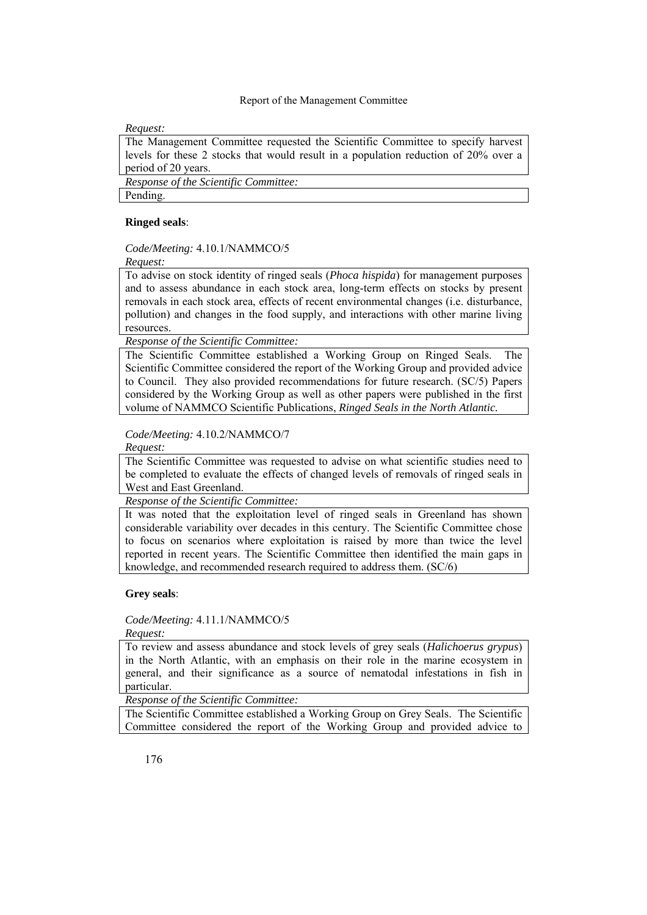*Request:*

The Management Committee requested the Scientific Committee to specify harvest levels for these 2 stocks that would result in a population reduction of 20% over a period of 20 years.

*Response of the Scientific Committee:*

Pending.

**Ringed seals**:

*Code/Meeting:* 4.10.1/NAMMCO/5

*Request:*

To advise on stock identity of ringed seals (*Phoca hispida*) for management purposes and to assess abundance in each stock area, long-term effects on stocks by present removals in each stock area, effects of recent environmental changes (i.e. disturbance, pollution) and changes in the food supply, and interactions with other marine living resources.

*Response of the Scientific Committee:*

The Scientific Committee established a Working Group on Ringed Seals. The Scientific Committee considered the report of the Working Group and provided advice to Council. They also provided recommendations for future research. (SC/5) Papers considered by the Working Group as well as other papers were published in the first volume of NAMMCO Scientific Publications, *Ringed Seals in the North Atlantic.*

*Code/Meeting:* 4.10.2/NAMMCO/7

*Request:*

The Scientific Committee was requested to advise on what scientific studies need to be completed to evaluate the effects of changed levels of removals of ringed seals in West and East Greenland.

*Response of the Scientific Committee:*

It was noted that the exploitation level of ringed seals in Greenland has shown considerable variability over decades in this century. The Scientific Committee chose to focus on scenarios where exploitation is raised by more than twice the level reported in recent years. The Scientific Committee then identified the main gaps in knowledge, and recommended research required to address them. (SC/6)

**Grey seals**:

*Code/Meeting:* 4.11.1/NAMMCO/5

*Request:*

To review and assess abundance and stock levels of grey seals (*Halichoerus grypus*) in the North Atlantic, with an emphasis on their role in the marine ecosystem in general, and their significance as a source of nematodal infestations in fish in particular.

*Response of the Scientific Committee:*

The Scientific Committee established a Working Group on Grey Seals. The Scientific Committee considered the report of the Working Group and provided advice to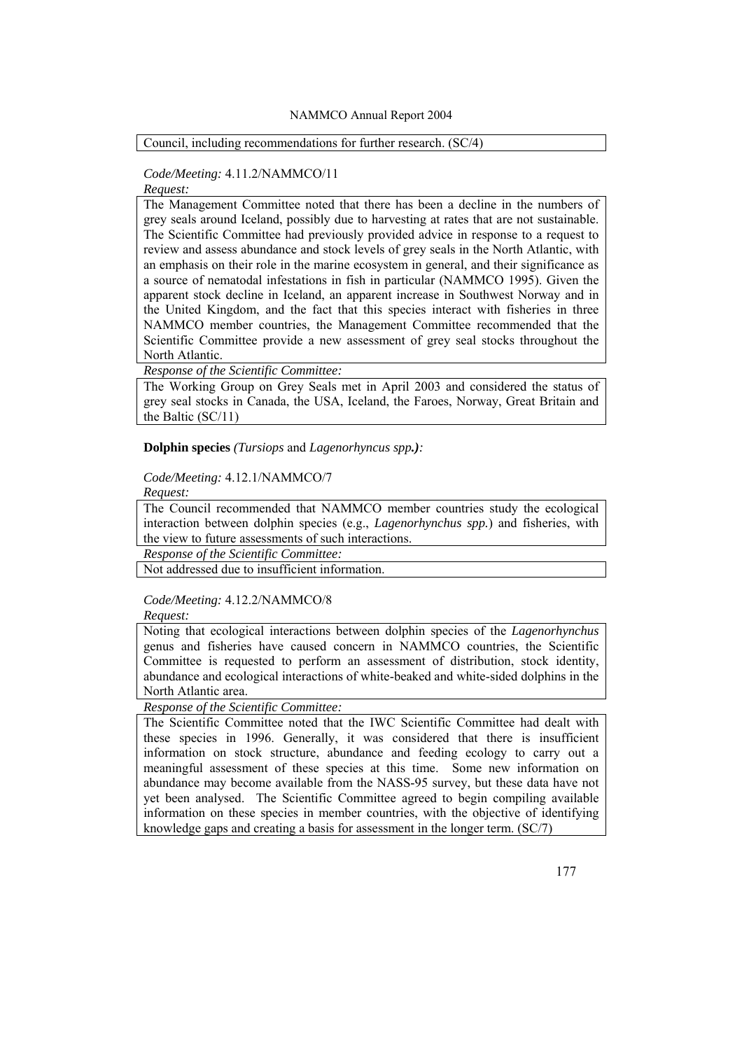Council, including recommendations for further research. (SC/4)

*Code/Meeting:* 4.11.2/NAMMCO/11

*Request:*

The Management Committee noted that there has been a decline in the numbers of grey seals around Iceland, possibly due to harvesting at rates that are not sustainable. The Scientific Committee had previously provided advice in response to a request to review and assess abundance and stock levels of grey seals in the North Atlantic, with an emphasis on their role in the marine ecosystem in general, and their significance as a source of nematodal infestations in fish in particular (NAMMCO 1995). Given the apparent stock decline in Iceland, an apparent increase in Southwest Norway and in the United Kingdom, and the fact that this species interact with fisheries in three NAMMCO member countries, the Management Committee recommended that the Scientific Committee provide a new assessment of grey seal stocks throughout the North Atlantic.

*Response of the Scientific Committee:*

The Working Group on Grey Seals met in April 2003 and considered the status of grey seal stocks in Canada, the USA, Iceland, the Faroes, Norway, Great Britain and the Baltic (SC/11)

**Dolphin species** *(Tursiops* and *Lagenorhyncus spp.):*

*Code/Meeting:* 4.12.1/NAMMCO/7

*Request:*

The Council recommended that NAMMCO member countries study the ecological interaction between dolphin species (e.g., *Lagenorhynchus spp.*) and fisheries, with the view to future assessments of such interactions.

*Response of the Scientific Committee:*

Not addressed due to insufficient information.

*Code/Meeting:* 4.12.2/NAMMCO/8

*Request:*

Noting that ecological interactions between dolphin species of the *Lagenorhynchus* genus and fisheries have caused concern in NAMMCO countries, the Scientific Committee is requested to perform an assessment of distribution, stock identity, abundance and ecological interactions of white-beaked and white-sided dolphins in the North Atlantic area.

*Response of the Scientific Committee:*

The Scientific Committee noted that the IWC Scientific Committee had dealt with these species in 1996. Generally, it was considered that there is insufficient information on stock structure, abundance and feeding ecology to carry out a meaningful assessment of these species at this time. Some new information on abundance may become available from the NASS-95 survey, but these data have not yet been analysed. The Scientific Committee agreed to begin compiling available information on these species in member countries, with the objective of identifying knowledge gaps and creating a basis for assessment in the longer term. (SC/7)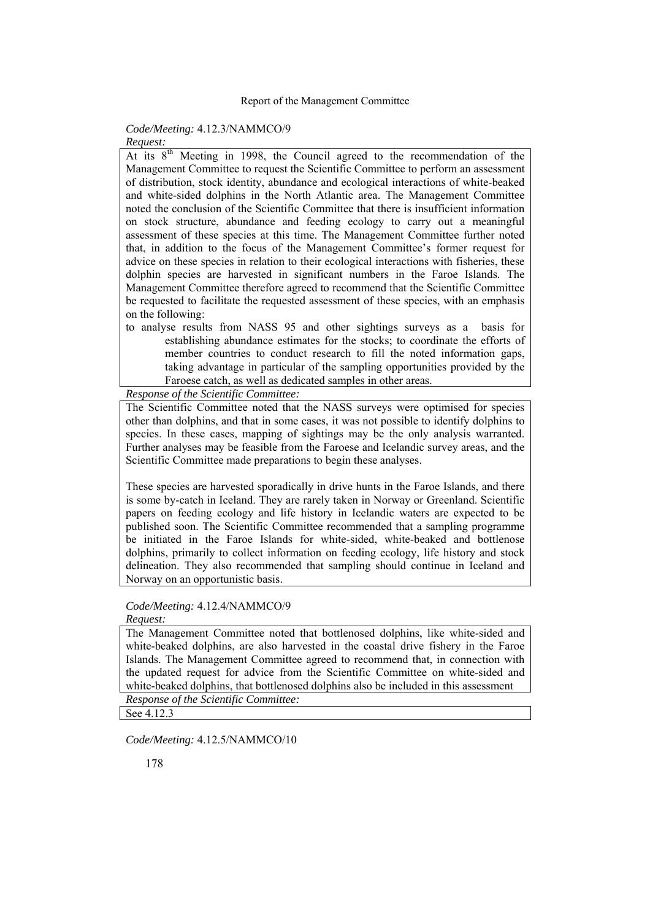*Code/Meeting:* 4.12.3/NAMMCO/9

*Request:*

At its 8th Meeting in 1998, the Council agreed to the recommendation of the Management Committee to request the Scientific Committee to perform an assessment of distribution, stock identity, abundance and ecological interactions of white-beaked and white-sided dolphins in the North Atlantic area. The Management Committee noted the conclusion of the Scientific Committee that there is insufficient information on stock structure, abundance and feeding ecology to carry out a meaningful assessment of these species at this time. The Management Committee further noted that, in addition to the focus of the Management Committee's former request for advice on these species in relation to their ecological interactions with fisheries, these dolphin species are harvested in significant numbers in the Faroe Islands. The Management Committee therefore agreed to recommend that the Scientific Committee be requested to facilitate the requested assessment of these species, with an emphasis on the following:

to analyse results from NASS 95 and other sightings surveys as a basis for establishing abundance estimates for the stocks; to coordinate the efforts of member countries to conduct research to fill the noted information gaps, taking advantage in particular of the sampling opportunities provided by the Faroese catch, as well as dedicated samples in other areas.

*Response of the Scientific Committee:*

The Scientific Committee noted that the NASS surveys were optimised for species other than dolphins, and that in some cases, it was not possible to identify dolphins to species. In these cases, mapping of sightings may be the only analysis warranted. Further analyses may be feasible from the Faroese and Icelandic survey areas, and the Scientific Committee made preparations to begin these analyses.

These species are harvested sporadically in drive hunts in the Faroe Islands, and there is some by-catch in Iceland. They are rarely taken in Norway or Greenland. Scientific papers on feeding ecology and life history in Icelandic waters are expected to be published soon. The Scientific Committee recommended that a sampling programme be initiated in the Faroe Islands for white-sided, white-beaked and bottlenose dolphins, primarily to collect information on feeding ecology, life history and stock delineation. They also recommended that sampling should continue in Iceland and Norway on an opportunistic basis.

*Code/Meeting:* 4.12.4/NAMMCO/9

*Request:*

The Management Committee noted that bottlenosed dolphins, like white-sided and white-beaked dolphins, are also harvested in the coastal drive fishery in the Faroe Islands. The Management Committee agreed to recommend that, in connection with the updated request for advice from the Scientific Committee on white-sided and white-beaked dolphins, that bottlenosed dolphins also be included in this assessment

*Response of the Scientific Committee:*

See 4.12.3

*Code/Meeting:* 4.12.5/NAMMCO/10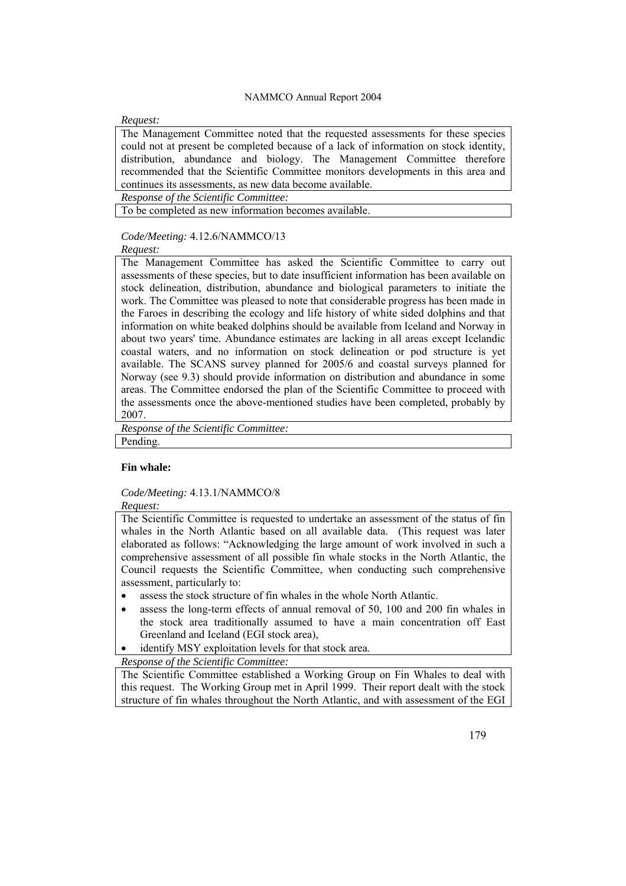*Request:*

The Management Committee noted that the requested assessments for these species could not at present be completed because of a lack of information on stock identity, distribution, abundance and biology. The Management Committee therefore recommended that the Scientific Committee monitors developments in this area and continues its assessments, as new data become available.

*Response of the Scientific Committee:*

To be completed as new information becomes available.

*Code/Meeting:* 4.12.6/NAMMCO/13

*Request:*

The Management Committee has asked the Scientific Committee to carry out assessments of these species, but to date insufficient information has been available on stock delineation, distribution, abundance and biological parameters to initiate the work. The Committee was pleased to note that considerable progress has been made in the Faroes in describing the ecology and life history of white sided dolphins and that information on white beaked dolphins should be available from Iceland and Norway in about two years' time. Abundance estimates are lacking in all areas except Icelandic coastal waters, and no information on stock delineation or pod structure is yet available. The SCANS survey planned for 2005/6 and coastal surveys planned for Norway (see 9.3) should provide information on distribution and abundance in some areas. The Committee endorsed the plan of the Scientific Committee to proceed with the assessments once the above-mentioned studies have been completed, probably by 2007.

*Response of the Scientific Committee:*

Pending.

**Fin whale:**

*Code/Meeting:* 4.13.1/NAMMCO/8

*Request:*

The Scientific Committee is requested to undertake an assessment of the status of fin whales in the North Atlantic based on all available data. (This request was later elaborated as follows: "Acknowledging the large amount of work involved in such a comprehensive assessment of all possible fin whale stocks in the North Atlantic, the Council requests the Scientific Committee, when conducting such comprehensive assessment, particularly to:

- assess the stock structure of fin whales in the whole North Atlantic.
- assess the long-term effects of annual removal of 50, 100 and 200 fin whales in the stock area traditionally assumed to have a main concentration off East Greenland and Iceland (EGI stock area),
- identify MSY exploitation levels for that stock area.

*Response of the Scientific Committee:*

The Scientific Committee established a Working Group on Fin Whales to deal with this request. The Working Group met in April 1999. Their report dealt with the stock structure of fin whales throughout the North Atlantic, and with assessment of the EGI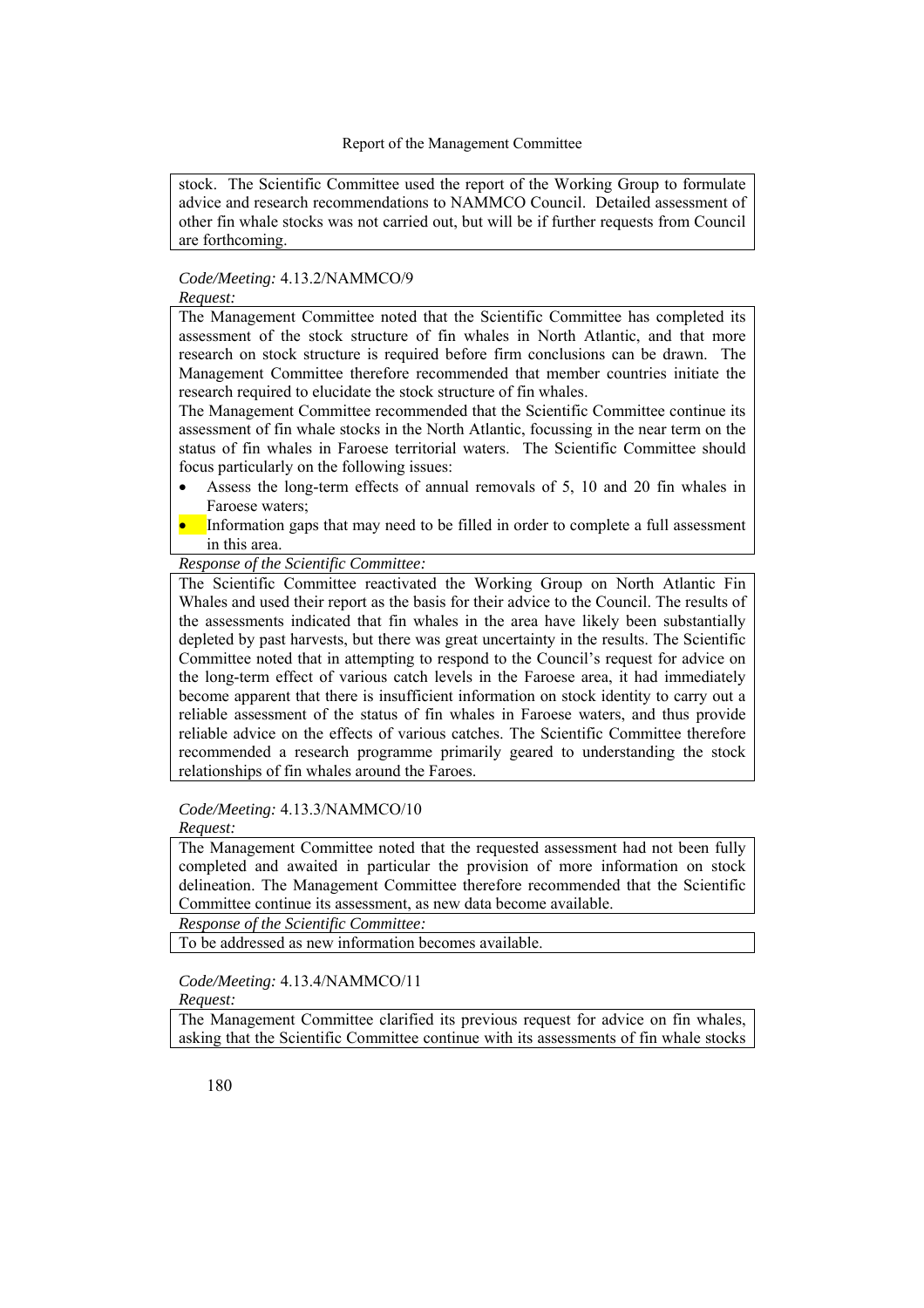stock. The Scientific Committee used the report of the Working Group to formulate advice and research recommendations to NAMMCO Council. Detailed assessment of other fin whale stocks was not carried out, but will be if further requests from Council are forthcoming.

*Code/Meeting:* 4.13.2/NAMMCO/9

*Request:*

The Management Committee noted that the Scientific Committee has completed its assessment of the stock structure of fin whales in North Atlantic, and that more research on stock structure is required before firm conclusions can be drawn. The Management Committee therefore recommended that member countries initiate the research required to elucidate the stock structure of fin whales.

The Management Committee recommended that the Scientific Committee continue its assessment of fin whale stocks in the North Atlantic, focussing in the near term on the status of fin whales in Faroese territorial waters. The Scientific Committee should focus particularly on the following issues:

- Assess the long-term effects of annual removals of 5, 10 and 20 fin whales in Faroese waters;
- Information gaps that may need to be filled in order to complete a full assessment in this area.

*Response of the Scientific Committee:*

The Scientific Committee reactivated the Working Group on North Atlantic Fin Whales and used their report as the basis for their advice to the Council. The results of the assessments indicated that fin whales in the area have likely been substantially depleted by past harvests, but there was great uncertainty in the results. The Scientific Committee noted that in attempting to respond to the Council's request for advice on the long-term effect of various catch levels in the Faroese area, it had immediately become apparent that there is insufficient information on stock identity to carry out a reliable assessment of the status of fin whales in Faroese waters, and thus provide reliable advice on the effects of various catches. The Scientific Committee therefore recommended a research programme primarily geared to understanding the stock relationships of fin whales around the Faroes.

*Code/Meeting:* 4.13.3/NAMMCO/10

*Request:*

The Management Committee noted that the requested assessment had not been fully completed and awaited in particular the provision of more information on stock delineation. The Management Committee therefore recommended that the Scientific Committee continue its assessment, as new data become available.

*Response of the Scientific Committee:*

To be addressed as new information becomes available.

*Code/Meeting:* 4.13.4/NAMMCO/11

*Request:*

The Management Committee clarified its previous request for advice on fin whales, asking that the Scientific Committee continue with its assessments of fin whale stocks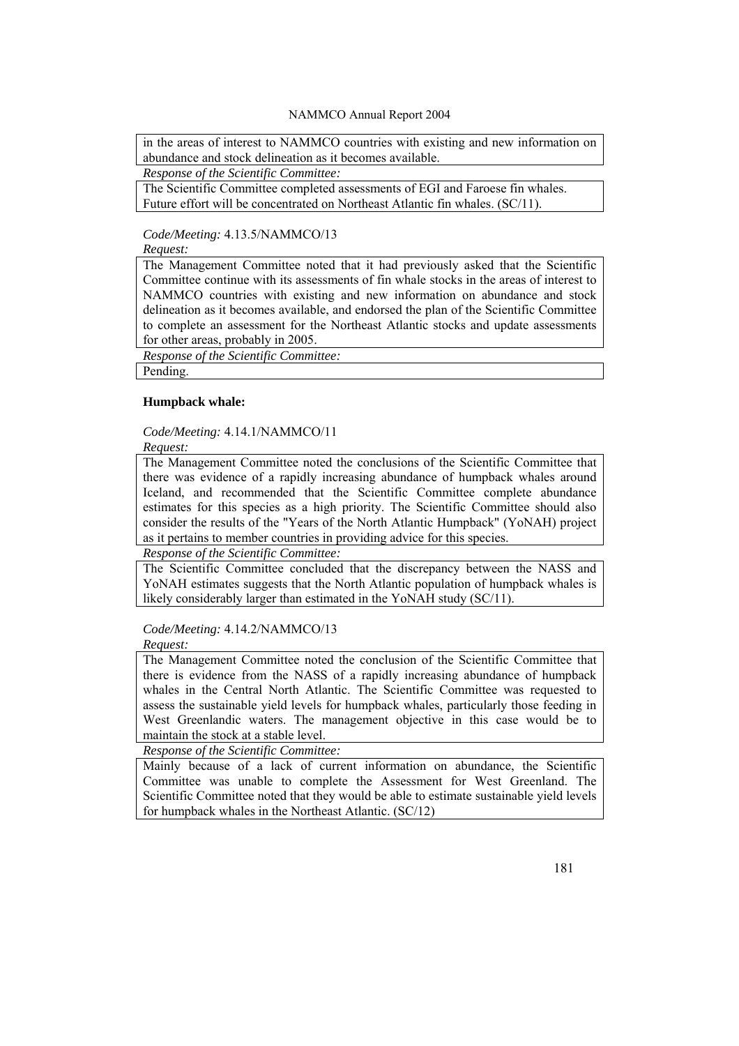in the areas of interest to NAMMCO countries with existing and new information on abundance and stock delineation as it becomes available.

*Response of the Scientific Committee:*

The Scientific Committee completed assessments of EGI and Faroese fin whales. Future effort will be concentrated on Northeast Atlantic fin whales. (SC/11).

*Code/Meeting:* 4.13.5/NAMMCO/13

*Request:*

The Management Committee noted that it had previously asked that the Scientific Committee continue with its assessments of fin whale stocks in the areas of interest to NAMMCO countries with existing and new information on abundance and stock delineation as it becomes available, and endorsed the plan of the Scientific Committee to complete an assessment for the Northeast Atlantic stocks and update assessments for other areas, probably in 2005.

*Response of the Scientific Committee:*

Pending.

**Humpback whale:**

*Code/Meeting:* 4.14.1/NAMMCO/11

*Request:*

The Management Committee noted the conclusions of the Scientific Committee that there was evidence of a rapidly increasing abundance of humpback whales around Iceland, and recommended that the Scientific Committee complete abundance estimates for this species as a high priority. The Scientific Committee should also consider the results of the "Years of the North Atlantic Humpback" (YoNAH) project as it pertains to member countries in providing advice for this species.

*Response of the Scientific Committee:*

The Scientific Committee concluded that the discrepancy between the NASS and YoNAH estimates suggests that the North Atlantic population of humpback whales is likely considerably larger than estimated in the YoNAH study (SC/11).

*Code/Meeting:* 4.14.2/NAMMCO/13

*Request:*

The Management Committee noted the conclusion of the Scientific Committee that there is evidence from the NASS of a rapidly increasing abundance of humpback whales in the Central North Atlantic. The Scientific Committee was requested to assess the sustainable yield levels for humpback whales, particularly those feeding in West Greenlandic waters. The management objective in this case would be to maintain the stock at a stable level.

*Response of the Scientific Committee:*

Mainly because of a lack of current information on abundance, the Scientific Committee was unable to complete the Assessment for West Greenland. The Scientific Committee noted that they would be able to estimate sustainable yield levels for humpback whales in the Northeast Atlantic. (SC/12)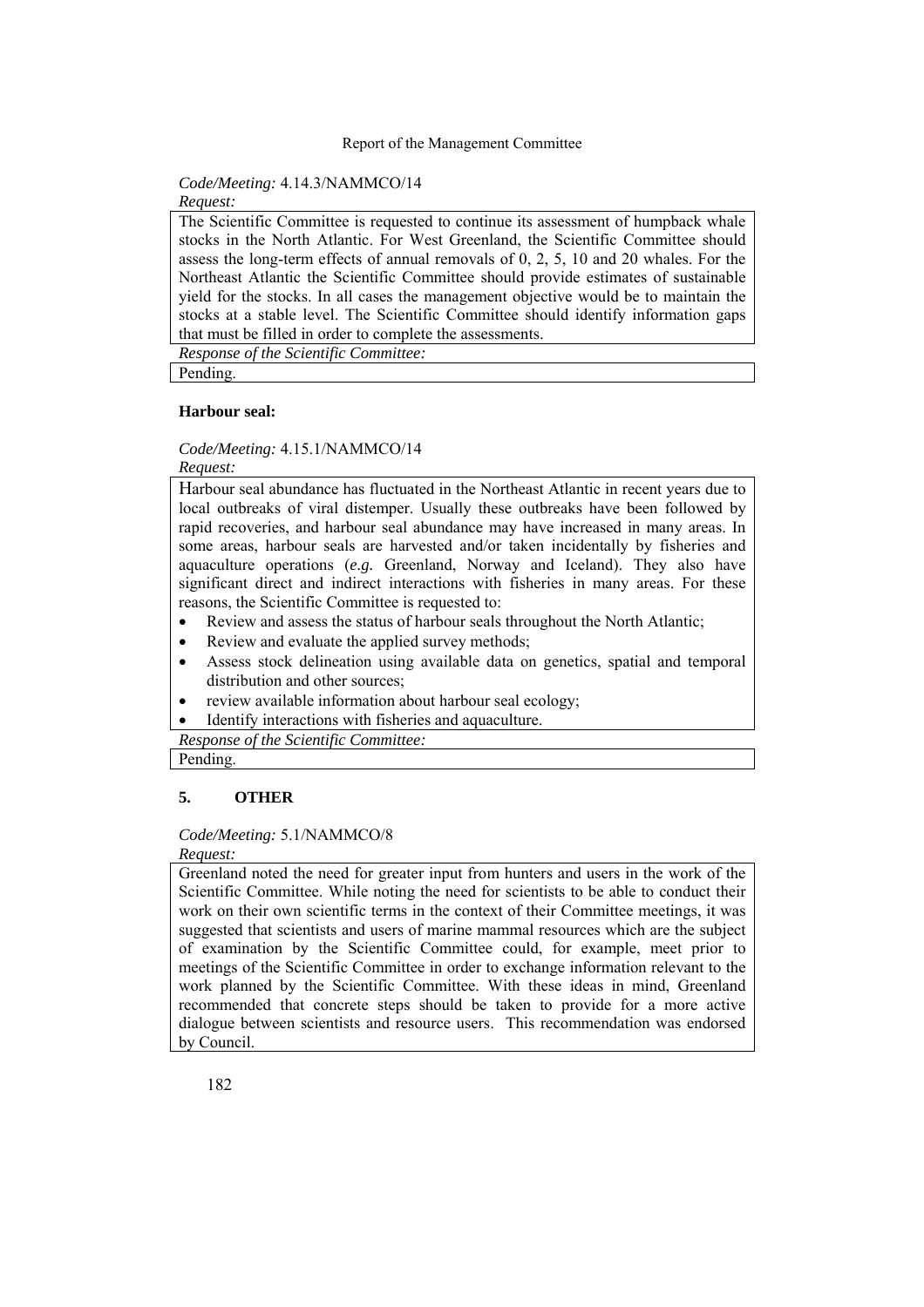*Code/Meeting:* 4.14.3/NAMMCO/14

*Request:*

The Scientific Committee is requested to continue its assessment of humpback whale stocks in the North Atlantic. For West Greenland, the Scientific Committee should assess the long-term effects of annual removals of 0, 2, 5, 10 and 20 whales. For the Northeast Atlantic the Scientific Committee should provide estimates of sustainable yield for the stocks. In all cases the management objective would be to maintain the stocks at a stable level. The Scientific Committee should identify information gaps that must be filled in order to complete the assessments.

*Response of the Scientific Committee:*

Pending.

**Harbour seal:**

*Code/Meeting:* 4.15.1/NAMMCO/14

*Request:*

Harbour seal abundance has fluctuated in the Northeast Atlantic in recent years due to local outbreaks of viral distemper. Usually these outbreaks have been followed by rapid recoveries, and harbour seal abundance may have increased in many areas. In some areas, harbour seals are harvested and/or taken incidentally by fisheries and aquaculture operations (*e.g.* Greenland, Norway and Iceland). They also have significant direct and indirect interactions with fisheries in many areas. For these reasons, the Scientific Committee is requested to:

- Review and assess the status of harbour seals throughout the North Atlantic;
- Review and evaluate the applied survey methods;
- Assess stock delineation using available data on genetics, spatial and temporal distribution and other sources;
- review available information about harbour seal ecology;
- Identify interactions with fisheries and aquaculture.

*Response of the Scientific Committee:*

Pending.

## 5. OTHER

*Code/Meeting:* 5.1/NAMMCO/8

*Request:*

Greenland noted the need for greater input from hunters and users in the work of the Scientific Committee. While noting the need for scientists to be able to conduct their work on their own scientific terms in the context of their Committee meetings, it was suggested that scientists and users of marine mammal resources which are the subject of examination by the Scientific Committee could, for example, meet prior to meetings of the Scientific Committee in order to exchange information relevant to the work planned by the Scientific Committee. With these ideas in mind, Greenland recommended that concrete steps should be taken to provide for a more active dialogue between scientists and resource users. This recommendation was endorsed by Council.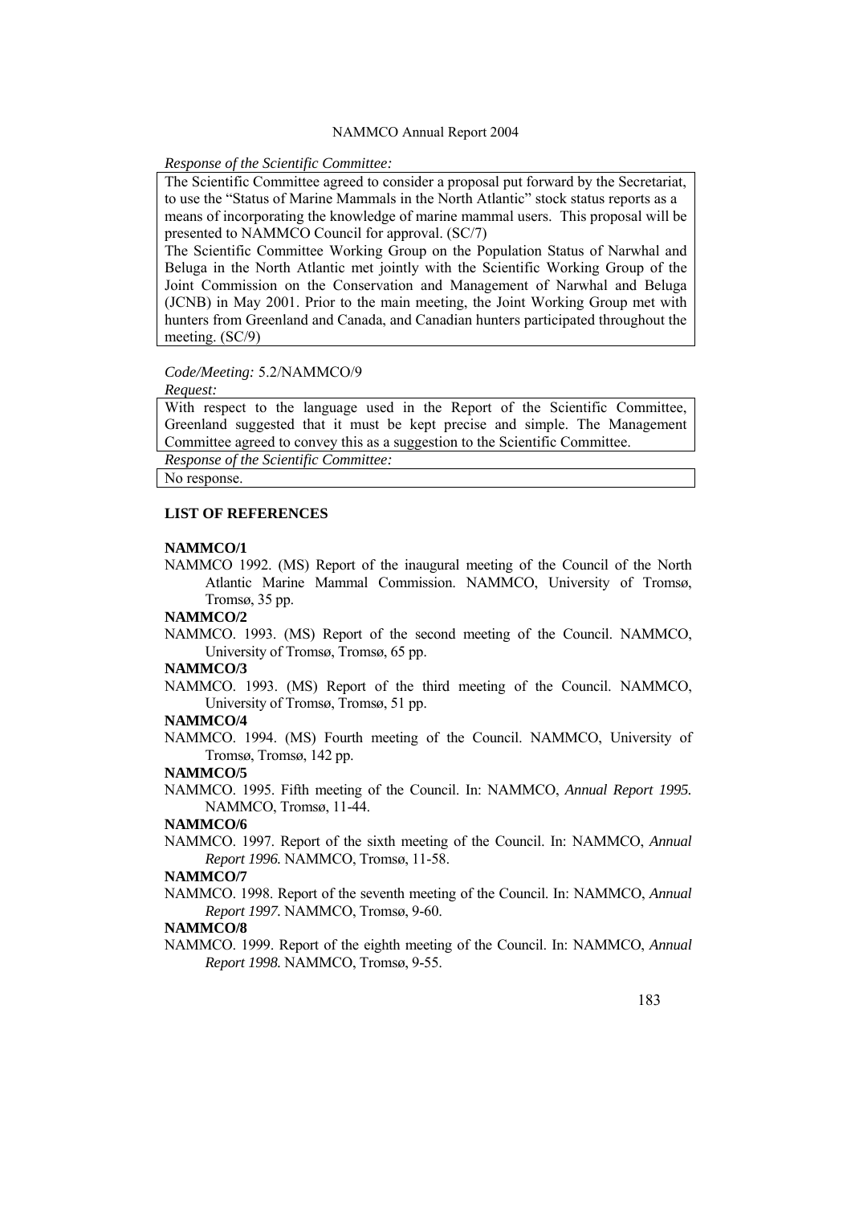*Response of the Scientific Committee:*

The Scientific Committee agreed to consider a proposal put forward by the Secretariat, to use the "Status of Marine Mammals in the North Atlantic" stock status reports as a means of incorporating the knowledge of marine mammal users. This proposal will be presented to NAMMCO Council for approval. (SC/7)

The Scientific Committee Working Group on the Population Status of Narwhal and Beluga in the North Atlantic met jointly with the Scientific Working Group of the Joint Commission on the Conservation and Management of Narwhal and Beluga (JCNB) in May 2001. Prior to the main meeting, the Joint Working Group met with hunters from Greenland and Canada, and Canadian hunters participated throughout the meeting. (SC/9)

*Code/Meeting:* 5.2/NAMMCO/9

*Request:*

With respect to the language used in the Report of the Scientific Committee, Greenland suggested that it must be kept precise and simple. The Management Committee agreed to convey this as a suggestion to the Scientific Committee.

*Response of the Scientific Committee:*

No response.

### LIST OF REFERENCES

**NAMMCO/1**

NAMMCO 1992. (MS) Report of the inaugural meeting of the Council of the North Atlantic Marine Mammal Commission. NAMMCO, University of Tromsø, Tromsø, 35 pp.

**NAMMCO/2**

NAMMCO. 1993. (MS) Report of the second meeting of the Council. NAMMCO, University of Tromsø, Tromsø, 65 pp.

**NAMMCO/3**

NAMMCO. 1993. (MS) Report of the third meeting of the Council. NAMMCO, University of Tromsø, Tromsø, 51 pp.

**NAMMCO/4**

NAMMCO. 1994. (MS) Fourth meeting of the Council. NAMMCO, University of Tromsø, Tromsø, 142 pp.

**NAMMCO/5**

NAMMCO. 1995. Fifth meeting of the Council. In: NAMMCO, *Annual Report 1995.* NAMMCO, Tromsø, 11-44.

**NAMMCO/6**

NAMMCO. 1997. Report of the sixth meeting of the Council. In: NAMMCO, *Annual Report 1996.* NAMMCO, Tromsø, 11-58.

**NAMMCO/7**

NAMMCO. 1998. Report of the seventh meeting of the Council. In: NAMMCO, *Annual Report 1997.* NAMMCO, Tromsø, 9-60.

**NAMMCO/8**

NAMMCO. 1999. Report of the eighth meeting of the Council. In: NAMMCO, *Annual Report 1998.* NAMMCO, Tromsø, 9-55.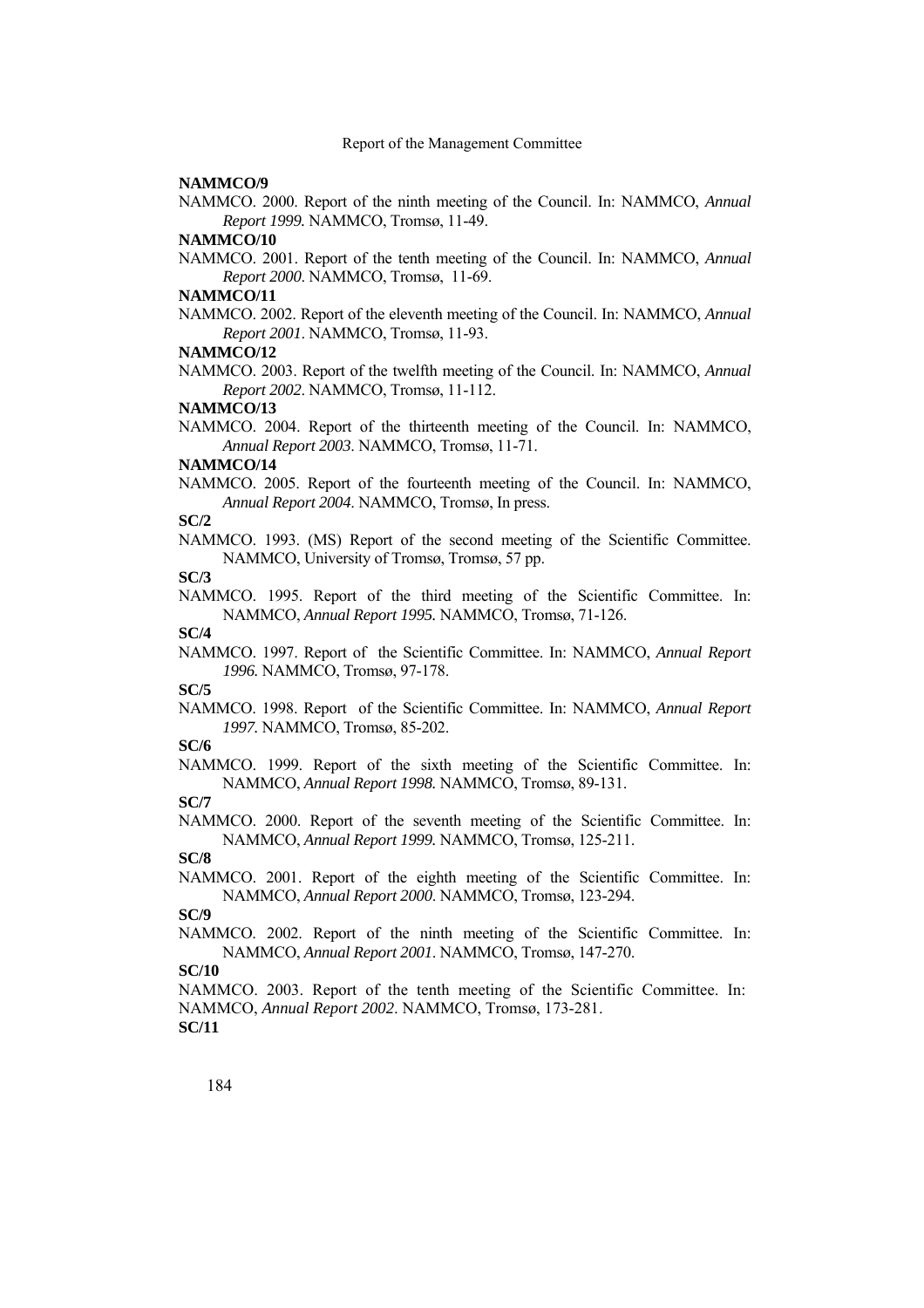**NAMMCO/9**

NAMMCO. 2000. Report of the ninth meeting of the Council. In: NAMMCO, *Annual Report 1999.* NAMMCO, Tromsø, 11-49.

**NAMMCO/10**

NAMMCO. 2001. Report of the tenth meeting of the Council. In: NAMMCO, *Annual Report 2000*. NAMMCO, Tromsø, 11-69.

**NAMMCO/11**

NAMMCO. 2002. Report of the eleventh meeting of the Council. In: NAMMCO, *Annual Report 2001*. NAMMCO, Tromsø, 11-93.

**NAMMCO/12**

NAMMCO. 2003. Report of the twelfth meeting of the Council. In: NAMMCO, *Annual Report 2002*. NAMMCO, Tromsø, 11-112.

**NAMMCO/13**

NAMMCO. 2004. Report of the thirteenth meeting of the Council. In: NAMMCO, *Annual Report 2003*. NAMMCO, Tromsø, 11-71.

**NAMMCO/14**

NAMMCO. 2005. Report of the fourteenth meeting of the Council. In: NAMMCO, *Annual Report 2004*. NAMMCO, Tromsø, In press.

**SC/2**

NAMMCO. 1993. (MS) Report of the second meeting of the Scientific Committee. NAMMCO, University of Tromsø, Tromsø, 57 pp.

**SC/3**

NAMMCO. 1995. Report of the third meeting of the Scientific Committee. In: NAMMCO, *Annual Report 1995.* NAMMCO, Tromsø, 71-126.

**SC/4**

NAMMCO. 1997. Report of the Scientific Committee. In: NAMMCO, *Annual Report 1996.* NAMMCO, Tromsø, 97-178.

**SC/5**

NAMMCO. 1998. Report of the Scientific Committee. In: NAMMCO, *Annual Report 1997.* NAMMCO, Tromsø, 85-202.

**SC/6**

NAMMCO. 1999. Report of the sixth meeting of the Scientific Committee. In: NAMMCO, *Annual Report 1998.* NAMMCO, Tromsø, 89-131.

**SC/7**

NAMMCO. 2000. Report of the seventh meeting of the Scientific Committee. In: NAMMCO, *Annual Report 1999.* NAMMCO, Tromsø, 125-211.

**SC/8**

NAMMCO. 2001. Report of the eighth meeting of the Scientific Committee. In: NAMMCO, *Annual Report 2000*. NAMMCO, Tromsø, 123-294.

**SC/9**

NAMMCO. 2002. Report of the ninth meeting of the Scientific Committee. In: NAMMCO, *Annual Report 2001*. NAMMCO, Tromsø, 147-270.

**SC/10**

NAMMCO. 2003. Report of the tenth meeting of the Scientific Committee. In: NAMMCO, *Annual Report 2002*. NAMMCO, Tromsø, 173-281.

**SC/11**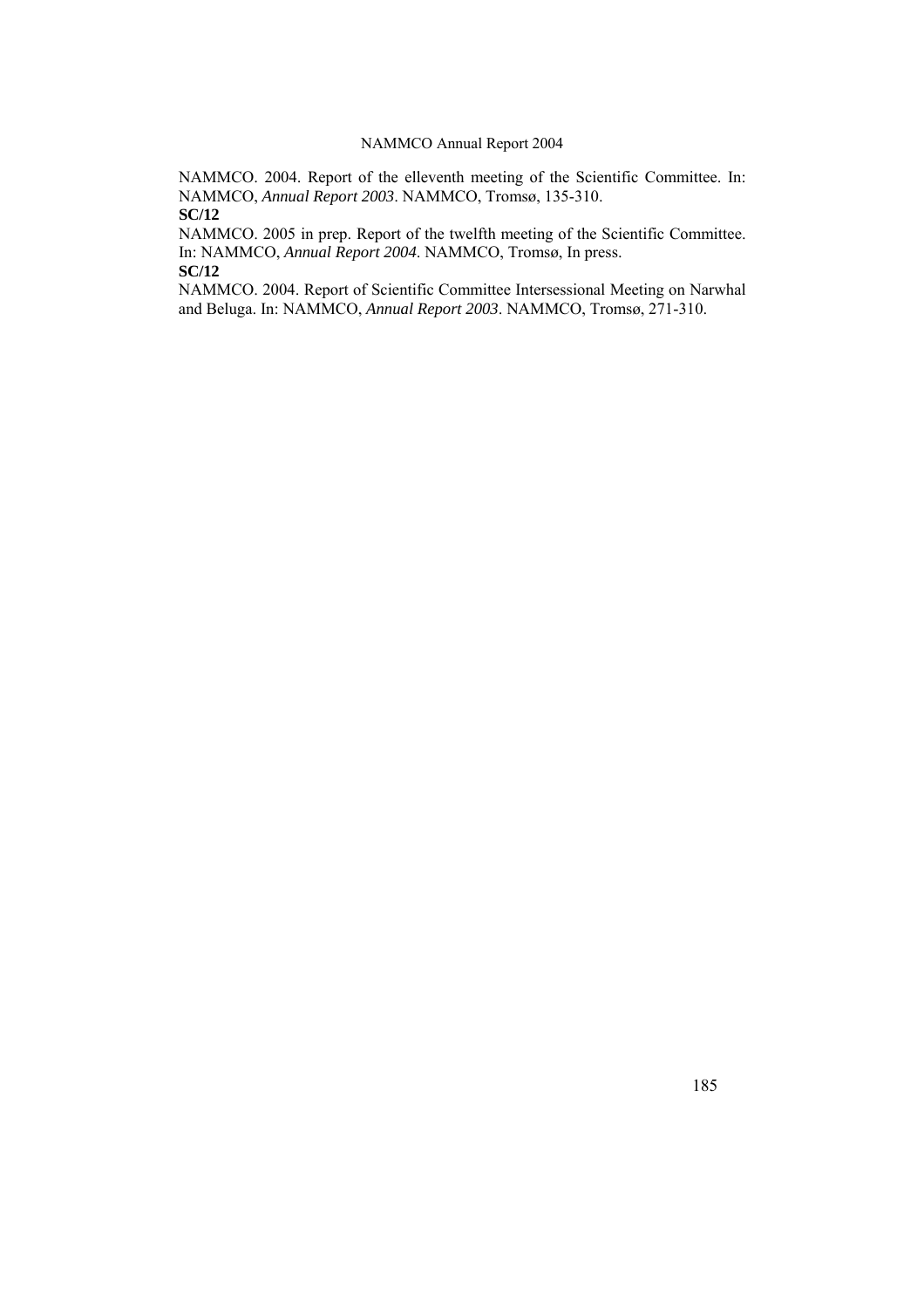NAMMCO. 2004. Report of the elleventh meeting of the Scientific Committee. In: NAMMCO, *Annual Report 2003*. NAMMCO, Tromsø, 135-310.

**SC/12**

NAMMCO. 2005 in prep. Report of the twelfth meeting of the Scientific Committee. In: NAMMCO, *Annual Report 2004*. NAMMCO, Tromsø, In press.

**SC/12**

NAMMCO. 2004. Report of Scientific Committee Intersessional Meeting on Narwhal and Beluga. In: NAMMCO, *Annual Report 2003*. NAMMCO, Tromsø, 271-310.